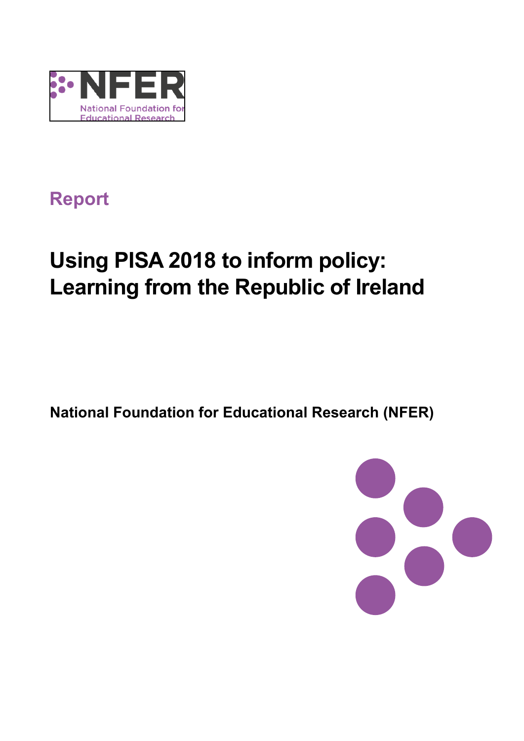Report

# Using PISA 2018 to inform policy: Learning from the Republic of Ireland

**National Foundation for Educational Research (NFER)**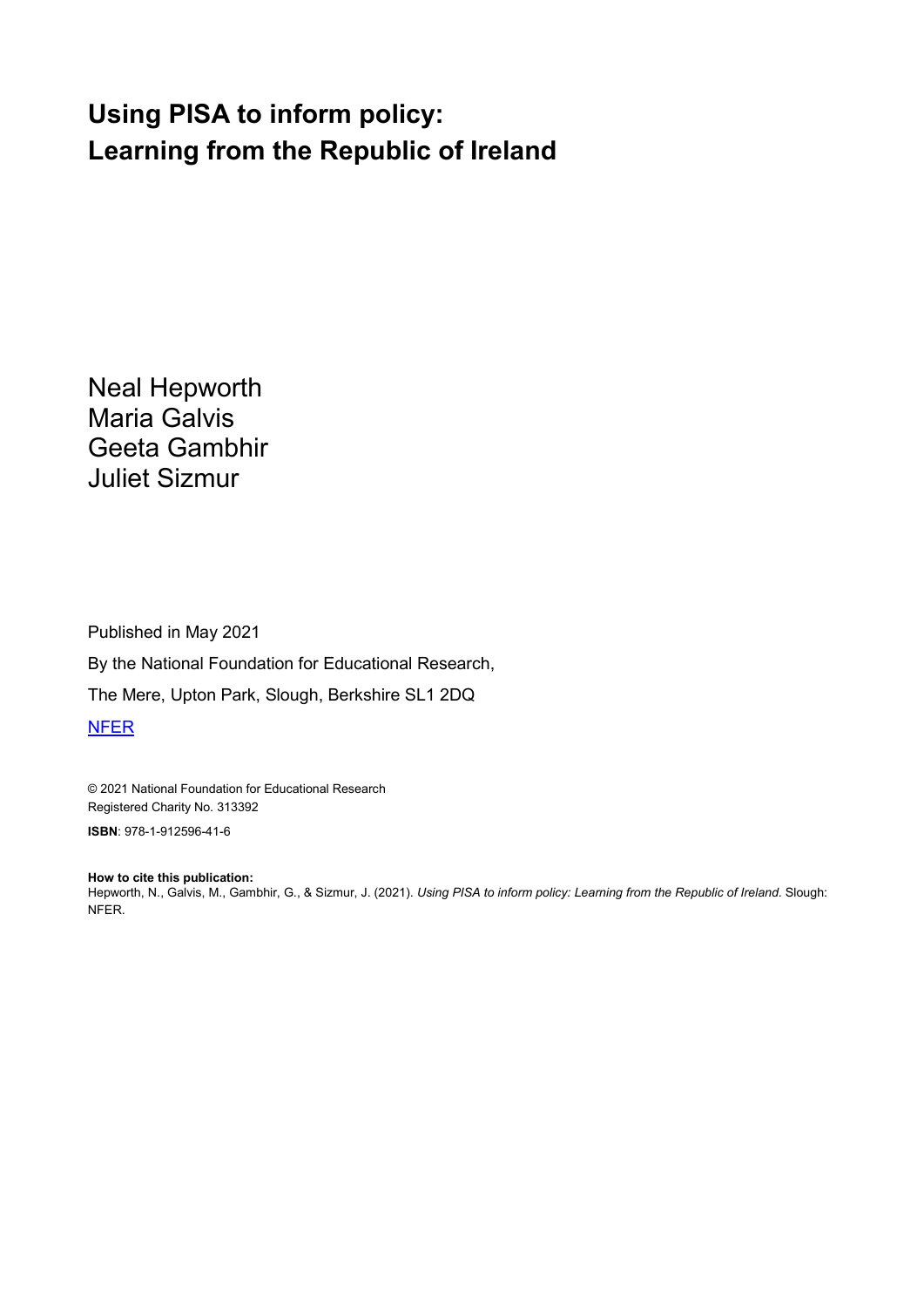# Using PISA to inform policy: Learning from the Republic of Ireland

Neal Hepworth
Maria Galvis
Geeta Gambhir
Juliet Sizmur

Published in May 2021

By the National Foundation for Educational Research,

The Mere, Upton Park, Slough, Berkshire SL1 2DQ

NFER

© 2021 National Foundation for Educational Research
Registered Charity No. 313392

**ISBN**: 978-1-912596-41-6

**How to cite this publication:**
Hepworth, N., Galvis, M., Gambhir, G., & Sizmur, J. (2021). *Using PISA to inform policy: Learning from the Republic of Ireland.* Slough: NFER.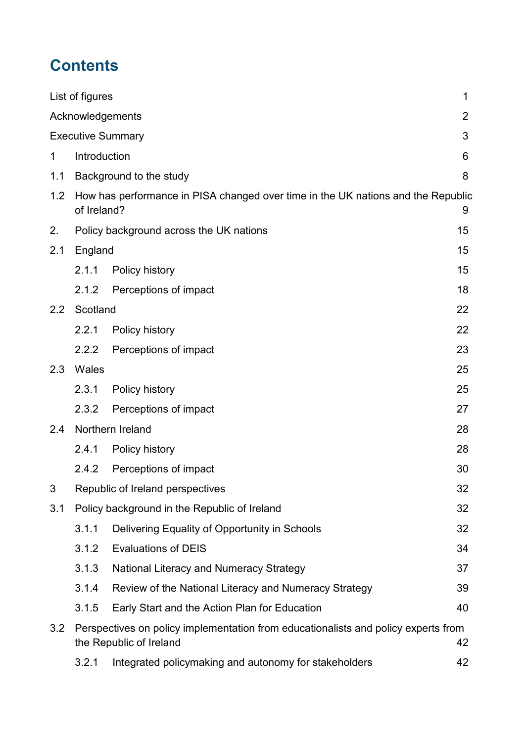# Contents

List of figures 1

Acknowledgements 2

Executive Summary 3

1 Introduction 6

1.1 Background to the study 8

1.2 How has performance in PISA changed over time in the UK nations and the Republic of Ireland? 9

2. Policy background across the UK nations 15

2.1 England 15

- 2.1.1 Policy history 15
- 2.1.2 Perceptions of impact 18

2.2 Scotland 22

- 2.2.1 Policy history 22
- 2.2.2 Perceptions of impact 23

2.3 Wales 25

- 2.3.1 Policy history 25
- 2.3.2 Perceptions of impact 27

2.4 Northern Ireland 28

- 2.4.1 Policy history 28
- 2.4.2 Perceptions of impact 30

3 Republic of Ireland perspectives 32

3.1 Policy background in the Republic of Ireland 32

- 3.1.1 Delivering Equality of Opportunity in Schools 32
- 3.1.2 Evaluations of DEIS 34
- 3.1.3 National Literacy and Numeracy Strategy 37
- 3.1.4 Review of the National Literacy and Numeracy Strategy 39
- 3.1.5 Early Start and the Action Plan for Education 40

3.2 Perspectives on policy implementation from educationalists and policy experts from the Republic of Ireland 42

- 3.2.1 Integrated policymaking and autonomy for stakeholders 42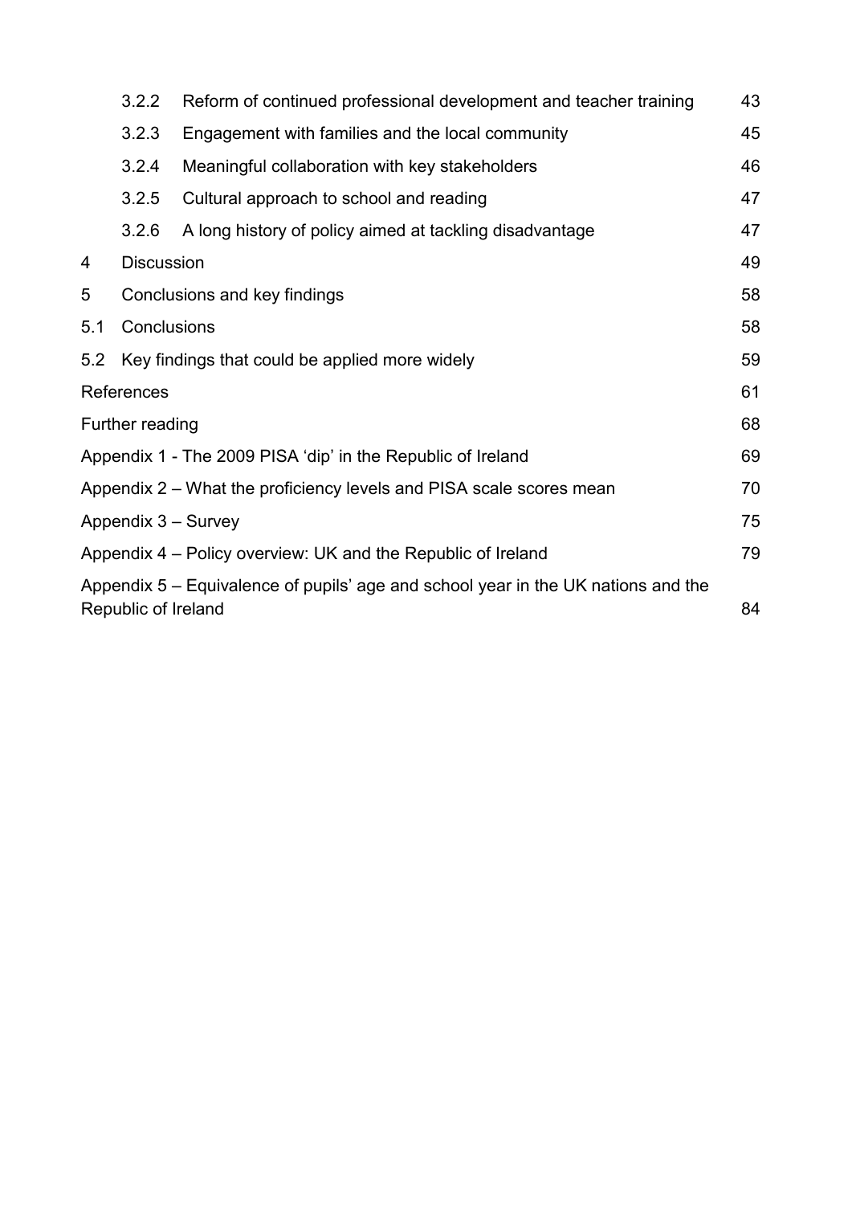| | | |
|---|---|---|
| 3.2.2 | Reform of continued professional development and teacher training | 43 |
| 3.2.3 | Engagement with families and the local community | 45 |
| 3.2.4 | Meaningful collaboration with key stakeholders | 46 |
| 3.2.5 | Cultural approach to school and reading | 47 |
| 3.2.6 | A long history of policy aimed at tackling disadvantage | 47 |
| 4 | Discussion | 49 |
| 5 | Conclusions and key findings | 58 |
| 5.1 | Conclusions | 58 |
| 5.2 | Key findings that could be applied more widely | 59 |
| | References | 61 |
| | Further reading | 68 |
| | Appendix 1 - The 2009 PISA 'dip' in the Republic of Ireland | 69 |
| | Appendix 2 – What the proficiency levels and PISA scale scores mean | 70 |
| | Appendix 3 – Survey | 75 |
| | Appendix 4 – Policy overview: UK and the Republic of Ireland | 79 |
| | Appendix 5 – Equivalence of pupils' age and school year in the UK nations and the Republic of Ireland | 84 |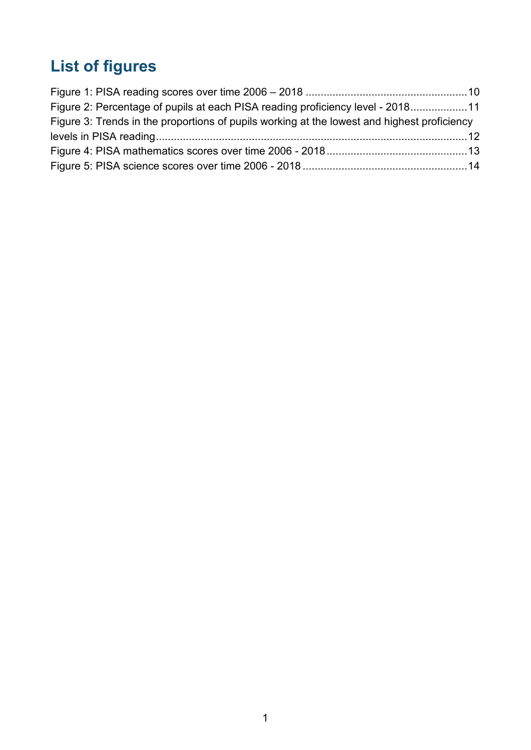# List of figures

Figure 1: PISA reading scores over time 2006 – 2018 .....................................................10

Figure 2: Percentage of pupils at each PISA reading proficiency level - 2018...................11

Figure 3: Trends in the proportions of pupils working at the lowest and highest proficiency levels in PISA reading.......................................................................................................12

Figure 4: PISA mathematics scores over time 2006 - 2018...............................................13

Figure 5: PISA science scores over time 2006 - 2018......................................................14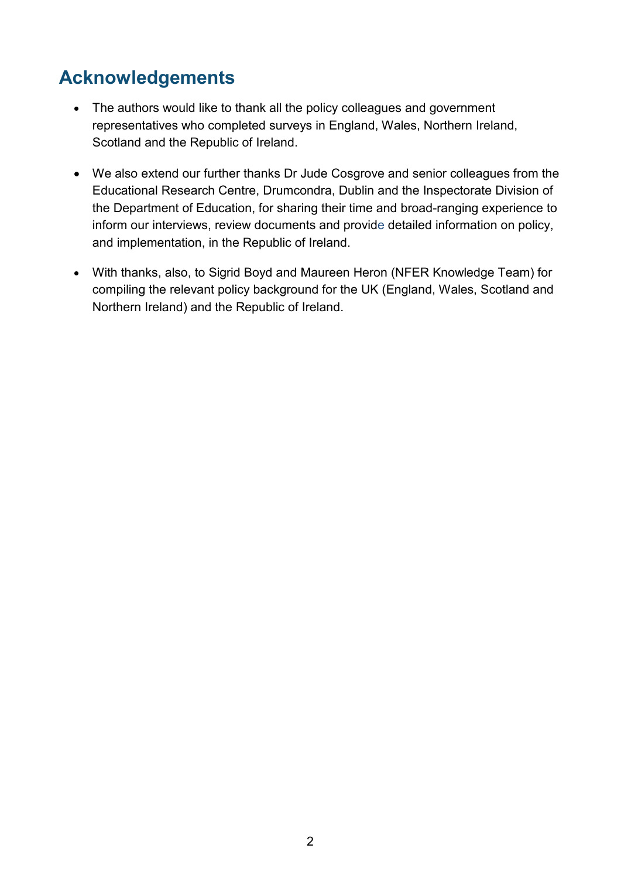## Acknowledgements

- The authors would like to thank all the policy colleagues and government representatives who completed surveys in England, Wales, Northern Ireland, Scotland and the Republic of Ireland.
- We also extend our further thanks Dr Jude Cosgrove and senior colleagues from the Educational Research Centre, Drumcondra, Dublin and the Inspectorate Division of the Department of Education, for sharing their time and broad-ranging experience to inform our interviews, review documents and provide detailed information on policy, and implementation, in the Republic of Ireland.
- With thanks, also, to Sigrid Boyd and Maureen Heron (NFER Knowledge Team) for compiling the relevant policy background for the UK (England, Wales, Scotland and Northern Ireland) and the Republic of Ireland.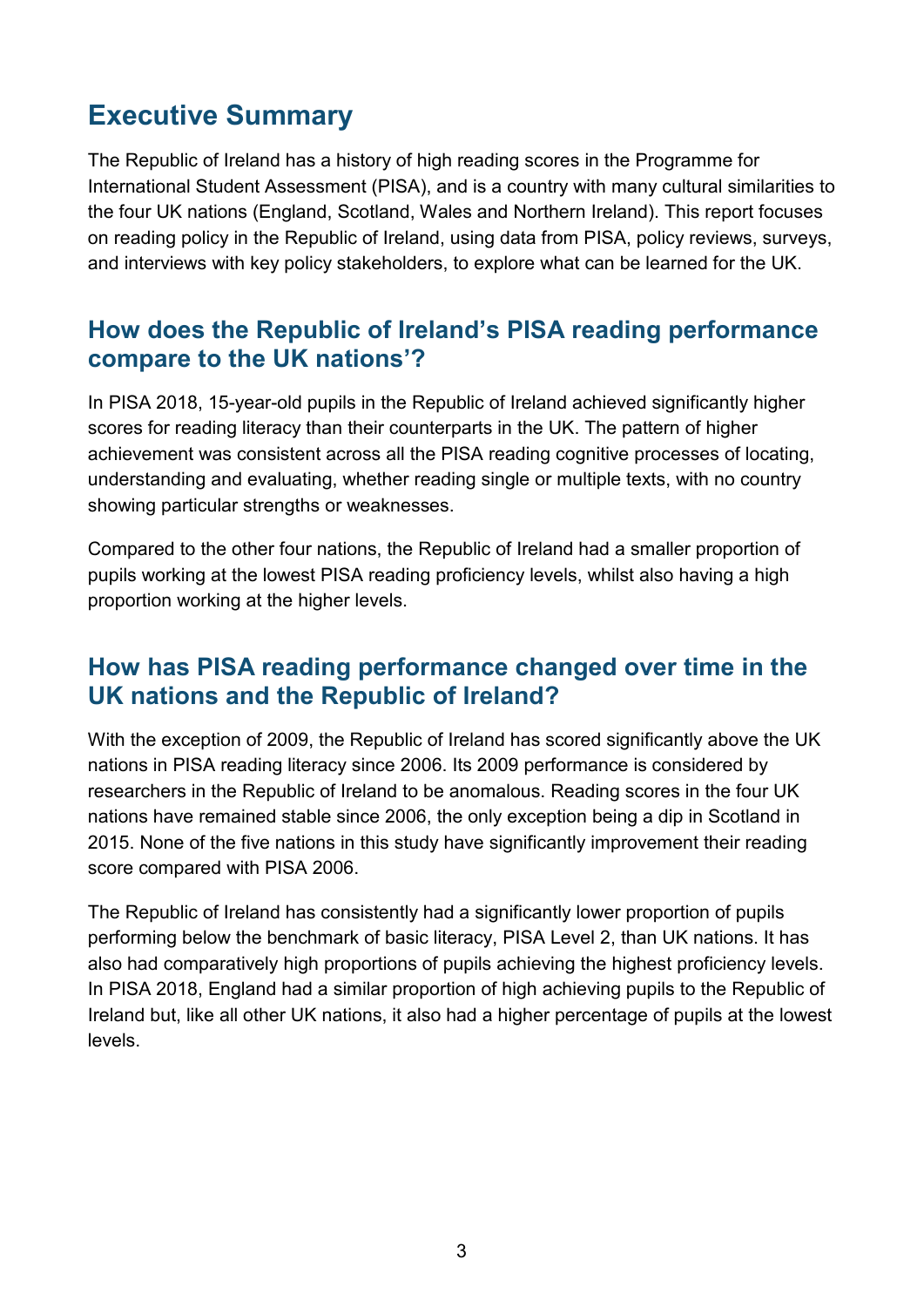# Executive Summary

The Republic of Ireland has a history of high reading scores in the Programme for International Student Assessment (PISA), and is a country with many cultural similarities to the four UK nations (England, Scotland, Wales and Northern Ireland). This report focuses on reading policy in the Republic of Ireland, using data from PISA, policy reviews, surveys, and interviews with key policy stakeholders, to explore what can be learned for the UK.

## How does the Republic of Ireland's PISA reading performance compare to the UK nations'?

In PISA 2018, 15-year-old pupils in the Republic of Ireland achieved significantly higher scores for reading literacy than their counterparts in the UK. The pattern of higher achievement was consistent across all the PISA reading cognitive processes of locating, understanding and evaluating, whether reading single or multiple texts, with no country showing particular strengths or weaknesses.

Compared to the other four nations, the Republic of Ireland had a smaller proportion of pupils working at the lowest PISA reading proficiency levels, whilst also having a high proportion working at the higher levels.

## How has PISA reading performance changed over time in the UK nations and the Republic of Ireland?

With the exception of 2009, the Republic of Ireland has scored significantly above the UK nations in PISA reading literacy since 2006. Its 2009 performance is considered by researchers in the Republic of Ireland to be anomalous. Reading scores in the four UK nations have remained stable since 2006, the only exception being a dip in Scotland in 2015. None of the five nations in this study have significantly improvement their reading score compared with PISA 2006.

The Republic of Ireland has consistently had a significantly lower proportion of pupils performing below the benchmark of basic literacy, PISA Level 2, than UK nations. It has also had comparatively high proportions of pupils achieving the highest proficiency levels. In PISA 2018, England had a similar proportion of high achieving pupils to the Republic of Ireland but, like all other UK nations, it also had a higher percentage of pupils at the lowest levels.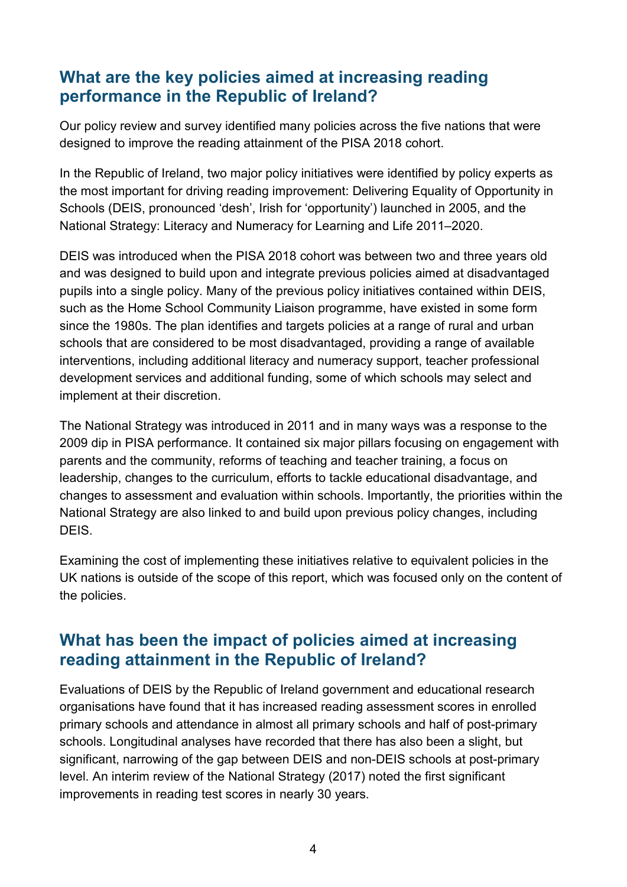## What are the key policies aimed at increasing reading performance in the Republic of Ireland?

Our policy review and survey identified many policies across the five nations that were designed to improve the reading attainment of the PISA 2018 cohort.

In the Republic of Ireland, two major policy initiatives were identified by policy experts as the most important for driving reading improvement: Delivering Equality of Opportunity in Schools (DEIS, pronounced 'desh', Irish for 'opportunity') launched in 2005, and the National Strategy: Literacy and Numeracy for Learning and Life 2011–2020.

DEIS was introduced when the PISA 2018 cohort was between two and three years old and was designed to build upon and integrate previous policies aimed at disadvantaged pupils into a single policy. Many of the previous policy initiatives contained within DEIS, such as the Home School Community Liaison programme, have existed in some form since the 1980s. The plan identifies and targets policies at a range of rural and urban schools that are considered to be most disadvantaged, providing a range of available interventions, including additional literacy and numeracy support, teacher professional development services and additional funding, some of which schools may select and implement at their discretion.

The National Strategy was introduced in 2011 and in many ways was a response to the 2009 dip in PISA performance. It contained six major pillars focusing on engagement with parents and the community, reforms of teaching and teacher training, a focus on leadership, changes to the curriculum, efforts to tackle educational disadvantage, and changes to assessment and evaluation within schools. Importantly, the priorities within the National Strategy are also linked to and build upon previous policy changes, including DEIS.

Examining the cost of implementing these initiatives relative to equivalent policies in the UK nations is outside of the scope of this report, which was focused only on the content of the policies.

## What has been the impact of policies aimed at increasing reading attainment in the Republic of Ireland?

Evaluations of DEIS by the Republic of Ireland government and educational research organisations have found that it has increased reading assessment scores in enrolled primary schools and attendance in almost all primary schools and half of post-primary schools. Longitudinal analyses have recorded that there has also been a slight, but significant, narrowing of the gap between DEIS and non-DEIS schools at post-primary level. An interim review of the National Strategy (2017) noted the first significant improvements in reading test scores in nearly 30 years.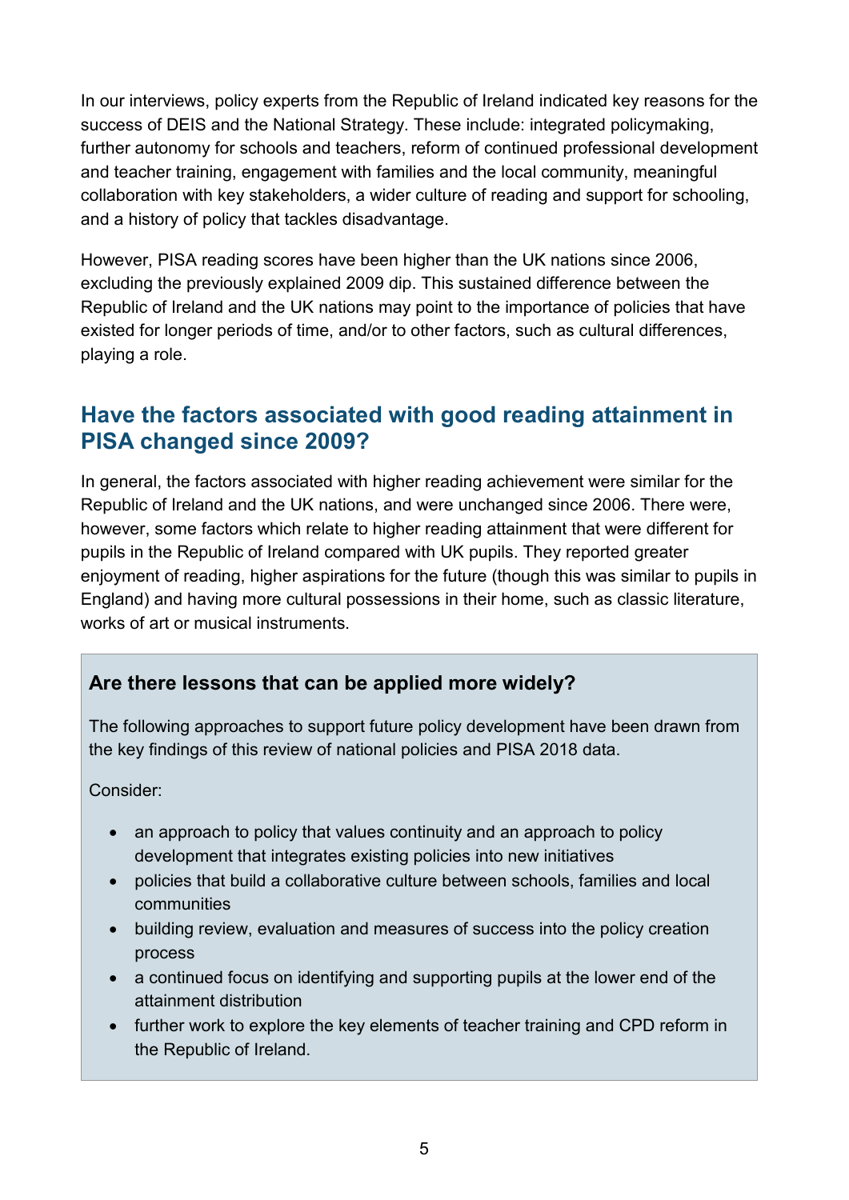In our interviews, policy experts from the Republic of Ireland indicated key reasons for the success of DEIS and the National Strategy. These include: integrated policymaking, further autonomy for schools and teachers, reform of continued professional development and teacher training, engagement with families and the local community, meaningful collaboration with key stakeholders, a wider culture of reading and support for schooling, and a history of policy that tackles disadvantage.

However, PISA reading scores have been higher than the UK nations since 2006, excluding the previously explained 2009 dip. This sustained difference between the Republic of Ireland and the UK nations may point to the importance of policies that have existed for longer periods of time, and/or to other factors, such as cultural differences, playing a role.

## Have the factors associated with good reading attainment in PISA changed since 2009?

In general, the factors associated with higher reading achievement were similar for the Republic of Ireland and the UK nations, and were unchanged since 2006. There were, however, some factors which relate to higher reading attainment that were different for pupils in the Republic of Ireland compared with UK pupils. They reported greater enjoyment of reading, higher aspirations for the future (though this was similar to pupils in England) and having more cultural possessions in their home, such as classic literature, works of art or musical instruments.

### Are there lessons that can be applied more widely?

The following approaches to support future policy development have been drawn from the key findings of this review of national policies and PISA 2018 data.

Consider:

- an approach to policy that values continuity and an approach to policy development that integrates existing policies into new initiatives
- policies that build a collaborative culture between schools, families and local communities
- building review, evaluation and measures of success into the policy creation process
- a continued focus on identifying and supporting pupils at the lower end of the attainment distribution
- further work to explore the key elements of teacher training and CPD reform in the Republic of Ireland.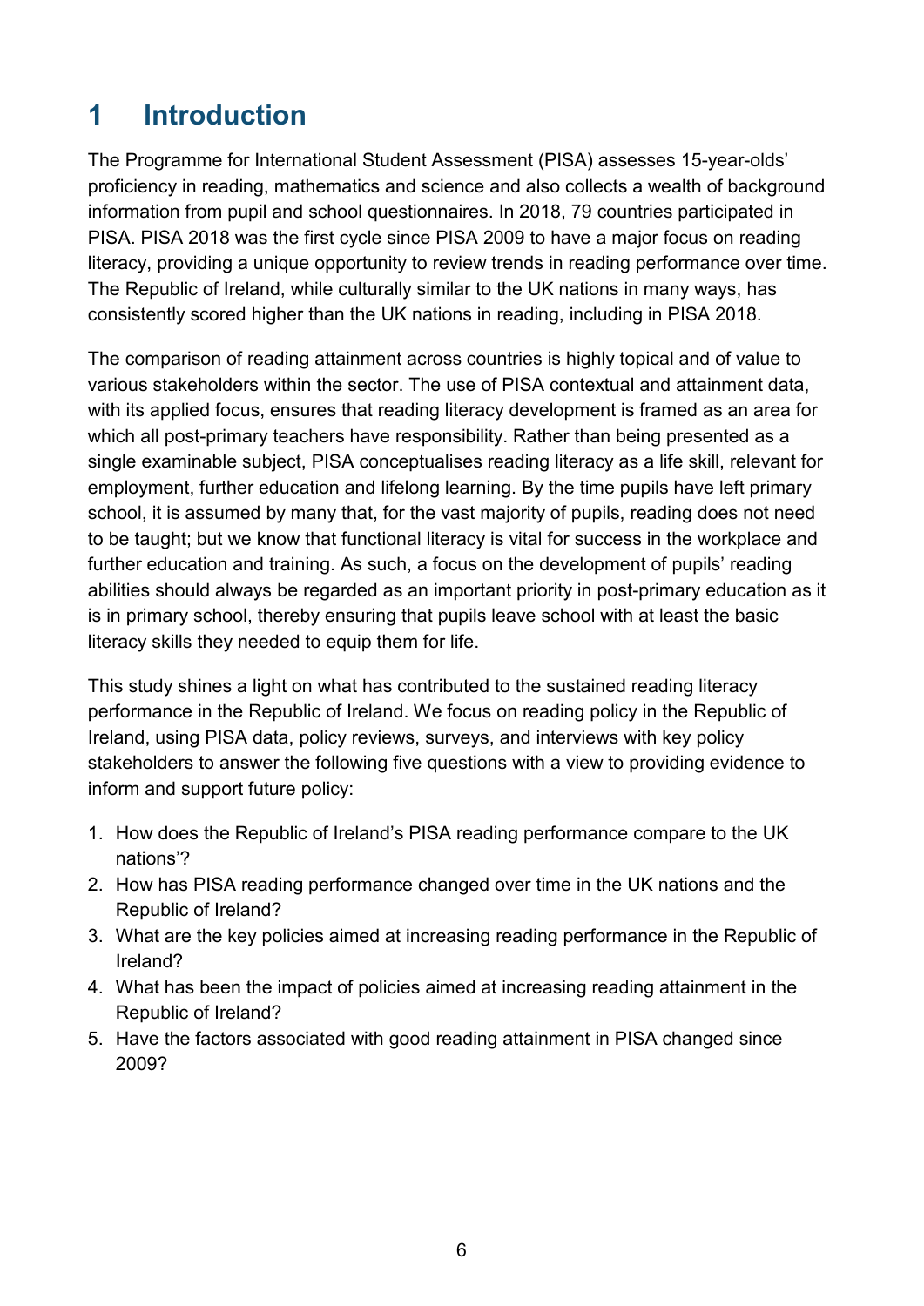# 1 Introduction

The Programme for International Student Assessment (PISA) assesses 15-year-olds' proficiency in reading, mathematics and science and also collects a wealth of background information from pupil and school questionnaires. In 2018, 79 countries participated in PISA. PISA 2018 was the first cycle since PISA 2009 to have a major focus on reading literacy, providing a unique opportunity to review trends in reading performance over time. The Republic of Ireland, while culturally similar to the UK nations in many ways, has consistently scored higher than the UK nations in reading, including in PISA 2018.

The comparison of reading attainment across countries is highly topical and of value to various stakeholders within the sector. The use of PISA contextual and attainment data, with its applied focus, ensures that reading literacy development is framed as an area for which all post-primary teachers have responsibility. Rather than being presented as a single examinable subject, PISA conceptualises reading literacy as a life skill, relevant for employment, further education and lifelong learning. By the time pupils have left primary school, it is assumed by many that, for the vast majority of pupils, reading does not need to be taught; but we know that functional literacy is vital for success in the workplace and further education and training. As such, a focus on the development of pupils' reading abilities should always be regarded as an important priority in post-primary education as it is in primary school, thereby ensuring that pupils leave school with at least the basic literacy skills they needed to equip them for life.

This study shines a light on what has contributed to the sustained reading literacy performance in the Republic of Ireland. We focus on reading policy in the Republic of Ireland, using PISA data, policy reviews, surveys, and interviews with key policy stakeholders to answer the following five questions with a view to providing evidence to inform and support future policy:

1. How does the Republic of Ireland's PISA reading performance compare to the UK nations'?
2. How has PISA reading performance changed over time in the UK nations and the Republic of Ireland?
3. What are the key policies aimed at increasing reading performance in the Republic of Ireland?
4. What has been the impact of policies aimed at increasing reading attainment in the Republic of Ireland?
5. Have the factors associated with good reading attainment in PISA changed since 2009?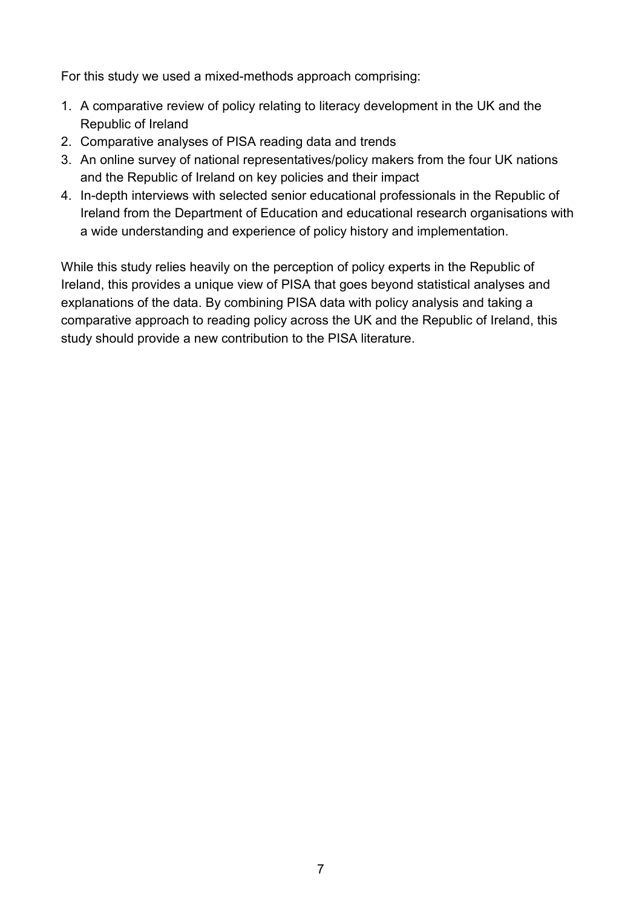For this study we used a mixed-methods approach comprising:

1. A comparative review of policy relating to literacy development in the UK and the Republic of Ireland
2. Comparative analyses of PISA reading data and trends
3. An online survey of national representatives/policy makers from the four UK nations and the Republic of Ireland on key policies and their impact
4. In-depth interviews with selected senior educational professionals in the Republic of Ireland from the Department of Education and educational research organisations with a wide understanding and experience of policy history and implementation.

While this study relies heavily on the perception of policy experts in the Republic of Ireland, this provides a unique view of PISA that goes beyond statistical analyses and explanations of the data. By combining PISA data with policy analysis and taking a comparative approach to reading policy across the UK and the Republic of Ireland, this study should provide a new contribution to the PISA literature.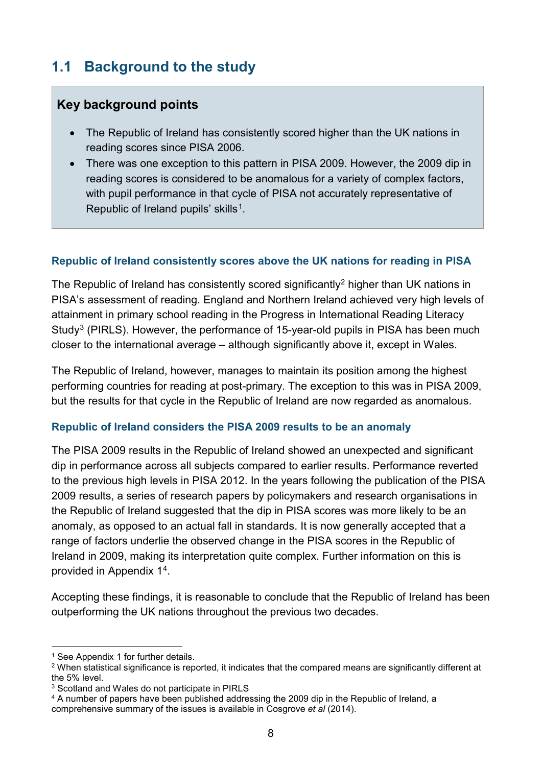## 1.1 Background to the study

### Key background points

- The Republic of Ireland has consistently scored higher than the UK nations in reading scores since PISA 2006.
- There was one exception to this pattern in PISA 2009. However, the 2009 dip in reading scores is considered to be anomalous for a variety of complex factors, with pupil performance in that cycle of PISA not accurately representative of Republic of Ireland pupils' skills[1].

#### Republic of Ireland consistently scores above the UK nations for reading in PISA

The Republic of Ireland has consistently scored significantly[2] higher than UK nations in PISA's assessment of reading. England and Northern Ireland achieved very high levels of attainment in primary school reading in the Progress in International Reading Literacy Study[3] (PIRLS). However, the performance of 15-year-old pupils in PISA has been much closer to the international average – although significantly above it, except in Wales.

The Republic of Ireland, however, manages to maintain its position among the highest performing countries for reading at post-primary. The exception to this was in PISA 2009, but the results for that cycle in the Republic of Ireland are now regarded as anomalous.

#### Republic of Ireland considers the PISA 2009 results to be an anomaly

The PISA 2009 results in the Republic of Ireland showed an unexpected and significant dip in performance across all subjects compared to earlier results. Performance reverted to the previous high levels in PISA 2012. In the years following the publication of the PISA 2009 results, a series of research papers by policymakers and research organisations in the Republic of Ireland suggested that the dip in PISA scores was more likely to be an anomaly, as opposed to an actual fall in standards. It is now generally accepted that a range of factors underlie the observed change in the PISA scores in the Republic of Ireland in 2009, making its interpretation quite complex. Further information on this is provided in Appendix 1[4].

Accepting these findings, it is reasonable to conclude that the Republic of Ireland has been outperforming the UK nations throughout the previous two decades.

---

[1] See Appendix 1 for further details.

[2] When statistical significance is reported, it indicates that the compared means are significantly different at the 5% level.

[3] Scotland and Wales do not participate in PIRLS

[4] A number of papers have been published addressing the 2009 dip in the Republic of Ireland, a comprehensive summary of the issues is available in Cosgrove *et al* (2014).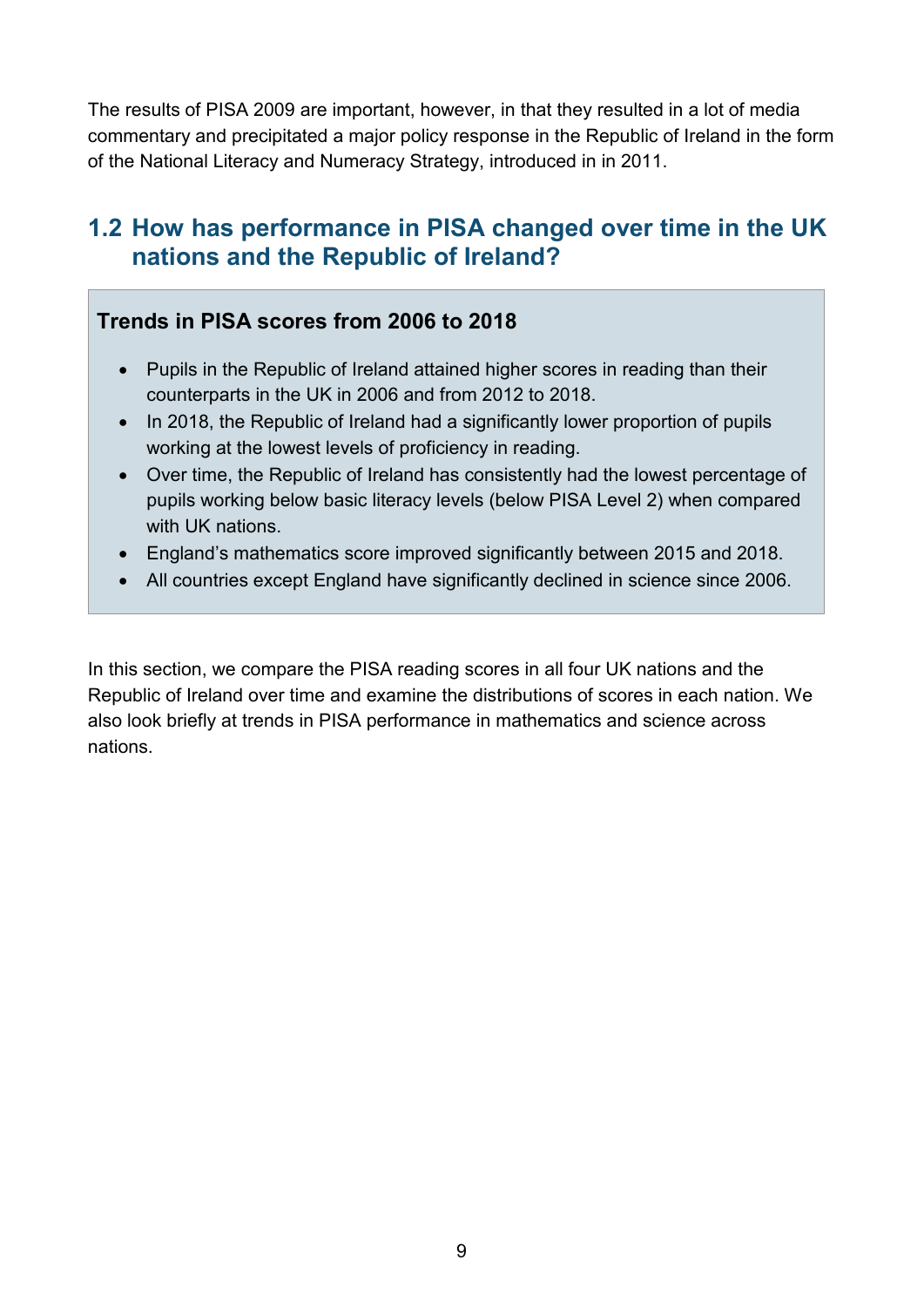The results of PISA 2009 are important, however, in that they resulted in a lot of media commentary and precipitated a major policy response in the Republic of Ireland in the form of the National Literacy and Numeracy Strategy, introduced in in 2011.

## 1.2 How has performance in PISA changed over time in the UK nations and the Republic of Ireland?

**Trends in PISA scores from 2006 to 2018**

- Pupils in the Republic of Ireland attained higher scores in reading than their counterparts in the UK in 2006 and from 2012 to 2018.
- In 2018, the Republic of Ireland had a significantly lower proportion of pupils working at the lowest levels of proficiency in reading.
- Over time, the Republic of Ireland has consistently had the lowest percentage of pupils working below basic literacy levels (below PISA Level 2) when compared with UK nations.
- England's mathematics score improved significantly between 2015 and 2018.
- All countries except England have significantly declined in science since 2006.

In this section, we compare the PISA reading scores in all four UK nations and the Republic of Ireland over time and examine the distributions of scores in each nation. We also look briefly at trends in PISA performance in mathematics and science across nations.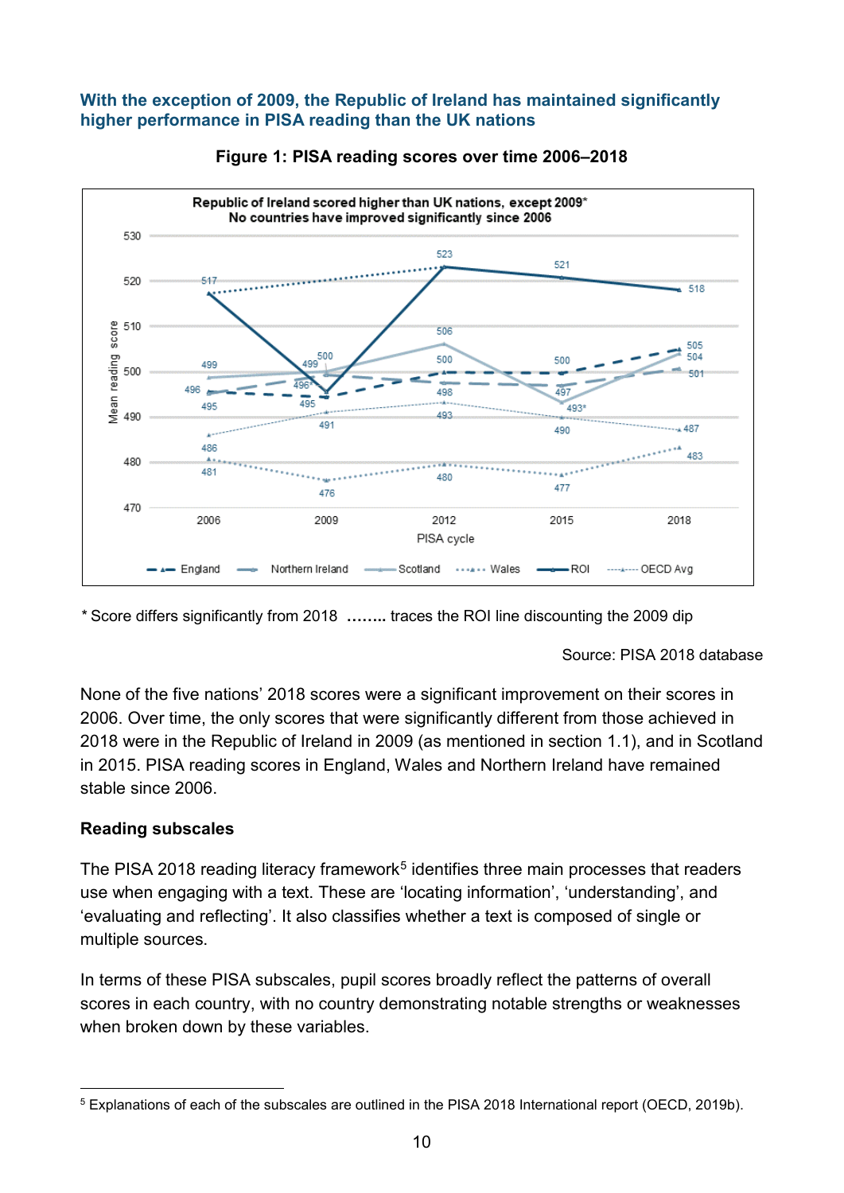**With the exception of 2009, the Republic of Ireland has maintained significantly higher performance in PISA reading than the UK nations**

**Figure 1: PISA reading scores over time 2006–2018**

\* Score differs significantly from 2018 …….. traces the ROI line discounting the 2009 dip

Source: PISA 2018 database

None of the five nations' 2018 scores were a significant improvement on their scores in 2006. Over time, the only scores that were significantly different from those achieved in 2018 were in the Republic of Ireland in 2009 (as mentioned in section 1.1), and in Scotland in 2015. PISA reading scores in England, Wales and Northern Ireland have remained stable since 2006.

**Reading subscales**

The PISA 2018 reading literacy framework[5] identifies three main processes that readers use when engaging with a text. These are 'locating information', 'understanding', and 'evaluating and reflecting'. It also classifies whether a text is composed of single or multiple sources.

In terms of these PISA subscales, pupil scores broadly reflect the patterns of overall scores in each country, with no country demonstrating notable strengths or weaknesses when broken down by these variables.

---

[5] Explanations of each of the subscales are outlined in the PISA 2018 International report (OECD, 2019b).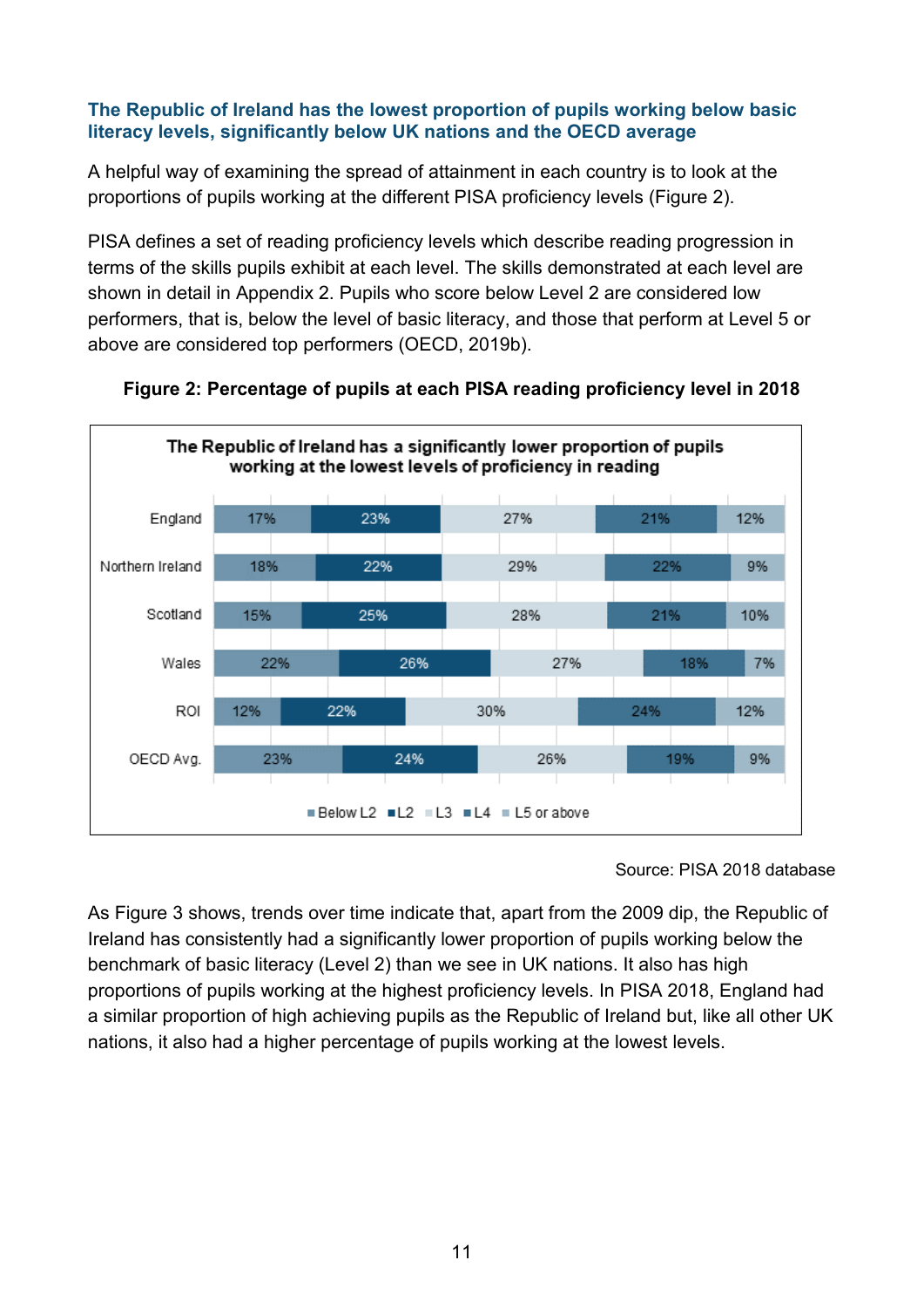### The Republic of Ireland has the lowest proportion of pupils working below basic literacy levels, significantly below UK nations and the OECD average

A helpful way of examining the spread of attainment in each country is to look at the proportions of pupils working at the different PISA proficiency levels (Figure 2).

PISA defines a set of reading proficiency levels which describe reading progression in terms of the skills pupils exhibit at each level. The skills demonstrated at each level are shown in detail in Appendix 2. Pupils who score below Level 2 are considered low performers, that is, below the level of basic literacy, and those that perform at Level 5 or above are considered top performers (OECD, 2019b).

**Figure 2: Percentage of pupils at each PISA reading proficiency level in 2018**

**The Republic of Ireland has a significantly lower proportion of pupils working at the lowest levels of proficiency in reading**

| | Below L2 | L2 | L3 | L4 | L5 or above |
|---|---|---|---|---|---|
| England | 17% | 23% | 27% | 21% | 12% |
| Northern Ireland | 18% | 22% | 29% | 22% | 9% |
| Scotland | 15% | 25% | 28% | 21% | 10% |
| Wales | 22% | 26% | 27% | 18% | 7% |
| ROI | 12% | 22% | 30% | 24% | 12% |
| OECD Avg. | 23% | 24% | 26% | 19% | 9% |

Source: PISA 2018 database

As Figure 3 shows, trends over time indicate that, apart from the 2009 dip, the Republic of Ireland has consistently had a significantly lower proportion of pupils working below the benchmark of basic literacy (Level 2) than we see in UK nations. It also has high proportions of pupils working at the highest proficiency levels. In PISA 2018, England had a similar proportion of high achieving pupils as the Republic of Ireland but, like all other UK nations, it also had a higher percentage of pupils working at the lowest levels.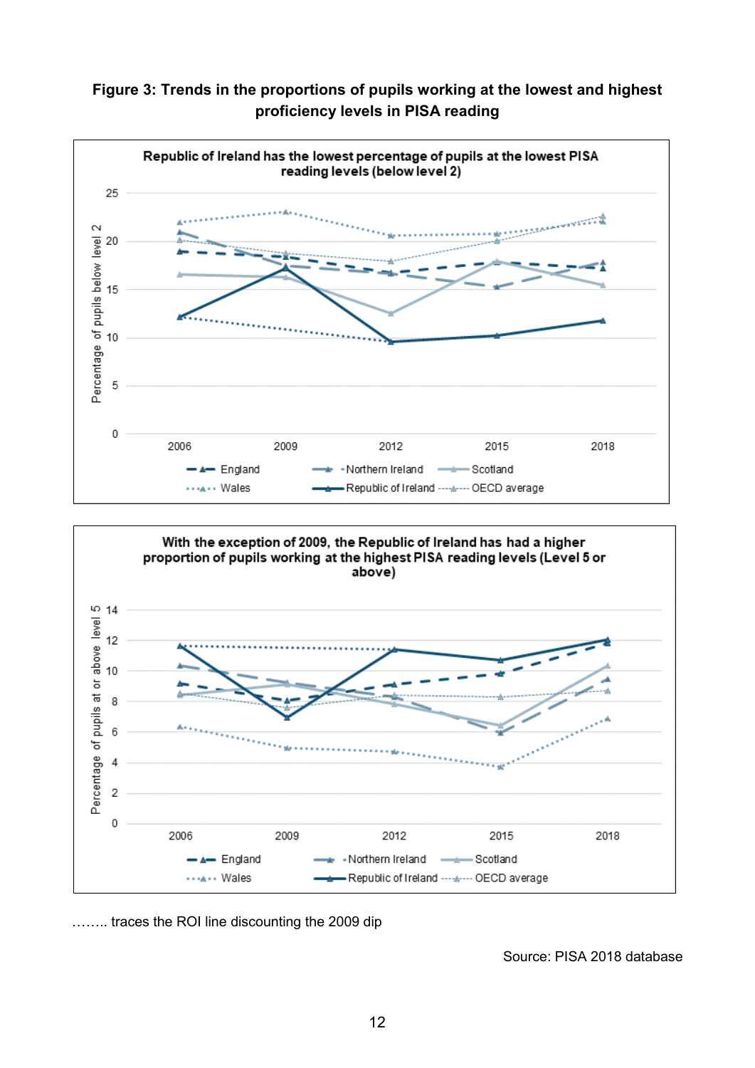**Figure 3: Trends in the proportions of pupils working at the lowest and highest proficiency levels in PISA reading**

**Republic of Ireland has the lowest percentage of pupils at the lowest PISA reading levels (below level 2)**

**With the exception of 2009, the Republic of Ireland has had a higher proportion of pupils working at the highest PISA reading levels (Level 5 or above)**

…….. traces the ROI line discounting the 2009 dip

Source: PISA 2018 database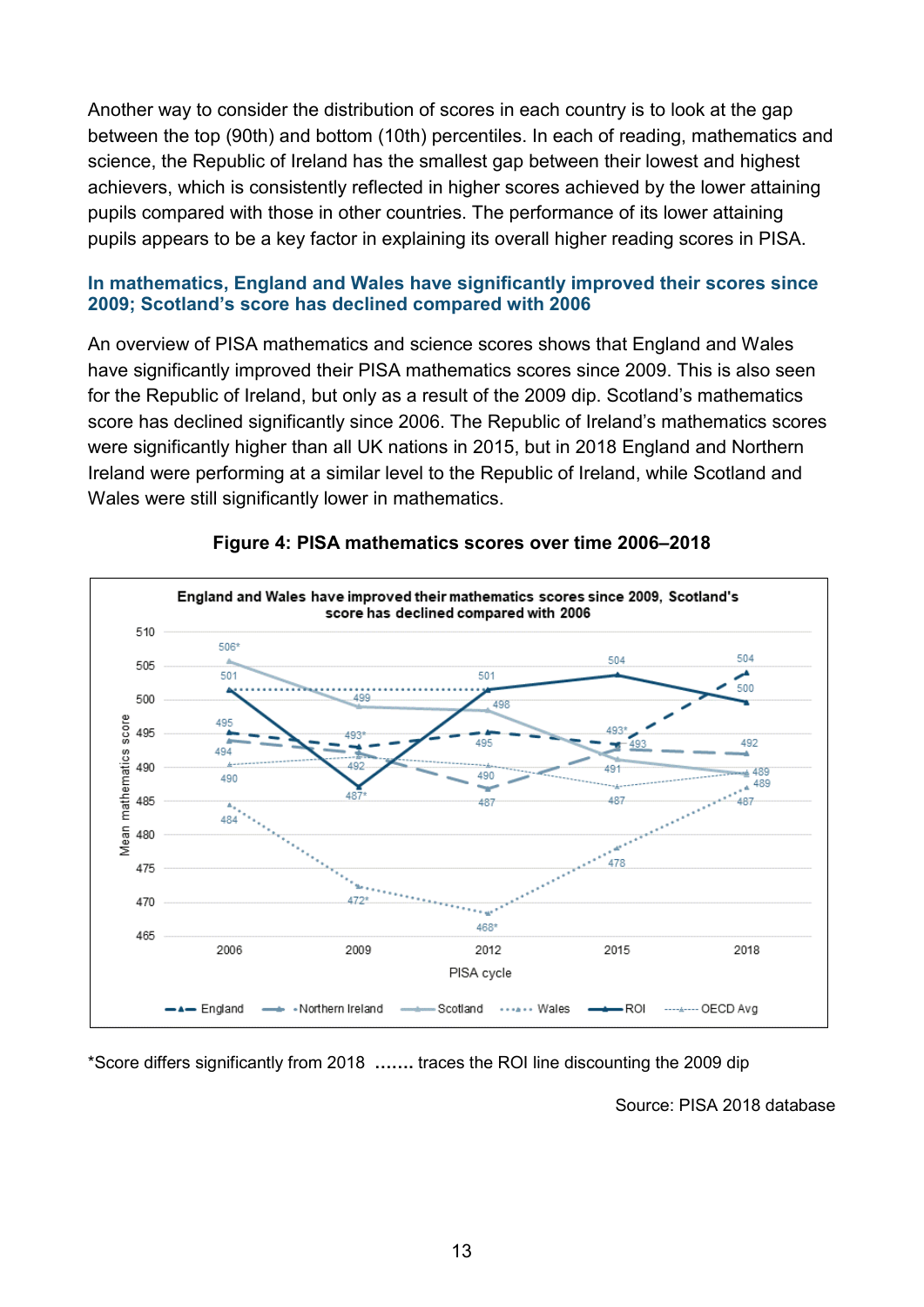Another way to consider the distribution of scores in each country is to look at the gap between the top (90th) and bottom (10th) percentiles. In each of reading, mathematics and science, the Republic of Ireland has the smallest gap between their lowest and highest achievers, which is consistently reflected in higher scores achieved by the lower attaining pupils compared with those in other countries. The performance of its lower attaining pupils appears to be a key factor in explaining its overall higher reading scores in PISA.

### In mathematics, England and Wales have significantly improved their scores since 2009; Scotland's score has declined compared with 2006

An overview of PISA mathematics and science scores shows that England and Wales have significantly improved their PISA mathematics scores since 2009. This is also seen for the Republic of Ireland, but only as a result of the 2009 dip. Scotland's mathematics score has declined significantly since 2006. The Republic of Ireland's mathematics scores were significantly higher than all UK nations in 2015, but in 2018 England and Northern Ireland were performing at a similar level to the Republic of Ireland, while Scotland and Wales were still significantly lower in mathematics.

**Figure 4: PISA mathematics scores over time 2006–2018**

England and Wales have improved their mathematics scores since 2009, Scotland's score has declined compared with 2006

| PISA cycle | England | Northern Ireland | Scotland | Wales | ROI | OECD Avg |
|---|---|---|---|---|---|---|
| 2006 | 495 | 494 | 506* | 484 | 501 | 490 |
| 2009 | 493* | 492 | 499 | 472* | 487* | |
| 2012 | 495 | 487 | 498 | 468* | 501 | 490 |
| 2015 | 493* | 493 | 491 | 478 | 504 | 487 |
| 2018 | 504 | 492 | 489 | 487 | 500 | 489 |

*Score differs significantly from 2018 ....... traces the ROI line discounting the 2009 dip

Source: PISA 2018 database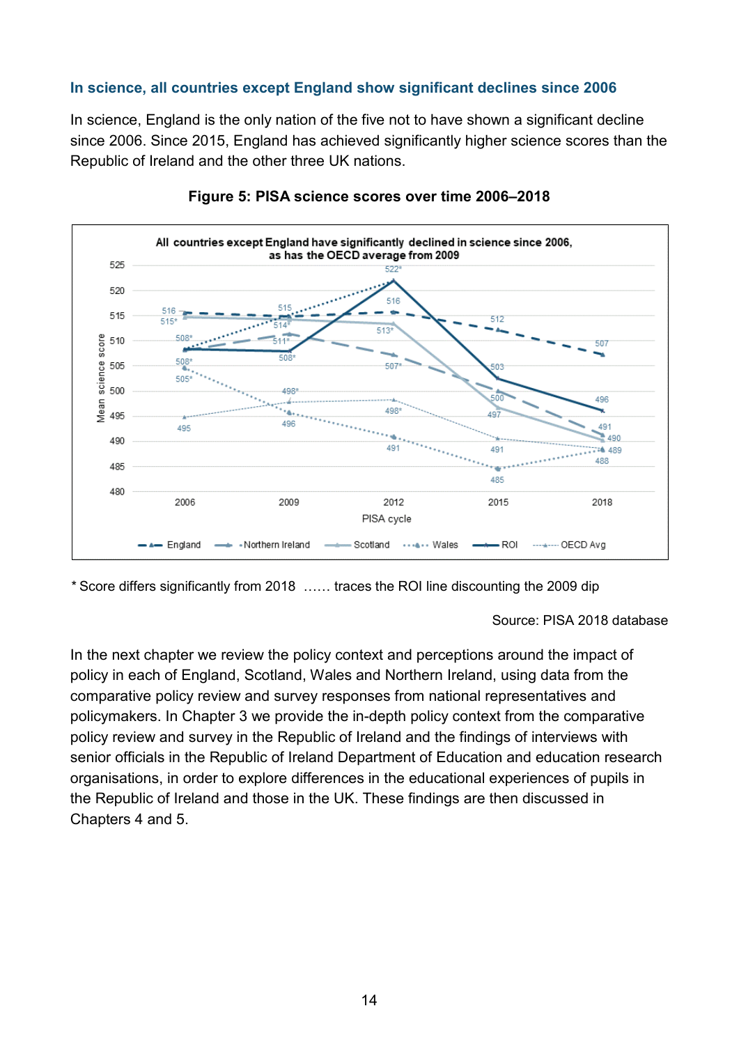### In science, all countries except England show significant declines since 2006

In science, England is the only nation of the five not to have shown a significant decline since 2006. Since 2015, England has achieved significantly higher science scores than the Republic of Ireland and the other three UK nations.

**Figure 5: PISA science scores over time 2006–2018**

* Score differs significantly from 2018 …… traces the ROI line discounting the 2009 dip

Source: PISA 2018 database

In the next chapter we review the policy context and perceptions around the impact of policy in each of England, Scotland, Wales and Northern Ireland, using data from the comparative policy review and survey responses from national representatives and policymakers. In Chapter 3 we provide the in-depth policy context from the comparative policy review and survey in the Republic of Ireland and the findings of interviews with senior officials in the Republic of Ireland Department of Education and education research organisations, in order to explore differences in the educational experiences of pupils in the Republic of Ireland and those in the UK. These findings are then discussed in Chapters 4 and 5.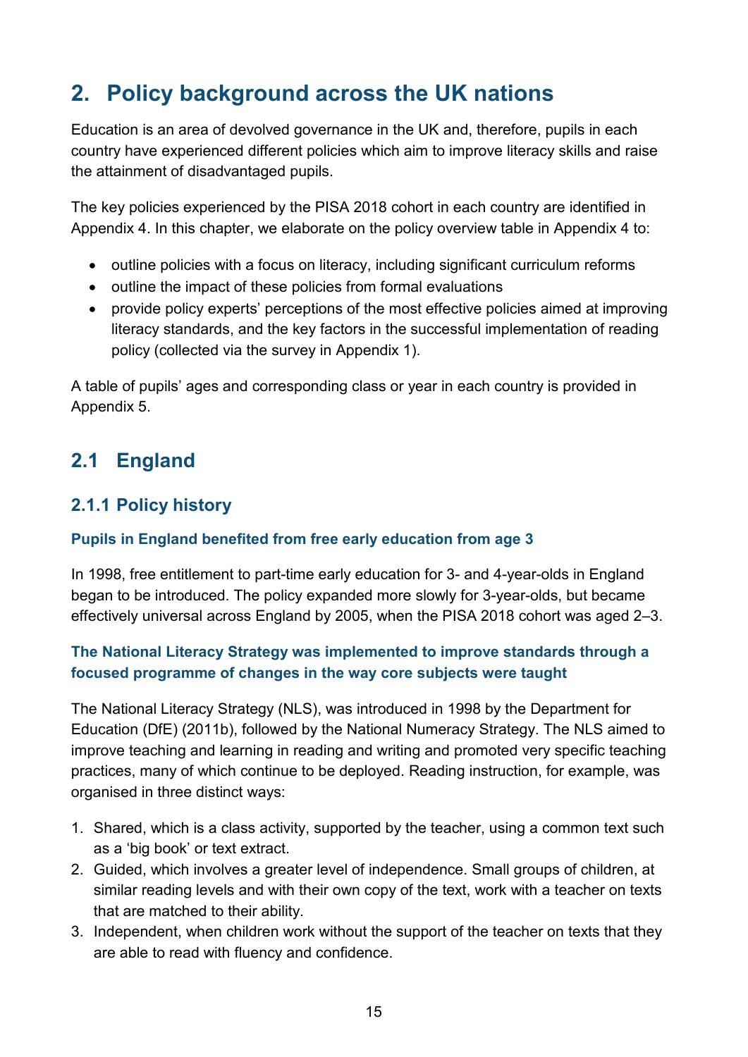# 2. Policy background across the UK nations

Education is an area of devolved governance in the UK and, therefore, pupils in each country have experienced different policies which aim to improve literacy skills and raise the attainment of disadvantaged pupils.

The key policies experienced by the PISA 2018 cohort in each country are identified in Appendix 4. In this chapter, we elaborate on the policy overview table in Appendix 4 to:

- outline policies with a focus on literacy, including significant curriculum reforms
- outline the impact of these policies from formal evaluations
- provide policy experts' perceptions of the most effective policies aimed at improving literacy standards, and the key factors in the successful implementation of reading policy (collected via the survey in Appendix 1).

A table of pupils' ages and corresponding class or year in each country is provided in Appendix 5.

## 2.1 England

### 2.1.1 Policy history

#### Pupils in England benefited from free early education from age 3

In 1998, free entitlement to part-time early education for 3- and 4-year-olds in England began to be introduced. The policy expanded more slowly for 3-year-olds, but became effectively universal across England by 2005, when the PISA 2018 cohort was aged 2–3.

#### The National Literacy Strategy was implemented to improve standards through a focused programme of changes in the way core subjects were taught

The National Literacy Strategy (NLS), was introduced in 1998 by the Department for Education (DfE) (2011b), followed by the National Numeracy Strategy. The NLS aimed to improve teaching and learning in reading and writing and promoted very specific teaching practices, many of which continue to be deployed. Reading instruction, for example, was organised in three distinct ways:

1. Shared, which is a class activity, supported by the teacher, using a common text such as a 'big book' or text extract.
2. Guided, which involves a greater level of independence. Small groups of children, at similar reading levels and with their own copy of the text, work with a teacher on texts that are matched to their ability.
3. Independent, when children work without the support of the teacher on texts that they are able to read with fluency and confidence.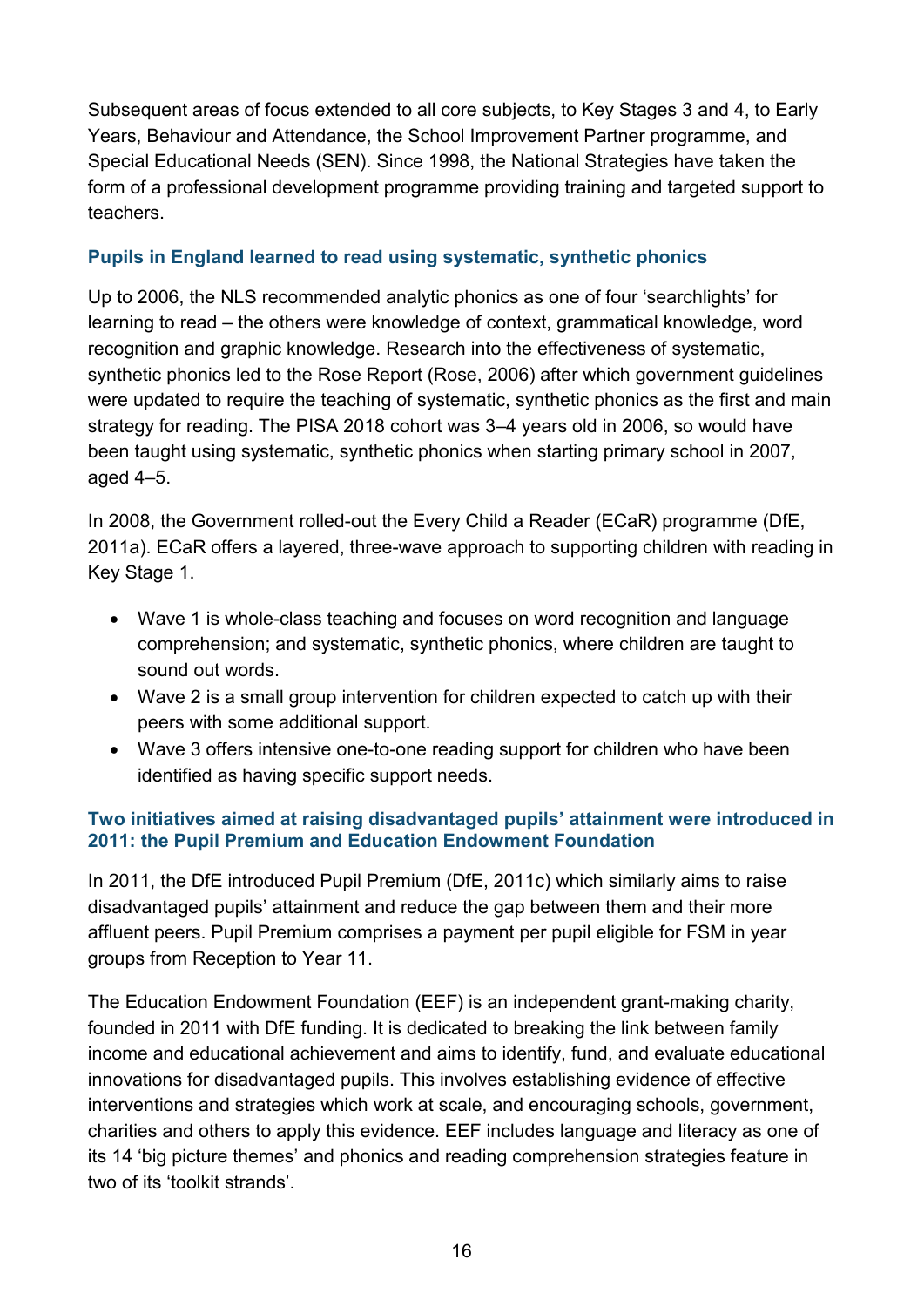Subsequent areas of focus extended to all core subjects, to Key Stages 3 and 4, to Early Years, Behaviour and Attendance, the School Improvement Partner programme, and Special Educational Needs (SEN). Since 1998, the National Strategies have taken the form of a professional development programme providing training and targeted support to teachers.

### Pupils in England learned to read using systematic, synthetic phonics

Up to 2006, the NLS recommended analytic phonics as one of four 'searchlights' for learning to read – the others were knowledge of context, grammatical knowledge, word recognition and graphic knowledge. Research into the effectiveness of systematic, synthetic phonics led to the Rose Report (Rose, 2006) after which government guidelines were updated to require the teaching of systematic, synthetic phonics as the first and main strategy for reading. The PISA 2018 cohort was 3–4 years old in 2006, so would have been taught using systematic, synthetic phonics when starting primary school in 2007, aged 4–5.

In 2008, the Government rolled-out the Every Child a Reader (ECaR) programme (DfE, 2011a). ECaR offers a layered, three-wave approach to supporting children with reading in Key Stage 1.

- Wave 1 is whole-class teaching and focuses on word recognition and language comprehension; and systematic, synthetic phonics, where children are taught to sound out words.
- Wave 2 is a small group intervention for children expected to catch up with their peers with some additional support.
- Wave 3 offers intensive one-to-one reading support for children who have been identified as having specific support needs.

### Two initiatives aimed at raising disadvantaged pupils' attainment were introduced in 2011: the Pupil Premium and Education Endowment Foundation

In 2011, the DfE introduced Pupil Premium (DfE, 2011c) which similarly aims to raise disadvantaged pupils' attainment and reduce the gap between them and their more affluent peers. Pupil Premium comprises a payment per pupil eligible for FSM in year groups from Reception to Year 11.

The Education Endowment Foundation (EEF) is an independent grant-making charity, founded in 2011 with DfE funding. It is dedicated to breaking the link between family income and educational achievement and aims to identify, fund, and evaluate educational innovations for disadvantaged pupils. This involves establishing evidence of effective interventions and strategies which work at scale, and encouraging schools, government, charities and others to apply this evidence. EEF includes language and literacy as one of its 14 'big picture themes' and phonics and reading comprehension strategies feature in two of its 'toolkit strands'.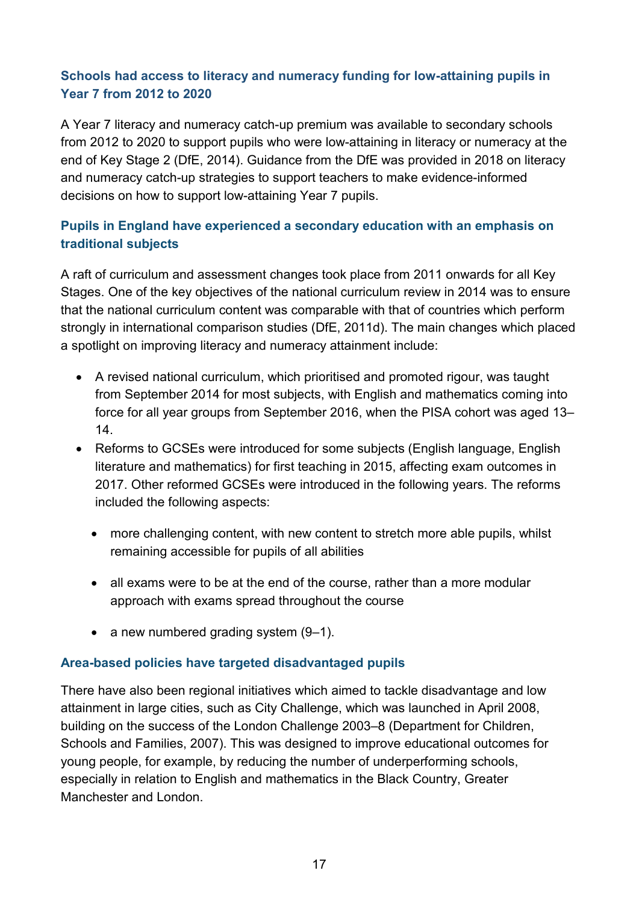### Schools had access to literacy and numeracy funding for low-attaining pupils in Year 7 from 2012 to 2020

A Year 7 literacy and numeracy catch-up premium was available to secondary schools from 2012 to 2020 to support pupils who were low-attaining in literacy or numeracy at the end of Key Stage 2 (DfE, 2014). Guidance from the DfE was provided in 2018 on literacy and numeracy catch-up strategies to support teachers to make evidence-informed decisions on how to support low-attaining Year 7 pupils.

### Pupils in England have experienced a secondary education with an emphasis on traditional subjects

A raft of curriculum and assessment changes took place from 2011 onwards for all Key Stages. One of the key objectives of the national curriculum review in 2014 was to ensure that the national curriculum content was comparable with that of countries which perform strongly in international comparison studies (DfE, 2011d). The main changes which placed a spotlight on improving literacy and numeracy attainment include:

- A revised national curriculum, which prioritised and promoted rigour, was taught from September 2014 for most subjects, with English and mathematics coming into force for all year groups from September 2016, when the PISA cohort was aged 13–14.
- Reforms to GCSEs were introduced for some subjects (English language, English literature and mathematics) for first teaching in 2015, affecting exam outcomes in 2017. Other reformed GCSEs were introduced in the following years. The reforms included the following aspects:
  - more challenging content, with new content to stretch more able pupils, whilst remaining accessible for pupils of all abilities
  - all exams were to be at the end of the course, rather than a more modular approach with exams spread throughout the course
  - a new numbered grading system (9–1).

### Area-based policies have targeted disadvantaged pupils

There have also been regional initiatives which aimed to tackle disadvantage and low attainment in large cities, such as City Challenge, which was launched in April 2008, building on the success of the London Challenge 2003–8 (Department for Children, Schools and Families, 2007). This was designed to improve educational outcomes for young people, for example, by reducing the number of underperforming schools, especially in relation to English and mathematics in the Black Country, Greater Manchester and London.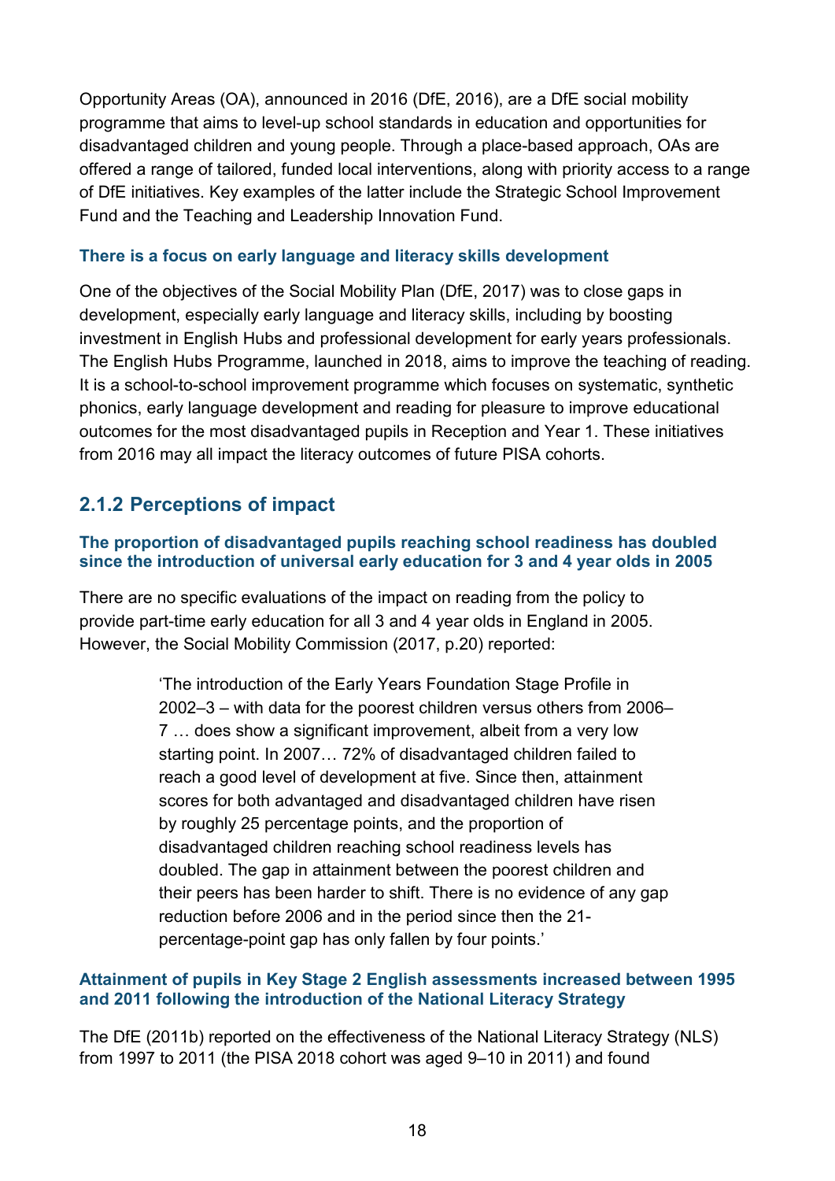Opportunity Areas (OA), announced in 2016 (DfE, 2016), are a DfE social mobility programme that aims to level-up school standards in education and opportunities for disadvantaged children and young people. Through a place-based approach, OAs are offered a range of tailored, funded local interventions, along with priority access to a range of DfE initiatives. Key examples of the latter include the Strategic School Improvement Fund and the Teaching and Leadership Innovation Fund.

#### There is a focus on early language and literacy skills development

One of the objectives of the Social Mobility Plan (DfE, 2017) was to close gaps in development, especially early language and literacy skills, including by boosting investment in English Hubs and professional development for early years professionals. The English Hubs Programme, launched in 2018, aims to improve the teaching of reading. It is a school-to-school improvement programme which focuses on systematic, synthetic phonics, early language development and reading for pleasure to improve educational outcomes for the most disadvantaged pupils in Reception and Year 1. These initiatives from 2016 may all impact the literacy outcomes of future PISA cohorts.

### 2.1.2 Perceptions of impact

#### The proportion of disadvantaged pupils reaching school readiness has doubled since the introduction of universal early education for 3 and 4 year olds in 2005

There are no specific evaluations of the impact on reading from the policy to provide part-time early education for all 3 and 4 year olds in England in 2005. However, the Social Mobility Commission (2017, p.20) reported:

> 'The introduction of the Early Years Foundation Stage Profile in 2002–3 – with data for the poorest children versus others from 2006–7 … does show a significant improvement, albeit from a very low starting point. In 2007… 72% of disadvantaged children failed to reach a good level of development at five. Since then, attainment scores for both advantaged and disadvantaged children have risen by roughly 25 percentage points, and the proportion of disadvantaged children reaching school readiness levels has doubled. The gap in attainment between the poorest children and their peers has been harder to shift. There is no evidence of any gap reduction before 2006 and in the period since then the 21-percentage-point gap has only fallen by four points.'

#### Attainment of pupils in Key Stage 2 English assessments increased between 1995 and 2011 following the introduction of the National Literacy Strategy

The DfE (2011b) reported on the effectiveness of the National Literacy Strategy (NLS) from 1997 to 2011 (the PISA 2018 cohort was aged 9–10 in 2011) and found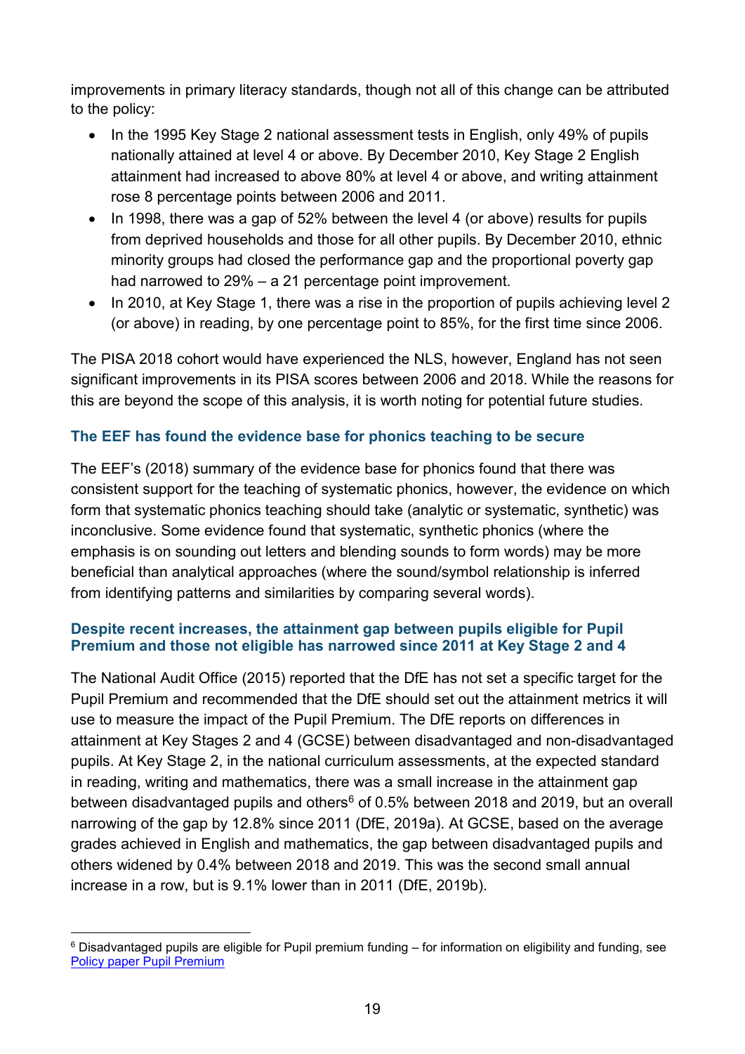improvements in primary literacy standards, though not all of this change can be attributed to the policy:

- In the 1995 Key Stage 2 national assessment tests in English, only 49% of pupils nationally attained at level 4 or above. By December 2010, Key Stage 2 English attainment had increased to above 80% at level 4 or above, and writing attainment rose 8 percentage points between 2006 and 2011.
- In 1998, there was a gap of 52% between the level 4 (or above) results for pupils from deprived households and those for all other pupils. By December 2010, ethnic minority groups had closed the performance gap and the proportional poverty gap had narrowed to 29% – a 21 percentage point improvement.
- In 2010, at Key Stage 1, there was a rise in the proportion of pupils achieving level 2 (or above) in reading, by one percentage point to 85%, for the first time since 2006.

The PISA 2018 cohort would have experienced the NLS, however, England has not seen significant improvements in its PISA scores between 2006 and 2018. While the reasons for this are beyond the scope of this analysis, it is worth noting for potential future studies.

### The EEF has found the evidence base for phonics teaching to be secure

The EEF's (2018) summary of the evidence base for phonics found that there was consistent support for the teaching of systematic phonics, however, the evidence on which form that systematic phonics teaching should take (analytic or systematic, synthetic) was inconclusive. Some evidence found that systematic, synthetic phonics (where the emphasis is on sounding out letters and blending sounds to form words) may be more beneficial than analytical approaches (where the sound/symbol relationship is inferred from identifying patterns and similarities by comparing several words).

### Despite recent increases, the attainment gap between pupils eligible for Pupil Premium and those not eligible has narrowed since 2011 at Key Stage 2 and 4

The National Audit Office (2015) reported that the DfE has not set a specific target for the Pupil Premium and recommended that the DfE should set out the attainment metrics it will use to measure the impact of the Pupil Premium. The DfE reports on differences in attainment at Key Stages 2 and 4 (GCSE) between disadvantaged and non-disadvantaged pupils. At Key Stage 2, in the national curriculum assessments, at the expected standard in reading, writing and mathematics, there was a small increase in the attainment gap between disadvantaged pupils and others[6] of 0.5% between 2018 and 2019, but an overall narrowing of the gap by 12.8% since 2011 (DfE, 2019a). At GCSE, based on the average grades achieved in English and mathematics, the gap between disadvantaged pupils and others widened by 0.4% between 2018 and 2019. This was the second small annual increase in a row, but is 9.1% lower than in 2011 (DfE, 2019b).

---

[6] Disadvantaged pupils are eligible for Pupil premium funding – for information on eligibility and funding, see Policy paper Pupil Premium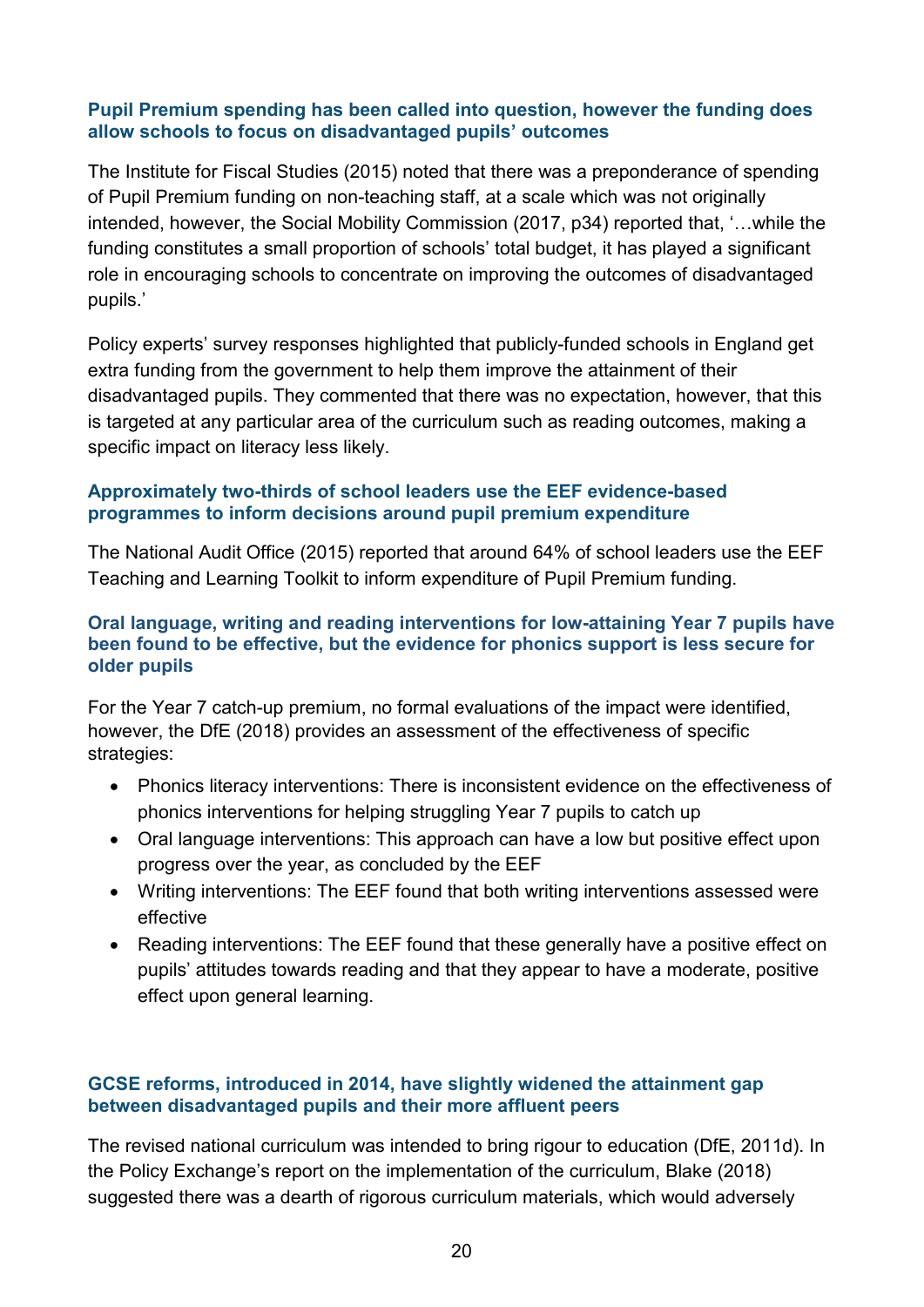### Pupil Premium spending has been called into question, however the funding does allow schools to focus on disadvantaged pupils' outcomes

The Institute for Fiscal Studies (2015) noted that there was a preponderance of spending of Pupil Premium funding on non-teaching staff, at a scale which was not originally intended, however, the Social Mobility Commission (2017, p34) reported that, '…while the funding constitutes a small proportion of schools' total budget, it has played a significant role in encouraging schools to concentrate on improving the outcomes of disadvantaged pupils.'

Policy experts' survey responses highlighted that publicly-funded schools in England get extra funding from the government to help them improve the attainment of their disadvantaged pupils. They commented that there was no expectation, however, that this is targeted at any particular area of the curriculum such as reading outcomes, making a specific impact on literacy less likely.

### Approximately two-thirds of school leaders use the EEF evidence-based programmes to inform decisions around pupil premium expenditure

The National Audit Office (2015) reported that around 64% of school leaders use the EEF Teaching and Learning Toolkit to inform expenditure of Pupil Premium funding.

### Oral language, writing and reading interventions for low-attaining Year 7 pupils have been found to be effective, but the evidence for phonics support is less secure for older pupils

For the Year 7 catch-up premium, no formal evaluations of the impact were identified, however, the DfE (2018) provides an assessment of the effectiveness of specific strategies:

- Phonics literacy interventions: There is inconsistent evidence on the effectiveness of phonics interventions for helping struggling Year 7 pupils to catch up
- Oral language interventions: This approach can have a low but positive effect upon progress over the year, as concluded by the EEF
- Writing interventions: The EEF found that both writing interventions assessed were effective
- Reading interventions: The EEF found that these generally have a positive effect on pupils' attitudes towards reading and that they appear to have a moderate, positive effect upon general learning.

### GCSE reforms, introduced in 2014, have slightly widened the attainment gap between disadvantaged pupils and their more affluent peers

The revised national curriculum was intended to bring rigour to education (DfE, 2011d). In the Policy Exchange's report on the implementation of the curriculum, Blake (2018) suggested there was a dearth of rigorous curriculum materials, which would adversely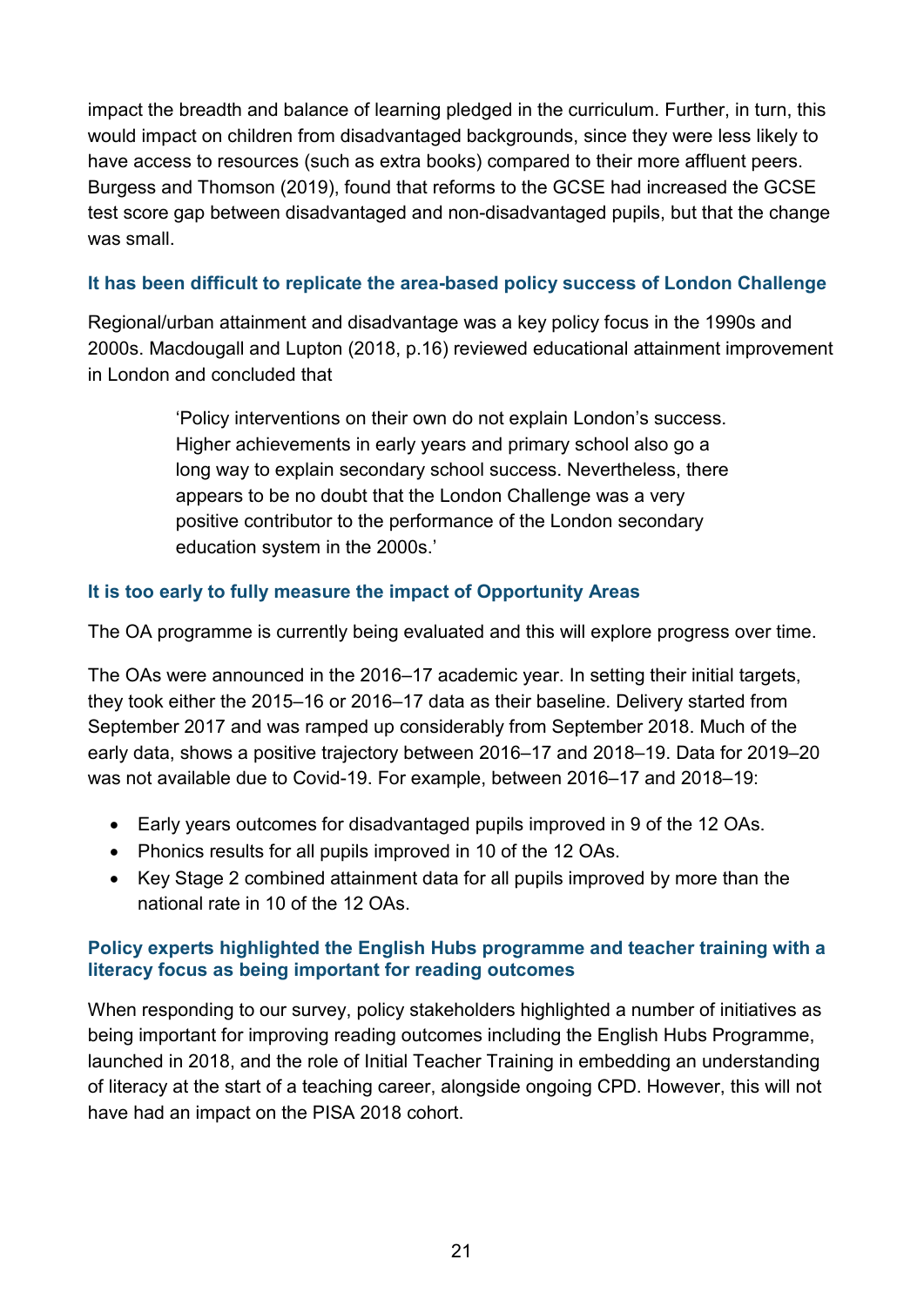impact the breadth and balance of learning pledged in the curriculum. Further, in turn, this would impact on children from disadvantaged backgrounds, since they were less likely to have access to resources (such as extra books) compared to their more affluent peers. Burgess and Thomson (2019), found that reforms to the GCSE had increased the GCSE test score gap between disadvantaged and non-disadvantaged pupils, but that the change was small.

#### It has been difficult to replicate the area-based policy success of London Challenge

Regional/urban attainment and disadvantage was a key policy focus in the 1990s and 2000s. Macdougall and Lupton (2018, p.16) reviewed educational attainment improvement in London and concluded that

> 'Policy interventions on their own do not explain London's success. Higher achievements in early years and primary school also go a long way to explain secondary school success. Nevertheless, there appears to be no doubt that the London Challenge was a very positive contributor to the performance of the London secondary education system in the 2000s.'

#### It is too early to fully measure the impact of Opportunity Areas

The OA programme is currently being evaluated and this will explore progress over time.

The OAs were announced in the 2016–17 academic year. In setting their initial targets, they took either the 2015–16 or 2016–17 data as their baseline. Delivery started from September 2017 and was ramped up considerably from September 2018. Much of the early data, shows a positive trajectory between 2016–17 and 2018–19. Data for 2019–20 was not available due to Covid-19. For example, between 2016–17 and 2018–19:

- Early years outcomes for disadvantaged pupils improved in 9 of the 12 OAs.
- Phonics results for all pupils improved in 10 of the 12 OAs.
- Key Stage 2 combined attainment data for all pupils improved by more than the national rate in 10 of the 12 OAs.

#### Policy experts highlighted the English Hubs programme and teacher training with a literacy focus as being important for reading outcomes

When responding to our survey, policy stakeholders highlighted a number of initiatives as being important for improving reading outcomes including the English Hubs Programme, launched in 2018, and the role of Initial Teacher Training in embedding an understanding of literacy at the start of a teaching career, alongside ongoing CPD. However, this will not have had an impact on the PISA 2018 cohort.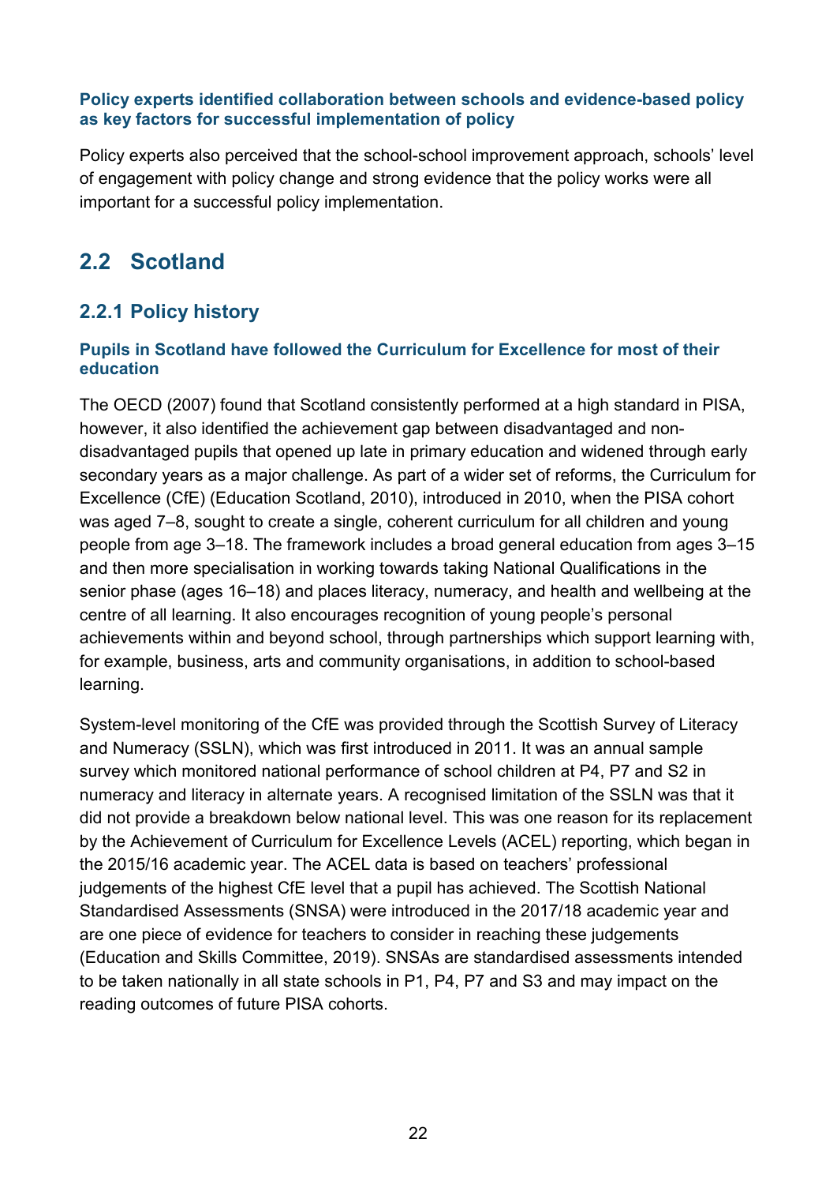**Policy experts identified collaboration between schools and evidence-based policy as key factors for successful implementation of policy**

Policy experts also perceived that the school-school improvement approach, schools' level of engagement with policy change and strong evidence that the policy works were all important for a successful policy implementation.

## 2.2 Scotland

### 2.2.1 Policy history

**Pupils in Scotland have followed the Curriculum for Excellence for most of their education**

The OECD (2007) found that Scotland consistently performed at a high standard in PISA, however, it also identified the achievement gap between disadvantaged and non-disadvantaged pupils that opened up late in primary education and widened through early secondary years as a major challenge. As part of a wider set of reforms, the Curriculum for Excellence (CfE) (Education Scotland, 2010), introduced in 2010, when the PISA cohort was aged 7–8, sought to create a single, coherent curriculum for all children and young people from age 3–18. The framework includes a broad general education from ages 3–15 and then more specialisation in working towards taking National Qualifications in the senior phase (ages 16–18) and places literacy, numeracy, and health and wellbeing at the centre of all learning. It also encourages recognition of young people's personal achievements within and beyond school, through partnerships which support learning with, for example, business, arts and community organisations, in addition to school-based learning.

System-level monitoring of the CfE was provided through the Scottish Survey of Literacy and Numeracy (SSLN), which was first introduced in 2011. It was an annual sample survey which monitored national performance of school children at P4, P7 and S2 in numeracy and literacy in alternate years. A recognised limitation of the SSLN was that it did not provide a breakdown below national level. This was one reason for its replacement by the Achievement of Curriculum for Excellence Levels (ACEL) reporting, which began in the 2015/16 academic year. The ACEL data is based on teachers' professional judgements of the highest CfE level that a pupil has achieved. The Scottish National Standardised Assessments (SNSA) were introduced in the 2017/18 academic year and are one piece of evidence for teachers to consider in reaching these judgements (Education and Skills Committee, 2019). SNSAs are standardised assessments intended to be taken nationally in all state schools in P1, P4, P7 and S3 and may impact on the reading outcomes of future PISA cohorts.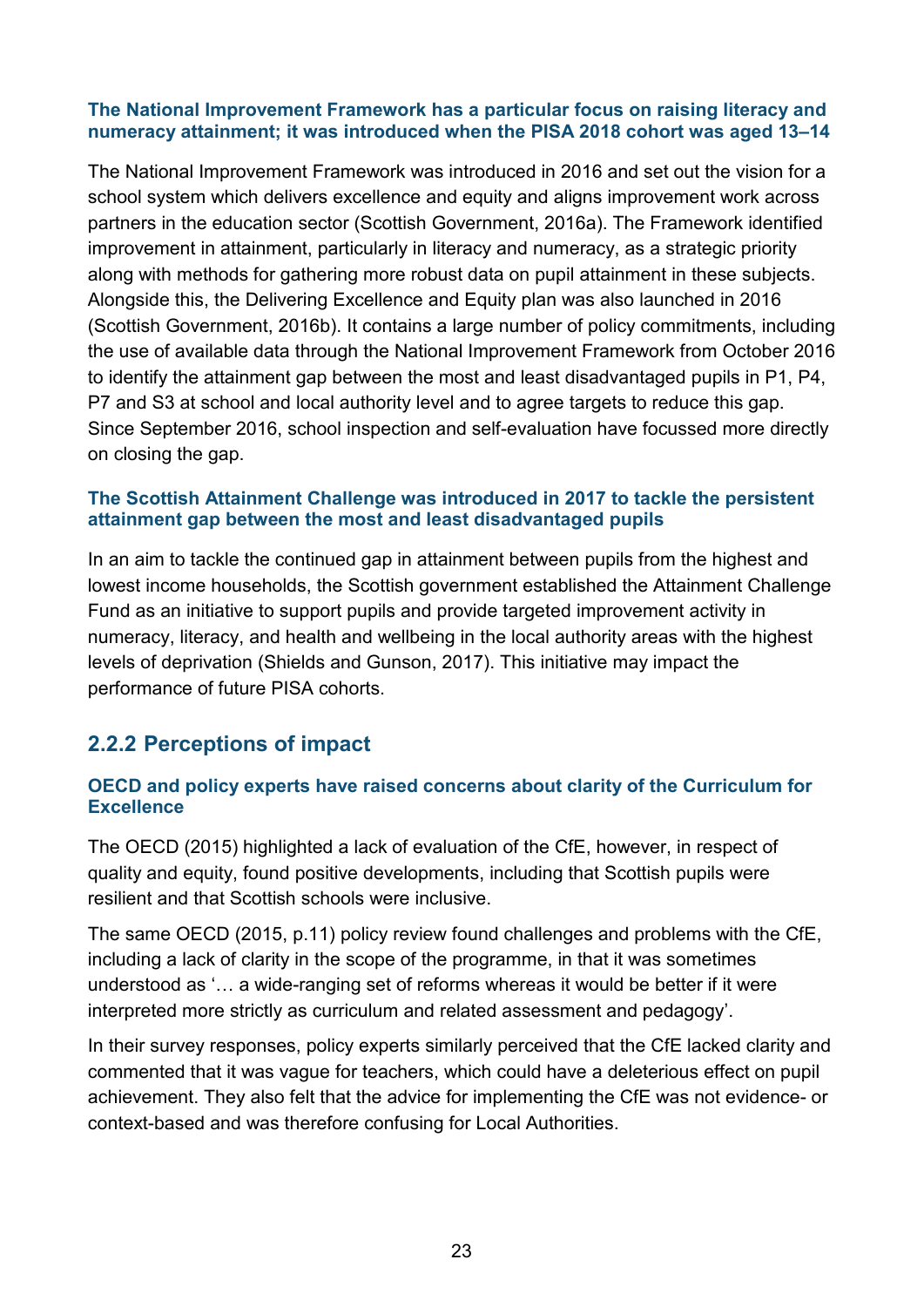#### The National Improvement Framework has a particular focus on raising literacy and numeracy attainment; it was introduced when the PISA 2018 cohort was aged 13–14

The National Improvement Framework was introduced in 2016 and set out the vision for a school system which delivers excellence and equity and aligns improvement work across partners in the education sector (Scottish Government, 2016a). The Framework identified improvement in attainment, particularly in literacy and numeracy, as a strategic priority along with methods for gathering more robust data on pupil attainment in these subjects. Alongside this, the Delivering Excellence and Equity plan was also launched in 2016 (Scottish Government, 2016b). It contains a large number of policy commitments, including the use of available data through the National Improvement Framework from October 2016 to identify the attainment gap between the most and least disadvantaged pupils in P1, P4, P7 and S3 at school and local authority level and to agree targets to reduce this gap. Since September 2016, school inspection and self-evaluation have focussed more directly on closing the gap.

#### The Scottish Attainment Challenge was introduced in 2017 to tackle the persistent attainment gap between the most and least disadvantaged pupils

In an aim to tackle the continued gap in attainment between pupils from the highest and lowest income households, the Scottish government established the Attainment Challenge Fund as an initiative to support pupils and provide targeted improvement activity in numeracy, literacy, and health and wellbeing in the local authority areas with the highest levels of deprivation (Shields and Gunson, 2017). This initiative may impact the performance of future PISA cohorts.

### 2.2.2 Perceptions of impact

#### OECD and policy experts have raised concerns about clarity of the Curriculum for Excellence

The OECD (2015) highlighted a lack of evaluation of the CfE, however, in respect of quality and equity, found positive developments, including that Scottish pupils were resilient and that Scottish schools were inclusive.

The same OECD (2015, p.11) policy review found challenges and problems with the CfE, including a lack of clarity in the scope of the programme, in that it was sometimes understood as '… a wide-ranging set of reforms whereas it would be better if it were interpreted more strictly as curriculum and related assessment and pedagogy'.

In their survey responses, policy experts similarly perceived that the CfE lacked clarity and commented that it was vague for teachers, which could have a deleterious effect on pupil achievement. They also felt that the advice for implementing the CfE was not evidence- or context-based and was therefore confusing for Local Authorities.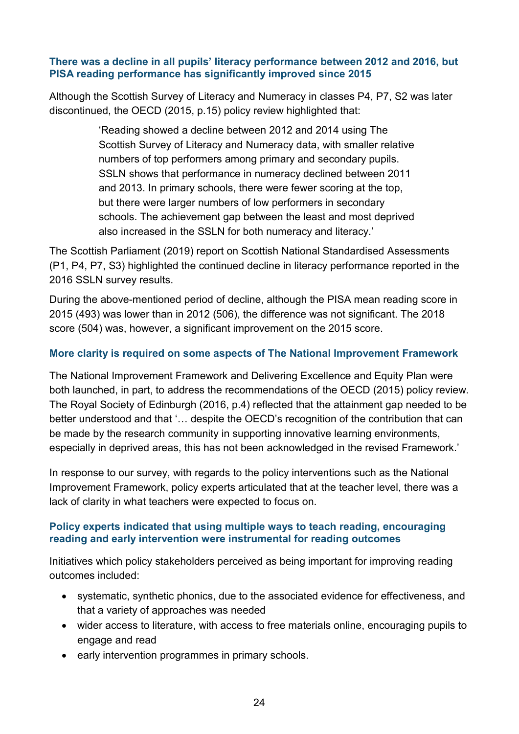### There was a decline in all pupils' literacy performance between 2012 and 2016, but PISA reading performance has significantly improved since 2015

Although the Scottish Survey of Literacy and Numeracy in classes P4, P7, S2 was later discontinued, the OECD (2015, p.15) policy review highlighted that:

> 'Reading showed a decline between 2012 and 2014 using The Scottish Survey of Literacy and Numeracy data, with smaller relative numbers of top performers among primary and secondary pupils. SSLN shows that performance in numeracy declined between 2011 and 2013. In primary schools, there were fewer scoring at the top, but there were larger numbers of low performers in secondary schools. The achievement gap between the least and most deprived also increased in the SSLN for both numeracy and literacy.'

The Scottish Parliament (2019) report on Scottish National Standardised Assessments (P1, P4, P7, S3) highlighted the continued decline in literacy performance reported in the 2016 SSLN survey results.

During the above-mentioned period of decline, although the PISA mean reading score in 2015 (493) was lower than in 2012 (506), the difference was not significant. The 2018 score (504) was, however, a significant improvement on the 2015 score.

### More clarity is required on some aspects of The National Improvement Framework

The National Improvement Framework and Delivering Excellence and Equity Plan were both launched, in part, to address the recommendations of the OECD (2015) policy review. The Royal Society of Edinburgh (2016, p.4) reflected that the attainment gap needed to be better understood and that '… despite the OECD's recognition of the contribution that can be made by the research community in supporting innovative learning environments, especially in deprived areas, this has not been acknowledged in the revised Framework.'

In response to our survey, with regards to the policy interventions such as the National Improvement Framework, policy experts articulated that at the teacher level, there was a lack of clarity in what teachers were expected to focus on.

### Policy experts indicated that using multiple ways to teach reading, encouraging reading and early intervention were instrumental for reading outcomes

Initiatives which policy stakeholders perceived as being important for improving reading outcomes included:

- systematic, synthetic phonics, due to the associated evidence for effectiveness, and that a variety of approaches was needed
- wider access to literature, with access to free materials online, encouraging pupils to engage and read
- early intervention programmes in primary schools.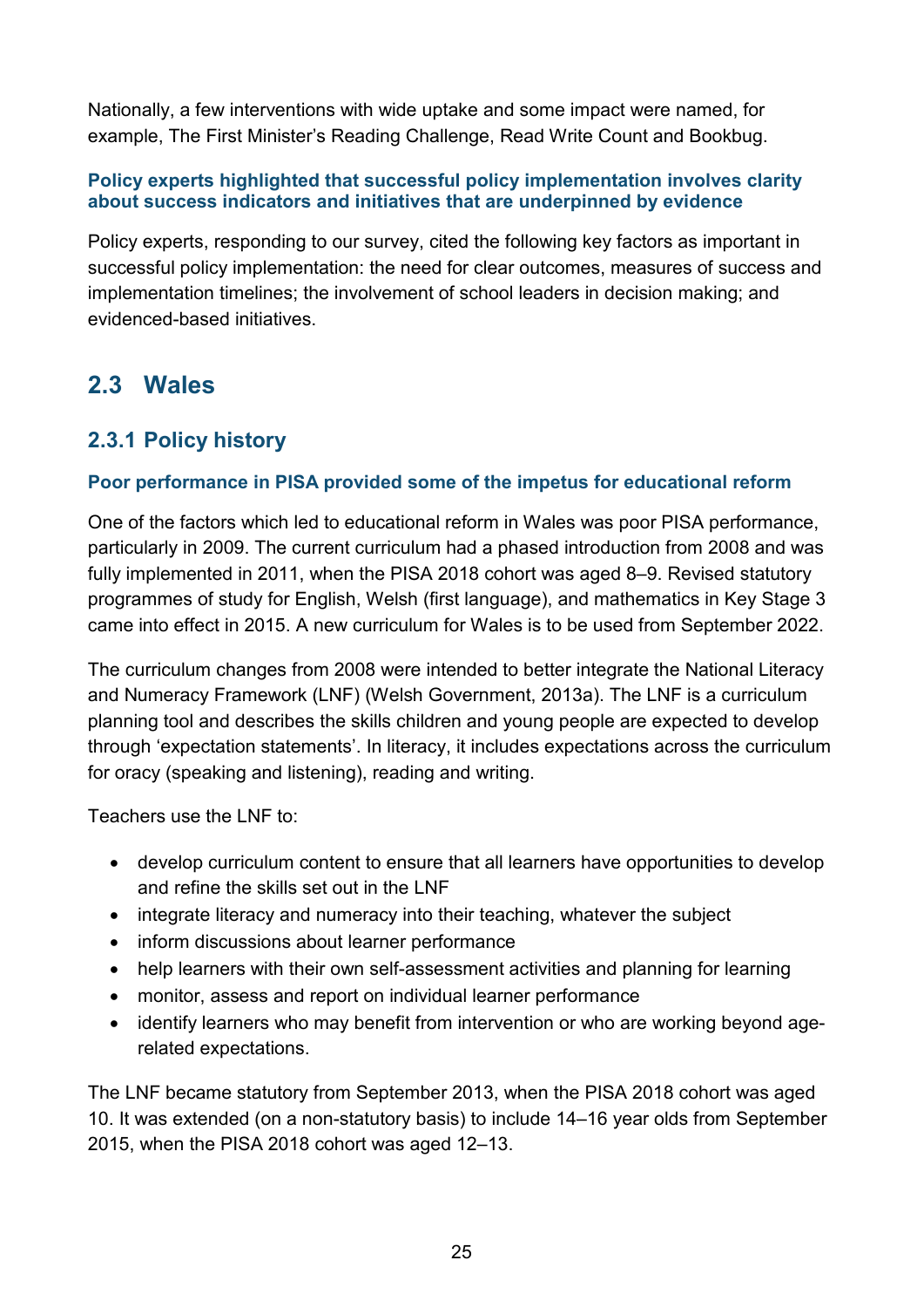Nationally, a few interventions with wide uptake and some impact were named, for example, The First Minister's Reading Challenge, Read Write Count and Bookbug.

#### Policy experts highlighted that successful policy implementation involves clarity about success indicators and initiatives that are underpinned by evidence

Policy experts, responding to our survey, cited the following key factors as important in successful policy implementation: the need for clear outcomes, measures of success and implementation timelines; the involvement of school leaders in decision making; and evidenced-based initiatives.

## 2.3 Wales

### 2.3.1 Policy history

#### Poor performance in PISA provided some of the impetus for educational reform

One of the factors which led to educational reform in Wales was poor PISA performance, particularly in 2009. The current curriculum had a phased introduction from 2008 and was fully implemented in 2011, when the PISA 2018 cohort was aged 8–9. Revised statutory programmes of study for English, Welsh (first language), and mathematics in Key Stage 3 came into effect in 2015. A new curriculum for Wales is to be used from September 2022.

The curriculum changes from 2008 were intended to better integrate the National Literacy and Numeracy Framework (LNF) (Welsh Government, 2013a). The LNF is a curriculum planning tool and describes the skills children and young people are expected to develop through 'expectation statements'. In literacy, it includes expectations across the curriculum for oracy (speaking and listening), reading and writing.

Teachers use the LNF to:

- develop curriculum content to ensure that all learners have opportunities to develop and refine the skills set out in the LNF
- integrate literacy and numeracy into their teaching, whatever the subject
- inform discussions about learner performance
- help learners with their own self-assessment activities and planning for learning
- monitor, assess and report on individual learner performance
- identify learners who may benefit from intervention or who are working beyond age-related expectations.

The LNF became statutory from September 2013, when the PISA 2018 cohort was aged 10. It was extended (on a non-statutory basis) to include 14–16 year olds from September 2015, when the PISA 2018 cohort was aged 12–13.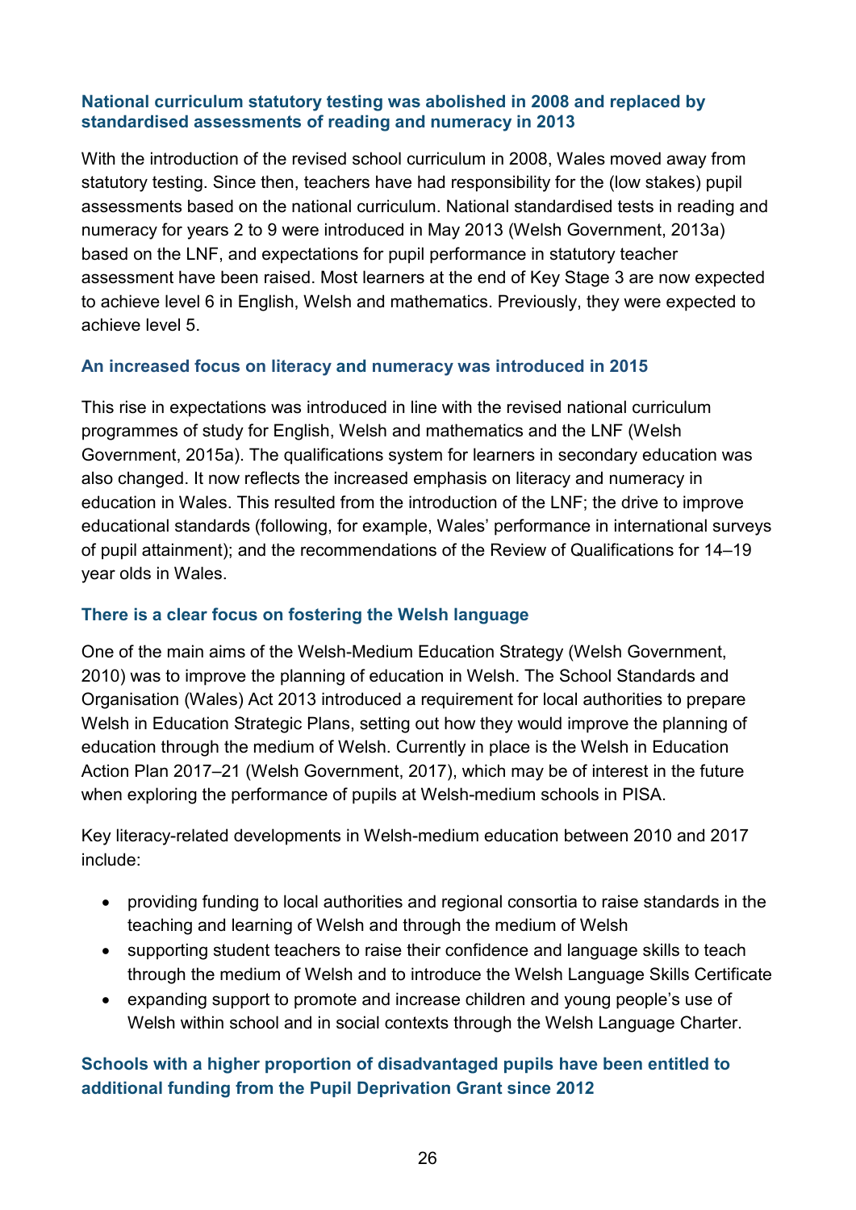### National curriculum statutory testing was abolished in 2008 and replaced by standardised assessments of reading and numeracy in 2013

With the introduction of the revised school curriculum in 2008, Wales moved away from statutory testing. Since then, teachers have had responsibility for the (low stakes) pupil assessments based on the national curriculum. National standardised tests in reading and numeracy for years 2 to 9 were introduced in May 2013 (Welsh Government, 2013a) based on the LNF, and expectations for pupil performance in statutory teacher assessment have been raised. Most learners at the end of Key Stage 3 are now expected to achieve level 6 in English, Welsh and mathematics. Previously, they were expected to achieve level 5.

### An increased focus on literacy and numeracy was introduced in 2015

This rise in expectations was introduced in line with the revised national curriculum programmes of study for English, Welsh and mathematics and the LNF (Welsh Government, 2015a). The qualifications system for learners in secondary education was also changed. It now reflects the increased emphasis on literacy and numeracy in education in Wales. This resulted from the introduction of the LNF; the drive to improve educational standards (following, for example, Wales' performance in international surveys of pupil attainment); and the recommendations of the Review of Qualifications for 14–19 year olds in Wales.

### There is a clear focus on fostering the Welsh language

One of the main aims of the Welsh-Medium Education Strategy (Welsh Government, 2010) was to improve the planning of education in Welsh. The School Standards and Organisation (Wales) Act 2013 introduced a requirement for local authorities to prepare Welsh in Education Strategic Plans, setting out how they would improve the planning of education through the medium of Welsh. Currently in place is the Welsh in Education Action Plan 2017–21 (Welsh Government, 2017), which may be of interest in the future when exploring the performance of pupils at Welsh-medium schools in PISA.

Key literacy-related developments in Welsh-medium education between 2010 and 2017 include:

- providing funding to local authorities and regional consortia to raise standards in the teaching and learning of Welsh and through the medium of Welsh
- supporting student teachers to raise their confidence and language skills to teach through the medium of Welsh and to introduce the Welsh Language Skills Certificate
- expanding support to promote and increase children and young people's use of Welsh within school and in social contexts through the Welsh Language Charter.

### Schools with a higher proportion of disadvantaged pupils have been entitled to additional funding from the Pupil Deprivation Grant since 2012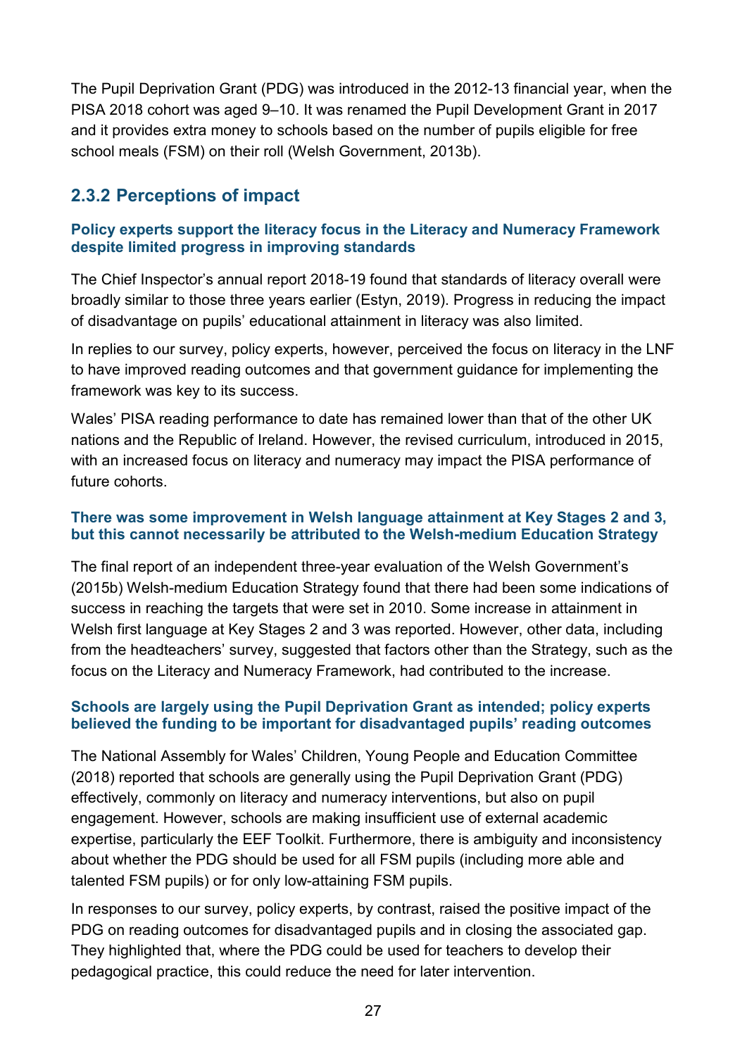The Pupil Deprivation Grant (PDG) was introduced in the 2012-13 financial year, when the PISA 2018 cohort was aged 9–10. It was renamed the Pupil Development Grant in 2017 and it provides extra money to schools based on the number of pupils eligible for free school meals (FSM) on their roll (Welsh Government, 2013b).

### 2.3.2 Perceptions of impact

#### Policy experts support the literacy focus in the Literacy and Numeracy Framework despite limited progress in improving standards

The Chief Inspector's annual report 2018-19 found that standards of literacy overall were broadly similar to those three years earlier (Estyn, 2019). Progress in reducing the impact of disadvantage on pupils' educational attainment in literacy was also limited.

In replies to our survey, policy experts, however, perceived the focus on literacy in the LNF to have improved reading outcomes and that government guidance for implementing the framework was key to its success.

Wales' PISA reading performance to date has remained lower than that of the other UK nations and the Republic of Ireland. However, the revised curriculum, introduced in 2015, with an increased focus on literacy and numeracy may impact the PISA performance of future cohorts.

#### There was some improvement in Welsh language attainment at Key Stages 2 and 3, but this cannot necessarily be attributed to the Welsh-medium Education Strategy

The final report of an independent three-year evaluation of the Welsh Government's (2015b) Welsh-medium Education Strategy found that there had been some indications of success in reaching the targets that were set in 2010. Some increase in attainment in Welsh first language at Key Stages 2 and 3 was reported. However, other data, including from the headteachers' survey, suggested that factors other than the Strategy, such as the focus on the Literacy and Numeracy Framework, had contributed to the increase.

#### Schools are largely using the Pupil Deprivation Grant as intended; policy experts believed the funding to be important for disadvantaged pupils' reading outcomes

The National Assembly for Wales' Children, Young People and Education Committee (2018) reported that schools are generally using the Pupil Deprivation Grant (PDG) effectively, commonly on literacy and numeracy interventions, but also on pupil engagement. However, schools are making insufficient use of external academic expertise, particularly the EEF Toolkit. Furthermore, there is ambiguity and inconsistency about whether the PDG should be used for all FSM pupils (including more able and talented FSM pupils) or for only low-attaining FSM pupils.

In responses to our survey, policy experts, by contrast, raised the positive impact of the PDG on reading outcomes for disadvantaged pupils and in closing the associated gap. They highlighted that, where the PDG could be used for teachers to develop their pedagogical practice, this could reduce the need for later intervention.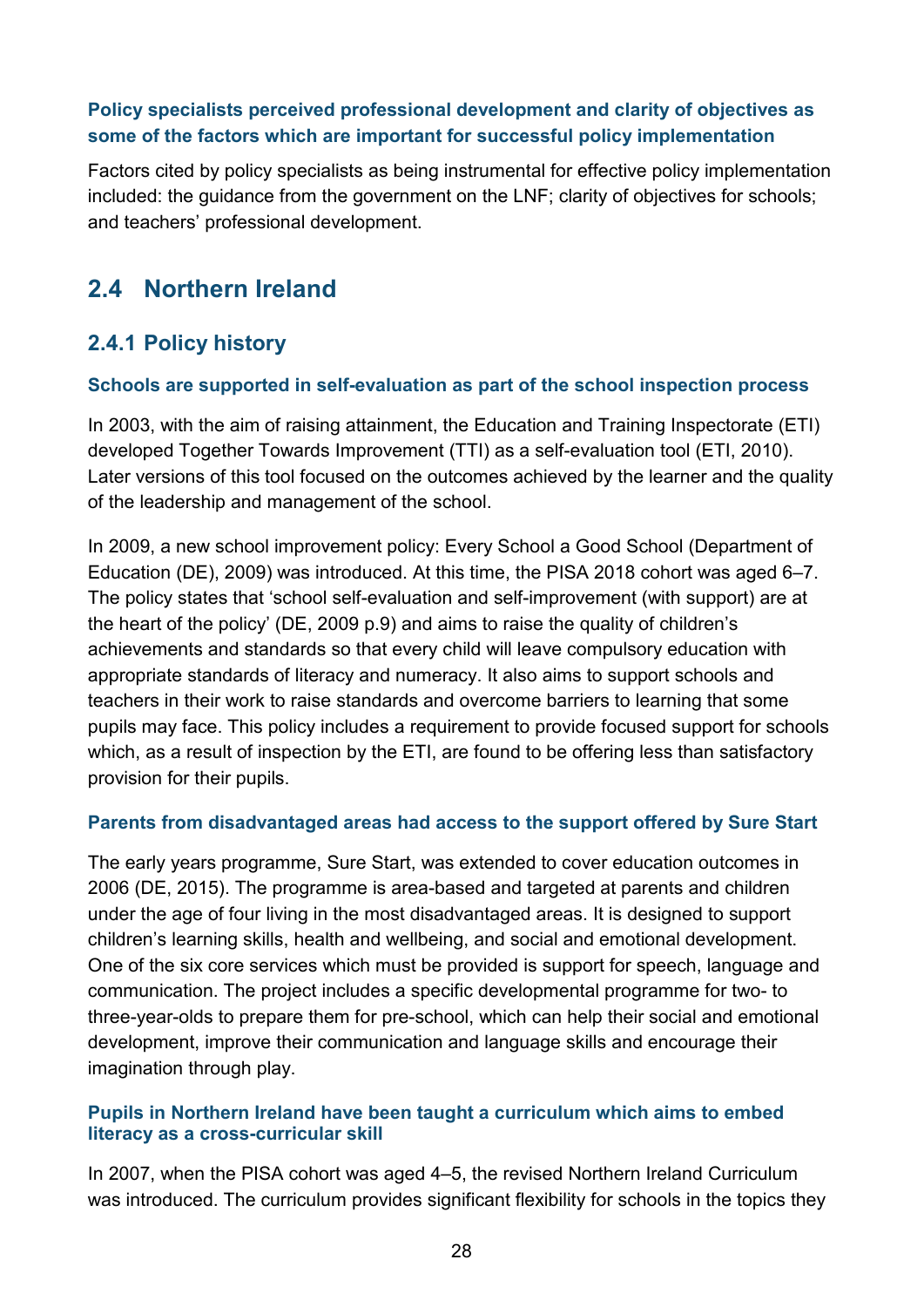**Policy specialists perceived professional development and clarity of objectives as some of the factors which are important for successful policy implementation**

Factors cited by policy specialists as being instrumental for effective policy implementation included: the guidance from the government on the LNF; clarity of objectives for schools; and teachers' professional development.

## 2.4 Northern Ireland

### 2.4.1 Policy history

**Schools are supported in self-evaluation as part of the school inspection process**

In 2003, with the aim of raising attainment, the Education and Training Inspectorate (ETI) developed Together Towards Improvement (TTI) as a self-evaluation tool (ETI, 2010). Later versions of this tool focused on the outcomes achieved by the learner and the quality of the leadership and management of the school.

In 2009, a new school improvement policy: Every School a Good School (Department of Education (DE), 2009) was introduced. At this time, the PISA 2018 cohort was aged 6–7. The policy states that 'school self-evaluation and self-improvement (with support) are at the heart of the policy' (DE, 2009 p.9) and aims to raise the quality of children's achievements and standards so that every child will leave compulsory education with appropriate standards of literacy and numeracy. It also aims to support schools and teachers in their work to raise standards and overcome barriers to learning that some pupils may face. This policy includes a requirement to provide focused support for schools which, as a result of inspection by the ETI, are found to be offering less than satisfactory provision for their pupils.

**Parents from disadvantaged areas had access to the support offered by Sure Start**

The early years programme, Sure Start, was extended to cover education outcomes in 2006 (DE, 2015). The programme is area-based and targeted at parents and children under the age of four living in the most disadvantaged areas. It is designed to support children's learning skills, health and wellbeing, and social and emotional development. One of the six core services which must be provided is support for speech, language and communication. The project includes a specific developmental programme for two- to three-year-olds to prepare them for pre-school, which can help their social and emotional development, improve their communication and language skills and encourage their imagination through play.

**Pupils in Northern Ireland have been taught a curriculum which aims to embed literacy as a cross-curricular skill**

In 2007, when the PISA cohort was aged 4–5, the revised Northern Ireland Curriculum was introduced. The curriculum provides significant flexibility for schools in the topics they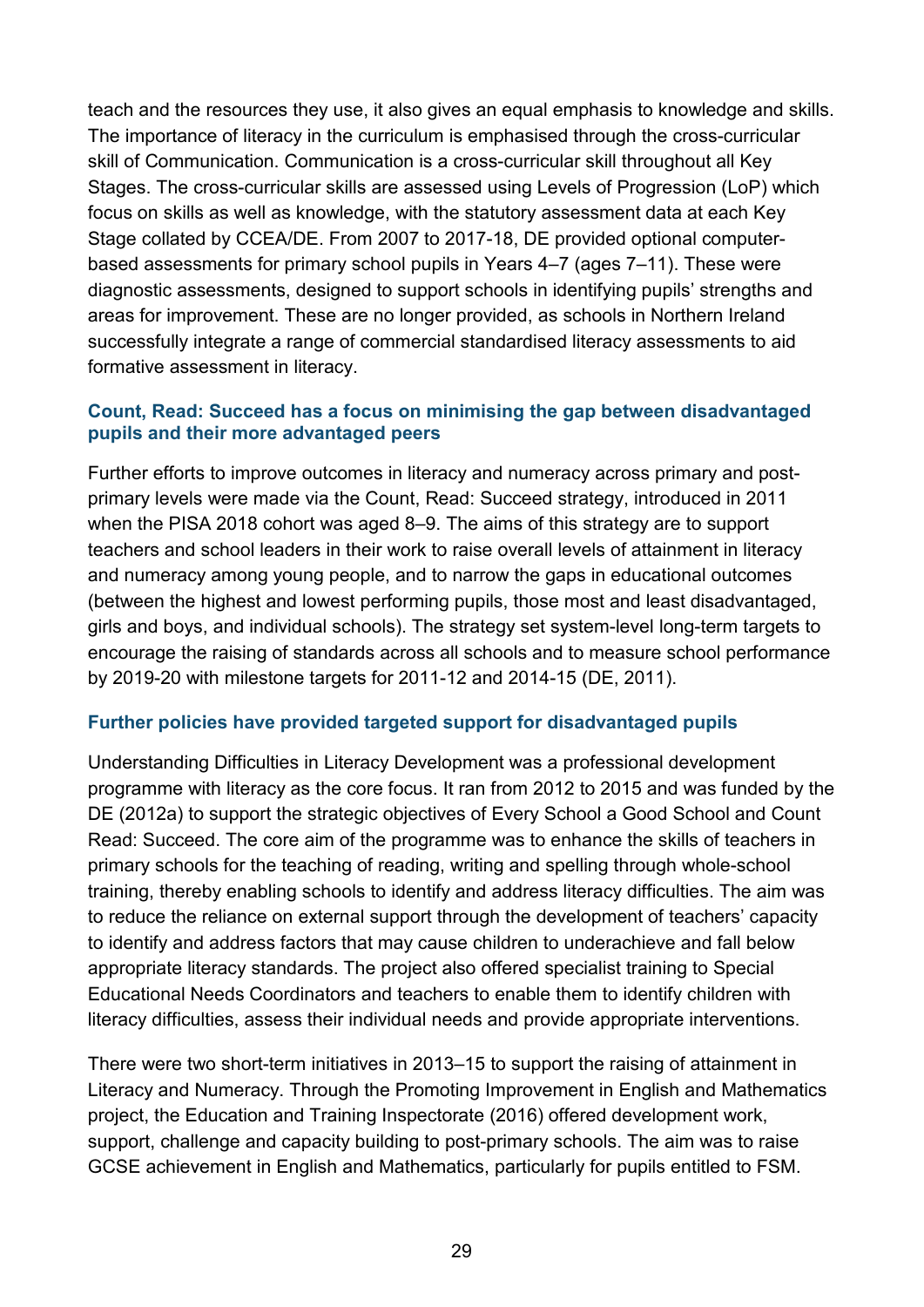teach and the resources they use, it also gives an equal emphasis to knowledge and skills. The importance of literacy in the curriculum is emphasised through the cross-curricular skill of Communication. Communication is a cross-curricular skill throughout all Key Stages. The cross-curricular skills are assessed using Levels of Progression (LoP) which focus on skills as well as knowledge, with the statutory assessment data at each Key Stage collated by CCEA/DE. From 2007 to 2017-18, DE provided optional computer-based assessments for primary school pupils in Years 4–7 (ages 7–11). These were diagnostic assessments, designed to support schools in identifying pupils' strengths and areas for improvement. These are no longer provided, as schools in Northern Ireland successfully integrate a range of commercial standardised literacy assessments to aid formative assessment in literacy.

### Count, Read: Succeed has a focus on minimising the gap between disadvantaged pupils and their more advantaged peers

Further efforts to improve outcomes in literacy and numeracy across primary and post-primary levels were made via the Count, Read: Succeed strategy, introduced in 2011 when the PISA 2018 cohort was aged 8–9. The aims of this strategy are to support teachers and school leaders in their work to raise overall levels of attainment in literacy and numeracy among young people, and to narrow the gaps in educational outcomes (between the highest and lowest performing pupils, those most and least disadvantaged, girls and boys, and individual schools). The strategy set system-level long-term targets to encourage the raising of standards across all schools and to measure school performance by 2019-20 with milestone targets for 2011-12 and 2014-15 (DE, 2011).

### Further policies have provided targeted support for disadvantaged pupils

Understanding Difficulties in Literacy Development was a professional development programme with literacy as the core focus. It ran from 2012 to 2015 and was funded by the DE (2012a) to support the strategic objectives of Every School a Good School and Count Read: Succeed. The core aim of the programme was to enhance the skills of teachers in primary schools for the teaching of reading, writing and spelling through whole-school training, thereby enabling schools to identify and address literacy difficulties. The aim was to reduce the reliance on external support through the development of teachers' capacity to identify and address factors that may cause children to underachieve and fall below appropriate literacy standards. The project also offered specialist training to Special Educational Needs Coordinators and teachers to enable them to identify children with literacy difficulties, assess their individual needs and provide appropriate interventions.

There were two short-term initiatives in 2013–15 to support the raising of attainment in Literacy and Numeracy. Through the Promoting Improvement in English and Mathematics project, the Education and Training Inspectorate (2016) offered development work, support, challenge and capacity building to post-primary schools. The aim was to raise GCSE achievement in English and Mathematics, particularly for pupils entitled to FSM.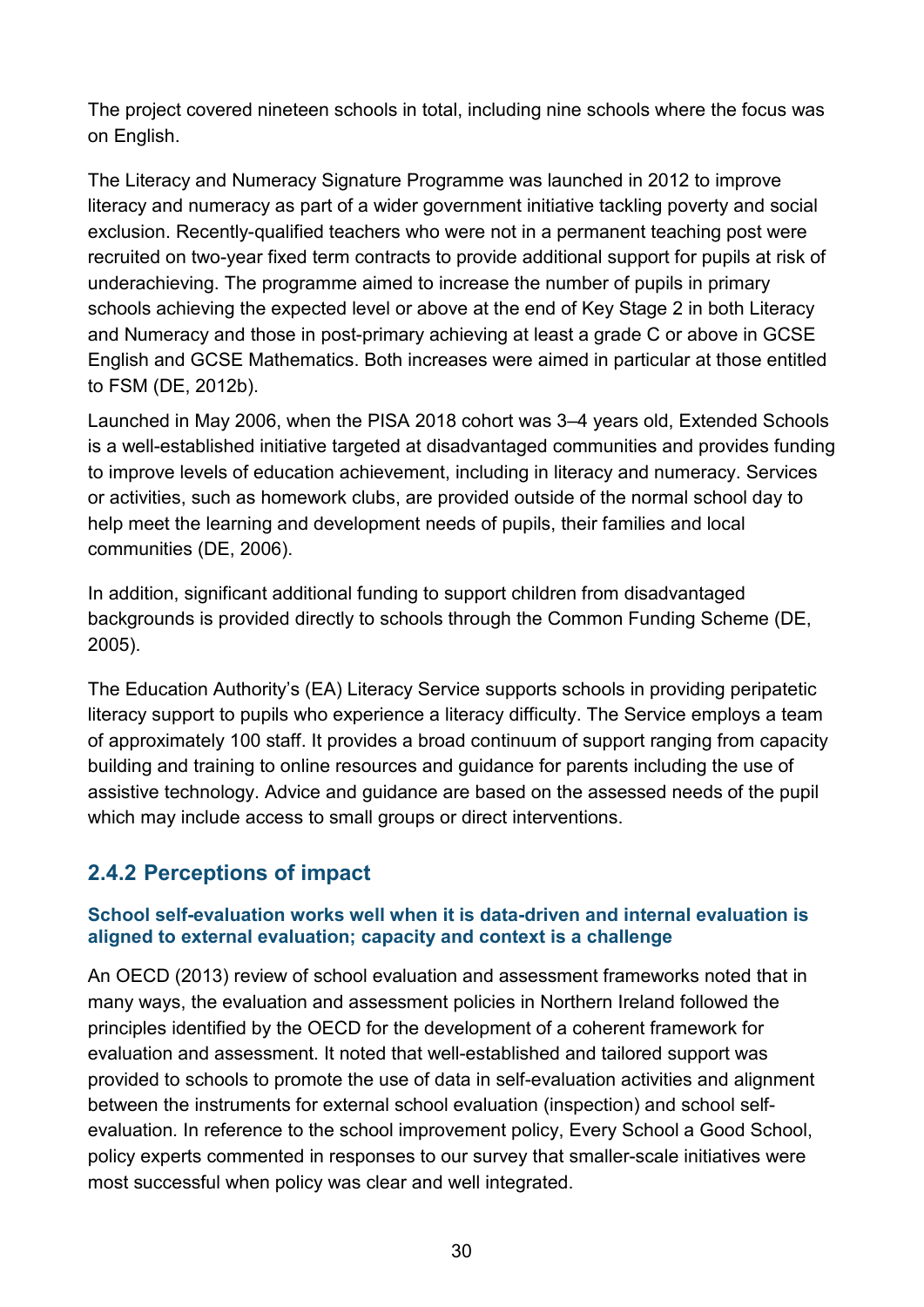The project covered nineteen schools in total, including nine schools where the focus was on English.

The Literacy and Numeracy Signature Programme was launched in 2012 to improve literacy and numeracy as part of a wider government initiative tackling poverty and social exclusion. Recently-qualified teachers who were not in a permanent teaching post were recruited on two-year fixed term contracts to provide additional support for pupils at risk of underachieving. The programme aimed to increase the number of pupils in primary schools achieving the expected level or above at the end of Key Stage 2 in both Literacy and Numeracy and those in post-primary achieving at least a grade C or above in GCSE English and GCSE Mathematics. Both increases were aimed in particular at those entitled to FSM (DE, 2012b).

Launched in May 2006, when the PISA 2018 cohort was 3–4 years old, Extended Schools is a well-established initiative targeted at disadvantaged communities and provides funding to improve levels of education achievement, including in literacy and numeracy. Services or activities, such as homework clubs, are provided outside of the normal school day to help meet the learning and development needs of pupils, their families and local communities (DE, 2006).

In addition, significant additional funding to support children from disadvantaged backgrounds is provided directly to schools through the Common Funding Scheme (DE, 2005).

The Education Authority's (EA) Literacy Service supports schools in providing peripatetic literacy support to pupils who experience a literacy difficulty. The Service employs a team of approximately 100 staff. It provides a broad continuum of support ranging from capacity building and training to online resources and guidance for parents including the use of assistive technology. Advice and guidance are based on the assessed needs of the pupil which may include access to small groups or direct interventions.

### 2.4.2 Perceptions of impact

#### School self-evaluation works well when it is data-driven and internal evaluation is aligned to external evaluation; capacity and context is a challenge

An OECD (2013) review of school evaluation and assessment frameworks noted that in many ways, the evaluation and assessment policies in Northern Ireland followed the principles identified by the OECD for the development of a coherent framework for evaluation and assessment. It noted that well-established and tailored support was provided to schools to promote the use of data in self-evaluation activities and alignment between the instruments for external school evaluation (inspection) and school self-evaluation. In reference to the school improvement policy, Every School a Good School, policy experts commented in responses to our survey that smaller-scale initiatives were most successful when policy was clear and well integrated.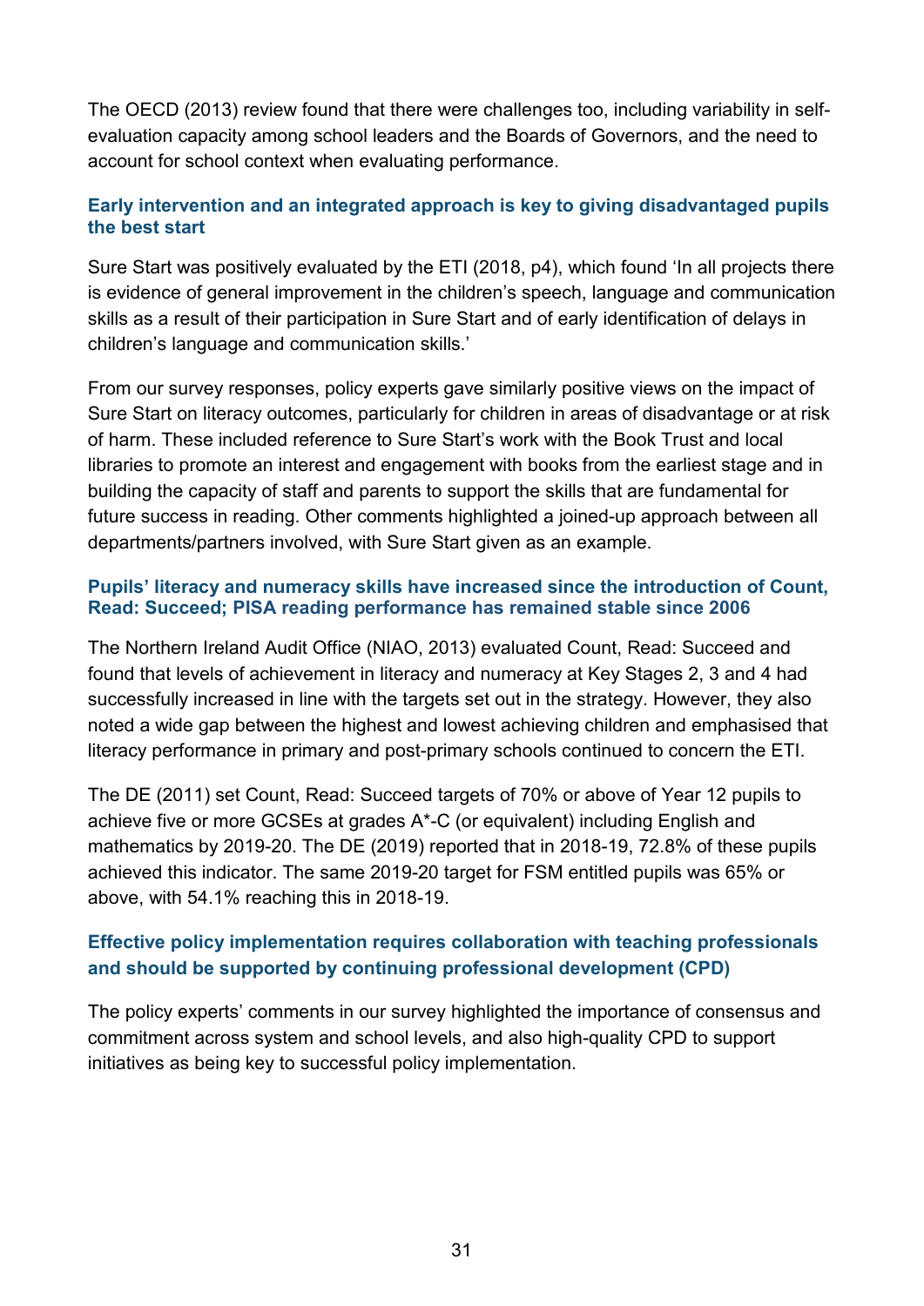The OECD (2013) review found that there were challenges too, including variability in self-evaluation capacity among school leaders and the Boards of Governors, and the need to account for school context when evaluating performance.

### Early intervention and an integrated approach is key to giving disadvantaged pupils the best start

Sure Start was positively evaluated by the ETI (2018, p4), which found 'In all projects there is evidence of general improvement in the children's speech, language and communication skills as a result of their participation in Sure Start and of early identification of delays in children's language and communication skills.'

From our survey responses, policy experts gave similarly positive views on the impact of Sure Start on literacy outcomes, particularly for children in areas of disadvantage or at risk of harm. These included reference to Sure Start's work with the Book Trust and local libraries to promote an interest and engagement with books from the earliest stage and in building the capacity of staff and parents to support the skills that are fundamental for future success in reading. Other comments highlighted a joined-up approach between all departments/partners involved, with Sure Start given as an example.

### Pupils' literacy and numeracy skills have increased since the introduction of Count, Read: Succeed; PISA reading performance has remained stable since 2006

The Northern Ireland Audit Office (NIAO, 2013) evaluated Count, Read: Succeed and found that levels of achievement in literacy and numeracy at Key Stages 2, 3 and 4 had successfully increased in line with the targets set out in the strategy. However, they also noted a wide gap between the highest and lowest achieving children and emphasised that literacy performance in primary and post-primary schools continued to concern the ETI.

The DE (2011) set Count, Read: Succeed targets of 70% or above of Year 12 pupils to achieve five or more GCSEs at grades A*-C (or equivalent) including English and mathematics by 2019-20. The DE (2019) reported that in 2018-19, 72.8% of these pupils achieved this indicator. The same 2019-20 target for FSM entitled pupils was 65% or above, with 54.1% reaching this in 2018-19.

### Effective policy implementation requires collaboration with teaching professionals and should be supported by continuing professional development (CPD)

The policy experts' comments in our survey highlighted the importance of consensus and commitment across system and school levels, and also high-quality CPD to support initiatives as being key to successful policy implementation.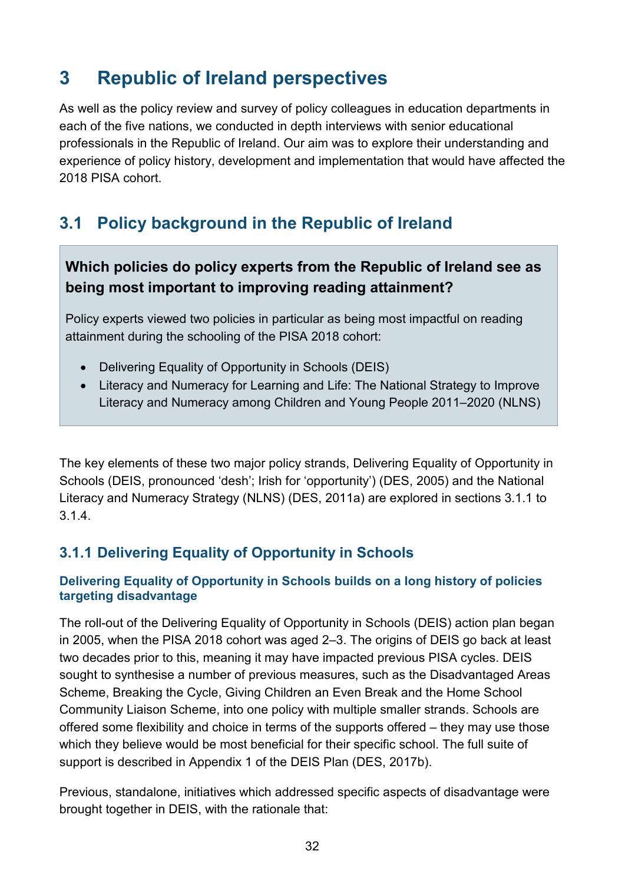# 3 Republic of Ireland perspectives

As well as the policy review and survey of policy colleagues in education departments in each of the five nations, we conducted in depth interviews with senior educational professionals in the Republic of Ireland. Our aim was to explore their understanding and experience of policy history, development and implementation that would have affected the 2018 PISA cohort.

## 3.1 Policy background in the Republic of Ireland

**Which policies do policy experts from the Republic of Ireland see as being most important to improving reading attainment?**

Policy experts viewed two policies in particular as being most impactful on reading attainment during the schooling of the PISA 2018 cohort:

- Delivering Equality of Opportunity in Schools (DEIS)
- Literacy and Numeracy for Learning and Life: The National Strategy to Improve Literacy and Numeracy among Children and Young People 2011–2020 (NLNS)

The key elements of these two major policy strands, Delivering Equality of Opportunity in Schools (DEIS, pronounced 'desh'; Irish for 'opportunity') (DES, 2005) and the National Literacy and Numeracy Strategy (NLNS) (DES, 2011a) are explored in sections 3.1.1 to 3.1.4.

### 3.1.1 Delivering Equality of Opportunity in Schools

#### Delivering Equality of Opportunity in Schools builds on a long history of policies targeting disadvantage

The roll-out of the Delivering Equality of Opportunity in Schools (DEIS) action plan began in 2005, when the PISA 2018 cohort was aged 2–3. The origins of DEIS go back at least two decades prior to this, meaning it may have impacted previous PISA cycles. DEIS sought to synthesise a number of previous measures, such as the Disadvantaged Areas Scheme, Breaking the Cycle, Giving Children an Even Break and the Home School Community Liaison Scheme, into one policy with multiple smaller strands. Schools are offered some flexibility and choice in terms of the supports offered – they may use those which they believe would be most beneficial for their specific school. The full suite of support is described in Appendix 1 of the DEIS Plan (DES, 2017b).

Previous, standalone, initiatives which addressed specific aspects of disadvantage were brought together in DEIS, with the rationale that: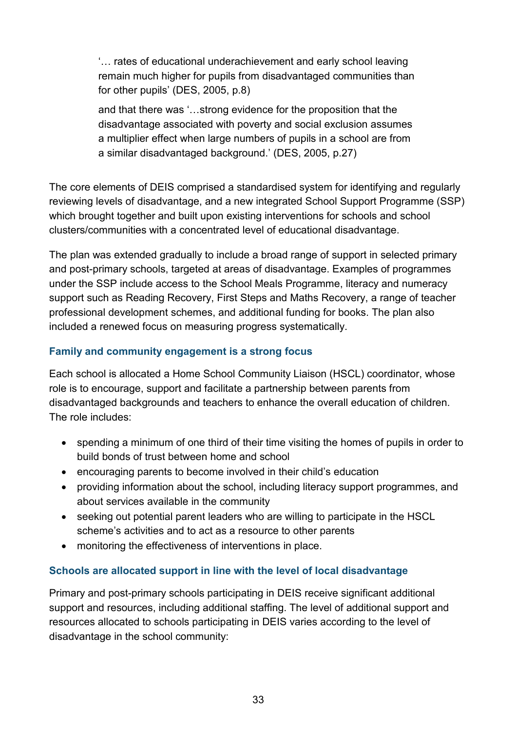> '… rates of educational underachievement and early school leaving remain much higher for pupils from disadvantaged communities than for other pupils' (DES, 2005, p.8)
>
> and that there was '…strong evidence for the proposition that the disadvantage associated with poverty and social exclusion assumes a multiplier effect when large numbers of pupils in a school are from a similar disadvantaged background.' (DES, 2005, p.27)

The core elements of DEIS comprised a standardised system for identifying and regularly reviewing levels of disadvantage, and a new integrated School Support Programme (SSP) which brought together and built upon existing interventions for schools and school clusters/communities with a concentrated level of educational disadvantage.

The plan was extended gradually to include a broad range of support in selected primary and post-primary schools, targeted at areas of disadvantage. Examples of programmes under the SSP include access to the School Meals Programme, literacy and numeracy support such as Reading Recovery, First Steps and Maths Recovery, a range of teacher professional development schemes, and additional funding for books. The plan also included a renewed focus on measuring progress systematically.

### Family and community engagement is a strong focus

Each school is allocated a Home School Community Liaison (HSCL) coordinator, whose role is to encourage, support and facilitate a partnership between parents from disadvantaged backgrounds and teachers to enhance the overall education of children. The role includes:

- spending a minimum of one third of their time visiting the homes of pupils in order to build bonds of trust between home and school
- encouraging parents to become involved in their child's education
- providing information about the school, including literacy support programmes, and about services available in the community
- seeking out potential parent leaders who are willing to participate in the HSCL scheme's activities and to act as a resource to other parents
- monitoring the effectiveness of interventions in place.

### Schools are allocated support in line with the level of local disadvantage

Primary and post-primary schools participating in DEIS receive significant additional support and resources, including additional staffing. The level of additional support and resources allocated to schools participating in DEIS varies according to the level of disadvantage in the school community: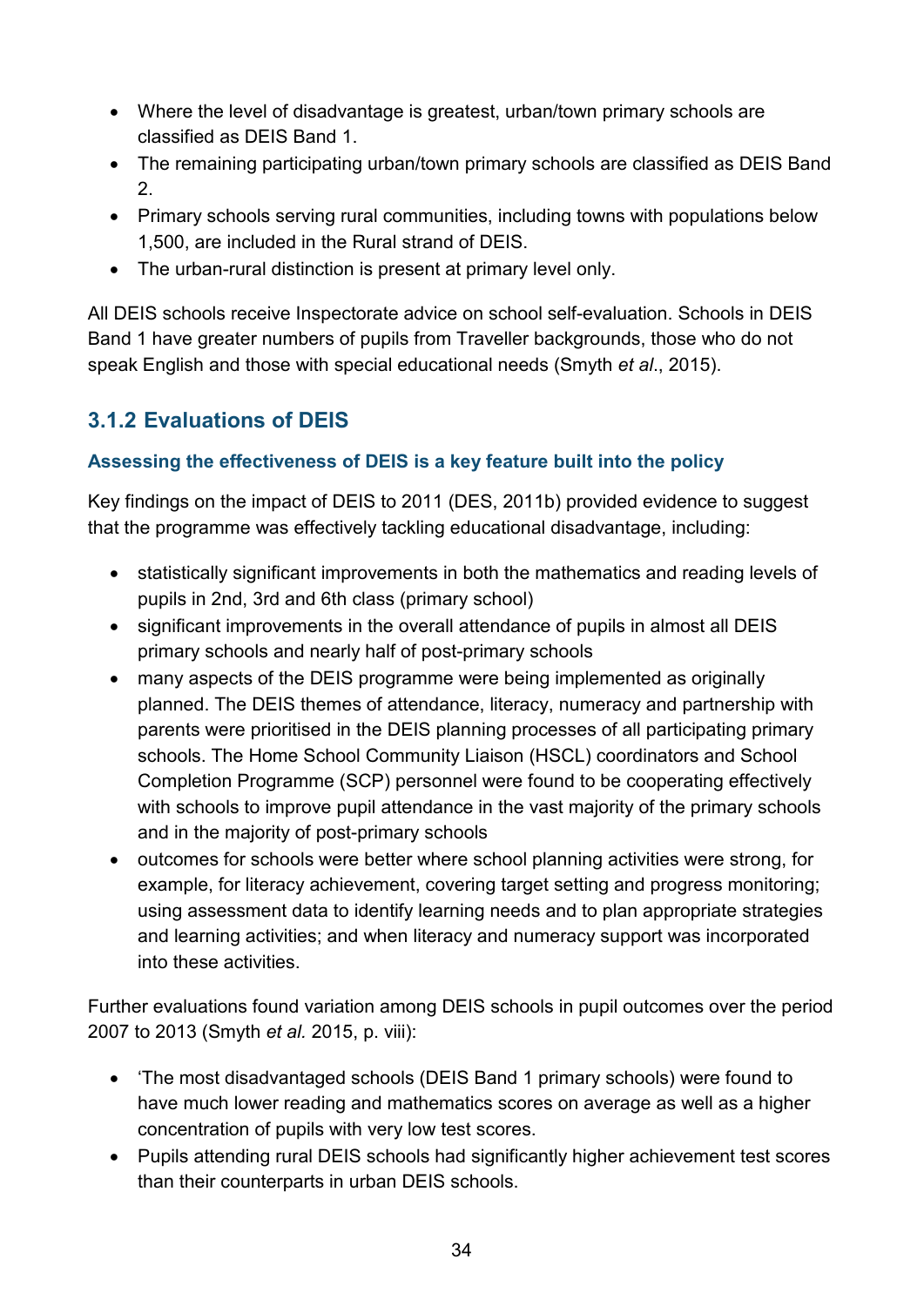- Where the level of disadvantage is greatest, urban/town primary schools are classified as DEIS Band 1.
- The remaining participating urban/town primary schools are classified as DEIS Band 2.
- Primary schools serving rural communities, including towns with populations below 1,500, are included in the Rural strand of DEIS.
- The urban-rural distinction is present at primary level only.

All DEIS schools receive Inspectorate advice on school self-evaluation. Schools in DEIS Band 1 have greater numbers of pupils from Traveller backgrounds, those who do not speak English and those with special educational needs (Smyth *et al*., 2015).

### 3.1.2 Evaluations of DEIS

#### Assessing the effectiveness of DEIS is a key feature built into the policy

Key findings on the impact of DEIS to 2011 (DES, 2011b) provided evidence to suggest that the programme was effectively tackling educational disadvantage, including:

- statistically significant improvements in both the mathematics and reading levels of pupils in 2nd, 3rd and 6th class (primary school)
- significant improvements in the overall attendance of pupils in almost all DEIS primary schools and nearly half of post-primary schools
- many aspects of the DEIS programme were being implemented as originally planned. The DEIS themes of attendance, literacy, numeracy and partnership with parents were prioritised in the DEIS planning processes of all participating primary schools. The Home School Community Liaison (HSCL) coordinators and School Completion Programme (SCP) personnel were found to be cooperating effectively with schools to improve pupil attendance in the vast majority of the primary schools and in the majority of post-primary schools
- outcomes for schools were better where school planning activities were strong, for example, for literacy achievement, covering target setting and progress monitoring; using assessment data to identify learning needs and to plan appropriate strategies and learning activities; and when literacy and numeracy support was incorporated into these activities.

Further evaluations found variation among DEIS schools in pupil outcomes over the period 2007 to 2013 (Smyth *et al.* 2015, p. viii):

- 'The most disadvantaged schools (DEIS Band 1 primary schools) were found to have much lower reading and mathematics scores on average as well as a higher concentration of pupils with very low test scores.
- Pupils attending rural DEIS schools had significantly higher achievement test scores than their counterparts in urban DEIS schools.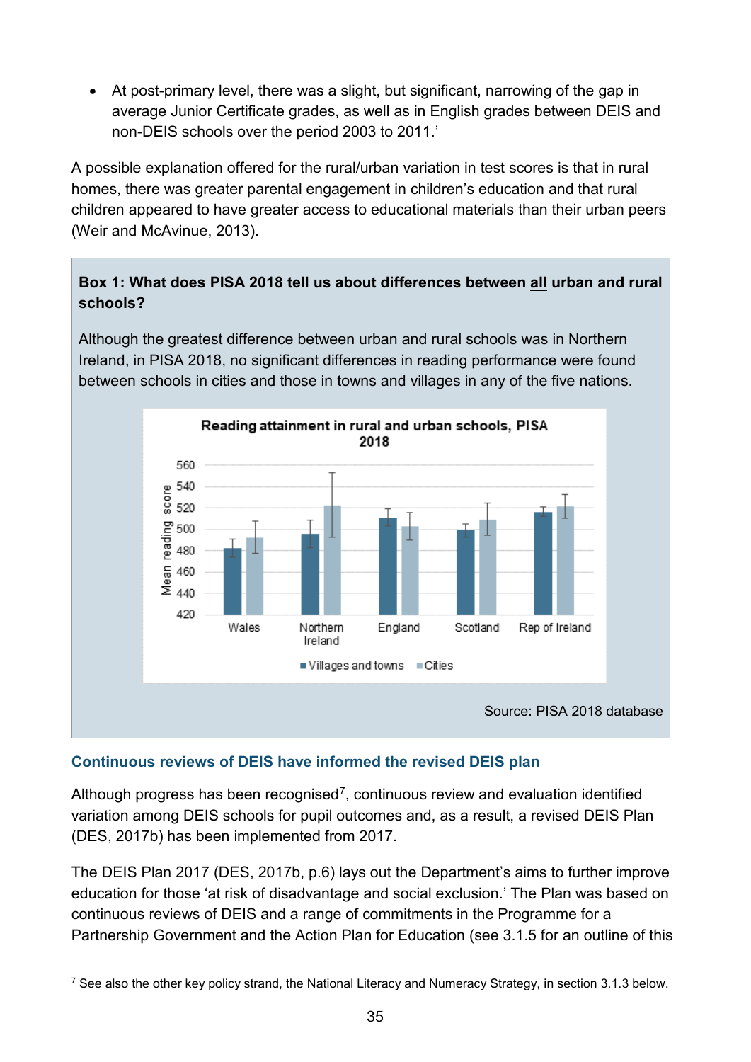- At post-primary level, there was a slight, but significant, narrowing of the gap in average Junior Certificate grades, as well as in English grades between DEIS and non-DEIS schools over the period 2003 to 2011.'

A possible explanation offered for the rural/urban variation in test scores is that in rural homes, there was greater parental engagement in children's education and that rural children appeared to have greater access to educational materials than their urban peers (Weir and McAvinue, 2013).

**Box 1: What does PISA 2018 tell us about differences between all urban and rural schools?**

Although the greatest difference between urban and rural schools was in Northern Ireland, in PISA 2018, no significant differences in reading performance were found between schools in cities and those in towns and villages in any of the five nations.

**Reading attainment in rural and urban schools, PISA 2018**

Source: PISA 2018 database

### Continuous reviews of DEIS have informed the revised DEIS plan

Although progress has been recognised[7], continuous review and evaluation identified variation among DEIS schools for pupil outcomes and, as a result, a revised DEIS Plan (DES, 2017b) has been implemented from 2017.

The DEIS Plan 2017 (DES, 2017b, p.6) lays out the Department's aims to further improve education for those 'at risk of disadvantage and social exclusion.' The Plan was based on continuous reviews of DEIS and a range of commitments in the Programme for a Partnership Government and the Action Plan for Education (see 3.1.5 for an outline of this

[7] See also the other key policy strand, the National Literacy and Numeracy Strategy, in section 3.1.3 below.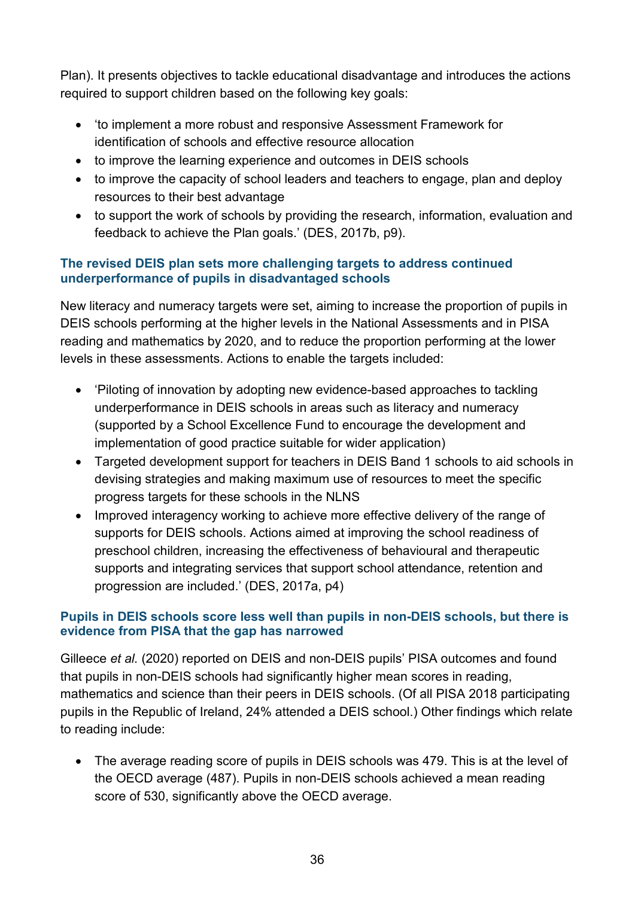Plan). It presents objectives to tackle educational disadvantage and introduces the actions required to support children based on the following key goals:

- 'to implement a more robust and responsive Assessment Framework for identification of schools and effective resource allocation
- to improve the learning experience and outcomes in DEIS schools
- to improve the capacity of school leaders and teachers to engage, plan and deploy resources to their best advantage
- to support the work of schools by providing the research, information, evaluation and feedback to achieve the Plan goals.' (DES, 2017b, p9).

### The revised DEIS plan sets more challenging targets to address continued underperformance of pupils in disadvantaged schools

New literacy and numeracy targets were set, aiming to increase the proportion of pupils in DEIS schools performing at the higher levels in the National Assessments and in PISA reading and mathematics by 2020, and to reduce the proportion performing at the lower levels in these assessments. Actions to enable the targets included:

- 'Piloting of innovation by adopting new evidence-based approaches to tackling underperformance in DEIS schools in areas such as literacy and numeracy (supported by a School Excellence Fund to encourage the development and implementation of good practice suitable for wider application)
- Targeted development support for teachers in DEIS Band 1 schools to aid schools in devising strategies and making maximum use of resources to meet the specific progress targets for these schools in the NLNS
- Improved interagency working to achieve more effective delivery of the range of supports for DEIS schools. Actions aimed at improving the school readiness of preschool children, increasing the effectiveness of behavioural and therapeutic supports and integrating services that support school attendance, retention and progression are included.' (DES, 2017a, p4)

### Pupils in DEIS schools score less well than pupils in non-DEIS schools, but there is evidence from PISA that the gap has narrowed

Gilleece *et al.* (2020) reported on DEIS and non-DEIS pupils' PISA outcomes and found that pupils in non-DEIS schools had significantly higher mean scores in reading, mathematics and science than their peers in DEIS schools. (Of all PISA 2018 participating pupils in the Republic of Ireland, 24% attended a DEIS school.) Other findings which relate to reading include:

- The average reading score of pupils in DEIS schools was 479. This is at the level of the OECD average (487). Pupils in non-DEIS schools achieved a mean reading score of 530, significantly above the OECD average.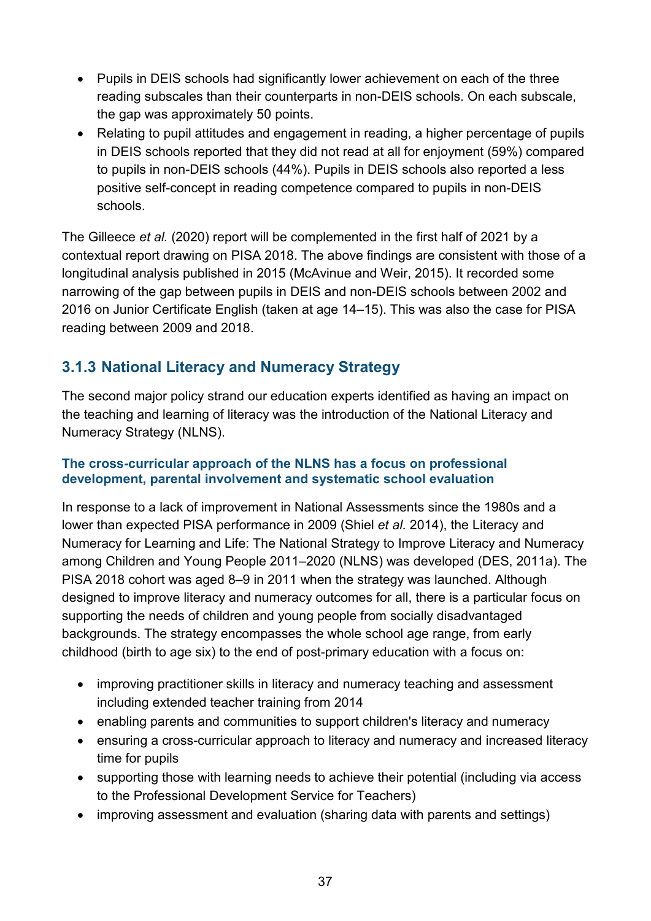- Pupils in DEIS schools had significantly lower achievement on each of the three reading subscales than their counterparts in non-DEIS schools. On each subscale, the gap was approximately 50 points.
- Relating to pupil attitudes and engagement in reading, a higher percentage of pupils in DEIS schools reported that they did not read at all for enjoyment (59%) compared to pupils in non-DEIS schools (44%). Pupils in DEIS schools also reported a less positive self-concept in reading competence compared to pupils in non-DEIS schools.

The Gilleece *et al.* (2020) report will be complemented in the first half of 2021 by a contextual report drawing on PISA 2018. The above findings are consistent with those of a longitudinal analysis published in 2015 (McAvinue and Weir, 2015). It recorded some narrowing of the gap between pupils in DEIS and non-DEIS schools between 2002 and 2016 on Junior Certificate English (taken at age 14–15). This was also the case for PISA reading between 2009 and 2018.

### 3.1.3 National Literacy and Numeracy Strategy

The second major policy strand our education experts identified as having an impact on the teaching and learning of literacy was the introduction of the National Literacy and Numeracy Strategy (NLNS).

#### The cross-curricular approach of the NLNS has a focus on professional development, parental involvement and systematic school evaluation

In response to a lack of improvement in National Assessments since the 1980s and a lower than expected PISA performance in 2009 (Shiel *et al.* 2014), the Literacy and Numeracy for Learning and Life: The National Strategy to Improve Literacy and Numeracy among Children and Young People 2011–2020 (NLNS) was developed (DES, 2011a). The PISA 2018 cohort was aged 8–9 in 2011 when the strategy was launched. Although designed to improve literacy and numeracy outcomes for all, there is a particular focus on supporting the needs of children and young people from socially disadvantaged backgrounds. The strategy encompasses the whole school age range, from early childhood (birth to age six) to the end of post-primary education with a focus on:

- improving practitioner skills in literacy and numeracy teaching and assessment including extended teacher training from 2014
- enabling parents and communities to support children's literacy and numeracy
- ensuring a cross-curricular approach to literacy and numeracy and increased literacy time for pupils
- supporting those with learning needs to achieve their potential (including via access to the Professional Development Service for Teachers)
- improving assessment and evaluation (sharing data with parents and settings)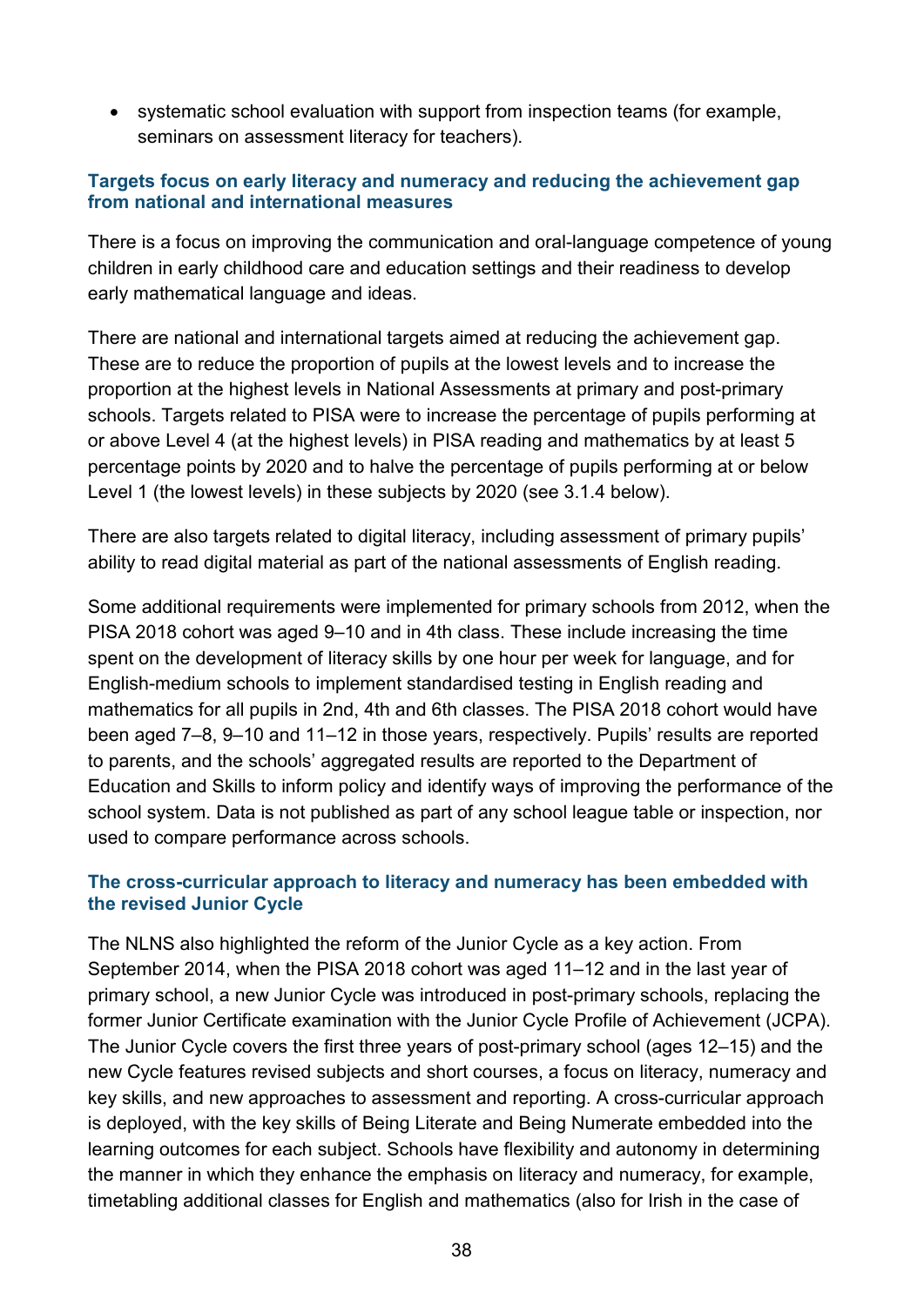- systematic school evaluation with support from inspection teams (for example, seminars on assessment literacy for teachers).

### Targets focus on early literacy and numeracy and reducing the achievement gap from national and international measures

There is a focus on improving the communication and oral-language competence of young children in early childhood care and education settings and their readiness to develop early mathematical language and ideas.

There are national and international targets aimed at reducing the achievement gap. These are to reduce the proportion of pupils at the lowest levels and to increase the proportion at the highest levels in National Assessments at primary and post-primary schools. Targets related to PISA were to increase the percentage of pupils performing at or above Level 4 (at the highest levels) in PISA reading and mathematics by at least 5 percentage points by 2020 and to halve the percentage of pupils performing at or below Level 1 (the lowest levels) in these subjects by 2020 (see 3.1.4 below).

There are also targets related to digital literacy, including assessment of primary pupils' ability to read digital material as part of the national assessments of English reading.

Some additional requirements were implemented for primary schools from 2012, when the PISA 2018 cohort was aged 9–10 and in 4th class. These include increasing the time spent on the development of literacy skills by one hour per week for language, and for English-medium schools to implement standardised testing in English reading and mathematics for all pupils in 2nd, 4th and 6th classes. The PISA 2018 cohort would have been aged 7–8, 9–10 and 11–12 in those years, respectively. Pupils' results are reported to parents, and the schools' aggregated results are reported to the Department of Education and Skills to inform policy and identify ways of improving the performance of the school system. Data is not published as part of any school league table or inspection, nor used to compare performance across schools.

### The cross-curricular approach to literacy and numeracy has been embedded with the revised Junior Cycle

The NLNS also highlighted the reform of the Junior Cycle as a key action. From September 2014, when the PISA 2018 cohort was aged 11–12 and in the last year of primary school, a new Junior Cycle was introduced in post-primary schools, replacing the former Junior Certificate examination with the Junior Cycle Profile of Achievement (JCPA). The Junior Cycle covers the first three years of post-primary school (ages 12–15) and the new Cycle features revised subjects and short courses, a focus on literacy, numeracy and key skills, and new approaches to assessment and reporting. A cross-curricular approach is deployed, with the key skills of Being Literate and Being Numerate embedded into the learning outcomes for each subject. Schools have flexibility and autonomy in determining the manner in which they enhance the emphasis on literacy and numeracy, for example, timetabling additional classes for English and mathematics (also for Irish in the case of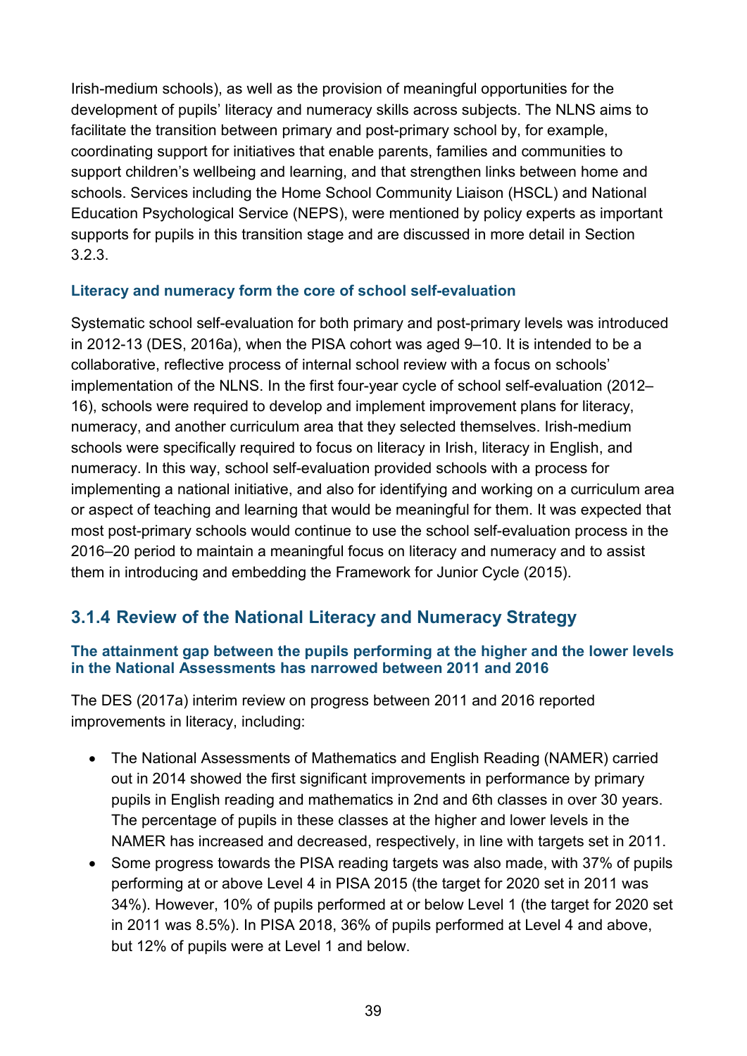Irish-medium schools), as well as the provision of meaningful opportunities for the development of pupils' literacy and numeracy skills across subjects. The NLNS aims to facilitate the transition between primary and post-primary school by, for example, coordinating support for initiatives that enable parents, families and communities to support children's wellbeing and learning, and that strengthen links between home and schools. Services including the Home School Community Liaison (HSCL) and National Education Psychological Service (NEPS), were mentioned by policy experts as important supports for pupils in this transition stage and are discussed in more detail in Section 3.2.3.

#### Literacy and numeracy form the core of school self-evaluation

Systematic school self-evaluation for both primary and post-primary levels was introduced in 2012-13 (DES, 2016a), when the PISA cohort was aged 9–10. It is intended to be a collaborative, reflective process of internal school review with a focus on schools' implementation of the NLNS. In the first four-year cycle of school self-evaluation (2012–16), schools were required to develop and implement improvement plans for literacy, numeracy, and another curriculum area that they selected themselves. Irish-medium schools were specifically required to focus on literacy in Irish, literacy in English, and numeracy. In this way, school self-evaluation provided schools with a process for implementing a national initiative, and also for identifying and working on a curriculum area or aspect of teaching and learning that would be meaningful for them. It was expected that most post-primary schools would continue to use the school self-evaluation process in the 2016–20 period to maintain a meaningful focus on literacy and numeracy and to assist them in introducing and embedding the Framework for Junior Cycle (2015).

### 3.1.4 Review of the National Literacy and Numeracy Strategy

#### The attainment gap between the pupils performing at the higher and the lower levels in the National Assessments has narrowed between 2011 and 2016

The DES (2017a) interim review on progress between 2011 and 2016 reported improvements in literacy, including:

- The National Assessments of Mathematics and English Reading (NAMER) carried out in 2014 showed the first significant improvements in performance by primary pupils in English reading and mathematics in 2nd and 6th classes in over 30 years. The percentage of pupils in these classes at the higher and lower levels in the NAMER has increased and decreased, respectively, in line with targets set in 2011.
- Some progress towards the PISA reading targets was also made, with 37% of pupils performing at or above Level 4 in PISA 2015 (the target for 2020 set in 2011 was 34%). However, 10% of pupils performed at or below Level 1 (the target for 2020 set in 2011 was 8.5%). In PISA 2018, 36% of pupils performed at Level 4 and above, but 12% of pupils were at Level 1 and below.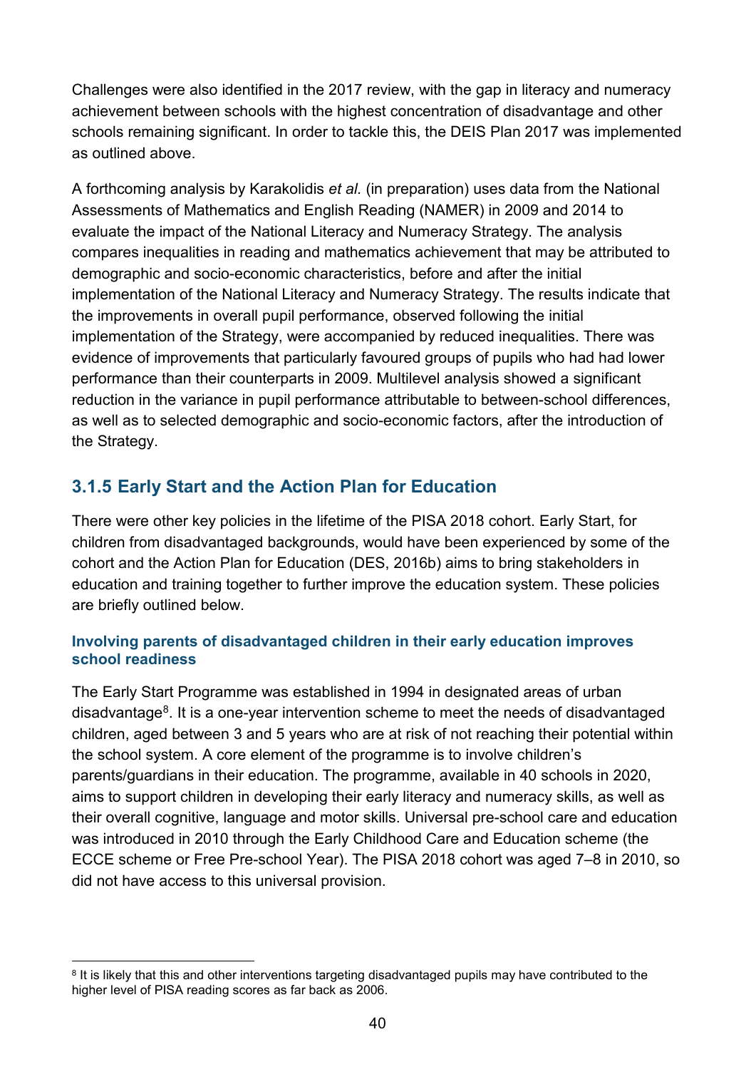Challenges were also identified in the 2017 review, with the gap in literacy and numeracy achievement between schools with the highest concentration of disadvantage and other schools remaining significant. In order to tackle this, the DEIS Plan 2017 was implemented as outlined above.

A forthcoming analysis by Karakolidis *et al.* (in preparation) uses data from the National Assessments of Mathematics and English Reading (NAMER) in 2009 and 2014 to evaluate the impact of the National Literacy and Numeracy Strategy. The analysis compares inequalities in reading and mathematics achievement that may be attributed to demographic and socio-economic characteristics, before and after the initial implementation of the National Literacy and Numeracy Strategy. The results indicate that the improvements in overall pupil performance, observed following the initial implementation of the Strategy, were accompanied by reduced inequalities. There was evidence of improvements that particularly favoured groups of pupils who had had lower performance than their counterparts in 2009. Multilevel analysis showed a significant reduction in the variance in pupil performance attributable to between-school differences, as well as to selected demographic and socio-economic factors, after the introduction of the Strategy.

### 3.1.5 Early Start and the Action Plan for Education

There were other key policies in the lifetime of the PISA 2018 cohort. Early Start, for children from disadvantaged backgrounds, would have been experienced by some of the cohort and the Action Plan for Education (DES, 2016b) aims to bring stakeholders in education and training together to further improve the education system. These policies are briefly outlined below.

#### Involving parents of disadvantaged children in their early education improves school readiness

The Early Start Programme was established in 1994 in designated areas of urban disadvantage[8]. It is a one-year intervention scheme to meet the needs of disadvantaged children, aged between 3 and 5 years who are at risk of not reaching their potential within the school system. A core element of the programme is to involve children's parents/guardians in their education. The programme, available in 40 schools in 2020, aims to support children in developing their early literacy and numeracy skills, as well as their overall cognitive, language and motor skills. Universal pre-school care and education was introduced in 2010 through the Early Childhood Care and Education scheme (the ECCE scheme or Free Pre-school Year). The PISA 2018 cohort was aged 7–8 in 2010, so did not have access to this universal provision.

[8] It is likely that this and other interventions targeting disadvantaged pupils may have contributed to the higher level of PISA reading scores as far back as 2006.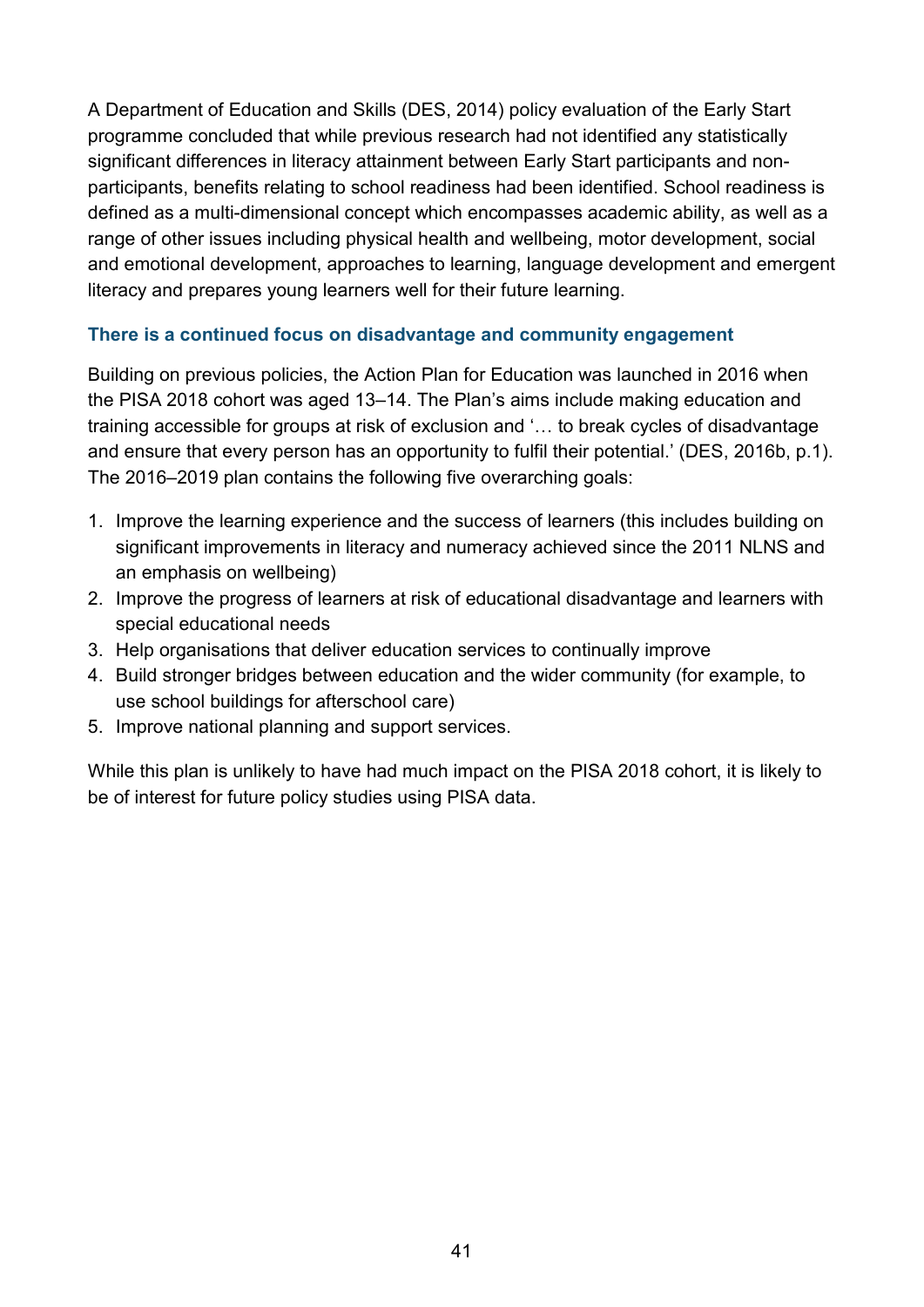A Department of Education and Skills (DES, 2014) policy evaluation of the Early Start programme concluded that while previous research had not identified any statistically significant differences in literacy attainment between Early Start participants and non-participants, benefits relating to school readiness had been identified. School readiness is defined as a multi-dimensional concept which encompasses academic ability, as well as a range of other issues including physical health and wellbeing, motor development, social and emotional development, approaches to learning, language development and emergent literacy and prepares young learners well for their future learning.

### There is a continued focus on disadvantage and community engagement

Building on previous policies, the Action Plan for Education was launched in 2016 when the PISA 2018 cohort was aged 13–14. The Plan's aims include making education and training accessible for groups at risk of exclusion and '… to break cycles of disadvantage and ensure that every person has an opportunity to fulfil their potential.' (DES, 2016b, p.1). The 2016–2019 plan contains the following five overarching goals:

1. Improve the learning experience and the success of learners (this includes building on significant improvements in literacy and numeracy achieved since the 2011 NLNS and an emphasis on wellbeing)
2. Improve the progress of learners at risk of educational disadvantage and learners with special educational needs
3. Help organisations that deliver education services to continually improve
4. Build stronger bridges between education and the wider community (for example, to use school buildings for afterschool care)
5. Improve national planning and support services.

While this plan is unlikely to have had much impact on the PISA 2018 cohort, it is likely to be of interest for future policy studies using PISA data.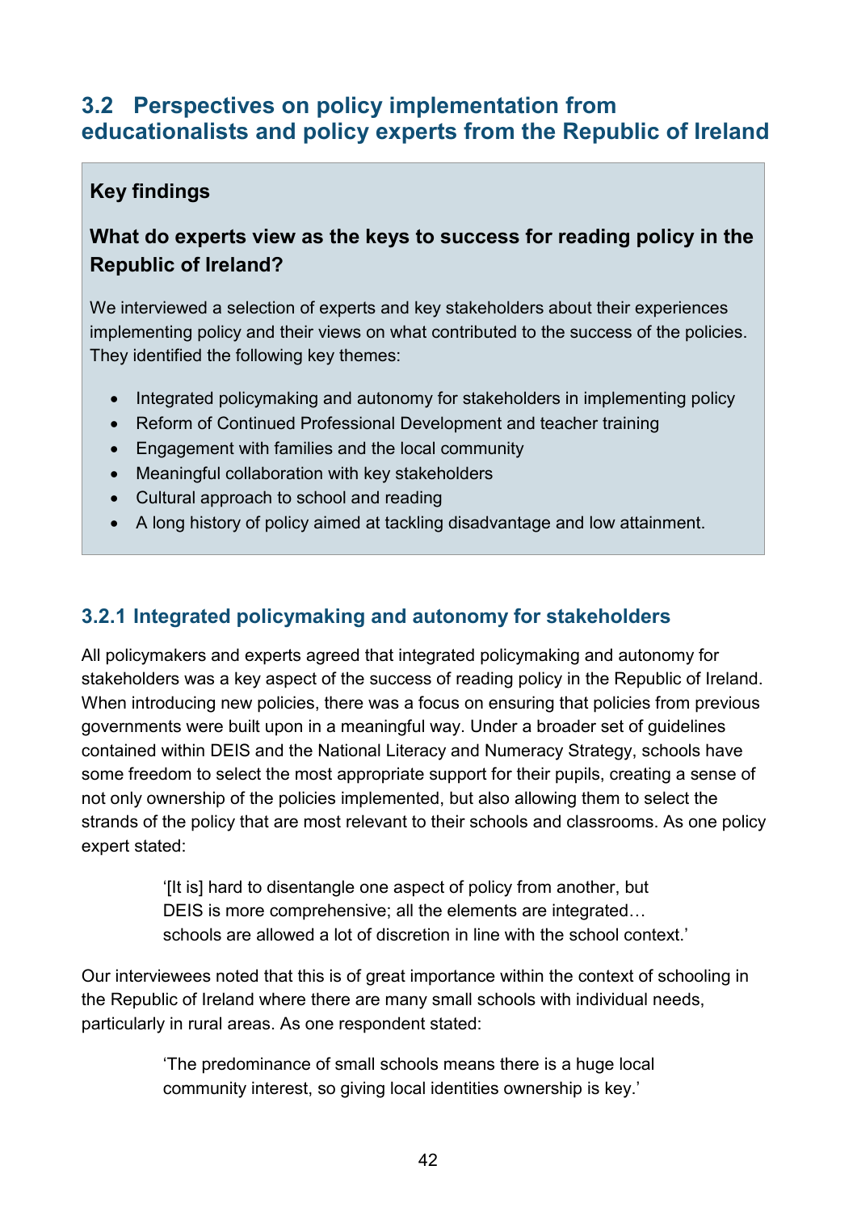## 3.2 Perspectives on policy implementation from educationalists and policy experts from the Republic of Ireland

> **Key findings**
>
> **What do experts view as the keys to success for reading policy in the Republic of Ireland?**
>
> We interviewed a selection of experts and key stakeholders about their experiences implementing policy and their views on what contributed to the success of the policies. They identified the following key themes:
>
> - Integrated policymaking and autonomy for stakeholders in implementing policy
> - Reform of Continued Professional Development and teacher training
> - Engagement with families and the local community
> - Meaningful collaboration with key stakeholders
> - Cultural approach to school and reading
> - A long history of policy aimed at tackling disadvantage and low attainment.

### 3.2.1 Integrated policymaking and autonomy for stakeholders

All policymakers and experts agreed that integrated policymaking and autonomy for stakeholders was a key aspect of the success of reading policy in the Republic of Ireland. When introducing new policies, there was a focus on ensuring that policies from previous governments were built upon in a meaningful way. Under a broader set of guidelines contained within DEIS and the National Literacy and Numeracy Strategy, schools have some freedom to select the most appropriate support for their pupils, creating a sense of not only ownership of the policies implemented, but also allowing them to select the strands of the policy that are most relevant to their schools and classrooms. As one policy expert stated:

> '[It is] hard to disentangle one aspect of policy from another, but DEIS is more comprehensive; all the elements are integrated… schools are allowed a lot of discretion in line with the school context.'

Our interviewees noted that this is of great importance within the context of schooling in the Republic of Ireland where there are many small schools with individual needs, particularly in rural areas. As one respondent stated:

> 'The predominance of small schools means there is a huge local community interest, so giving local identities ownership is key.'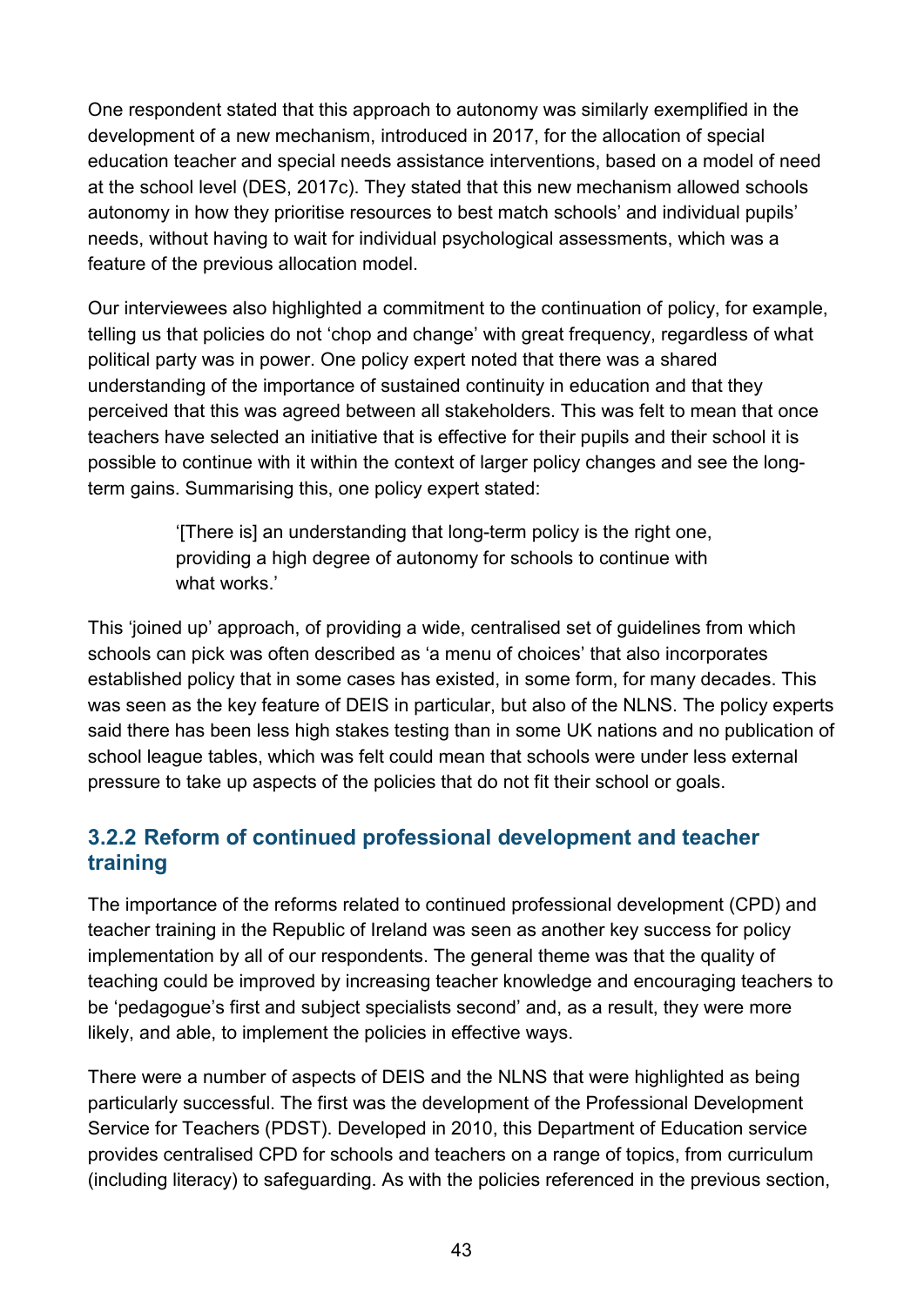One respondent stated that this approach to autonomy was similarly exemplified in the development of a new mechanism, introduced in 2017, for the allocation of special education teacher and special needs assistance interventions, based on a model of need at the school level (DES, 2017c). They stated that this new mechanism allowed schools autonomy in how they prioritise resources to best match schools' and individual pupils' needs, without having to wait for individual psychological assessments, which was a feature of the previous allocation model.

Our interviewees also highlighted a commitment to the continuation of policy, for example, telling us that policies do not 'chop and change' with great frequency, regardless of what political party was in power. One policy expert noted that there was a shared understanding of the importance of sustained continuity in education and that they perceived that this was agreed between all stakeholders. This was felt to mean that once teachers have selected an initiative that is effective for their pupils and their school it is possible to continue with it within the context of larger policy changes and see the long-term gains. Summarising this, one policy expert stated:

> '[There is] an understanding that long-term policy is the right one, providing a high degree of autonomy for schools to continue with what works.'

This 'joined up' approach, of providing a wide, centralised set of guidelines from which schools can pick was often described as 'a menu of choices' that also incorporates established policy that in some cases has existed, in some form, for many decades. This was seen as the key feature of DEIS in particular, but also of the NLNS. The policy experts said there has been less high stakes testing than in some UK nations and no publication of school league tables, which was felt could mean that schools were under less external pressure to take up aspects of the policies that do not fit their school or goals.

### 3.2.2 Reform of continued professional development and teacher training

The importance of the reforms related to continued professional development (CPD) and teacher training in the Republic of Ireland was seen as another key success for policy implementation by all of our respondents. The general theme was that the quality of teaching could be improved by increasing teacher knowledge and encouraging teachers to be 'pedagogue's first and subject specialists second' and, as a result, they were more likely, and able, to implement the policies in effective ways.

There were a number of aspects of DEIS and the NLNS that were highlighted as being particularly successful. The first was the development of the Professional Development Service for Teachers (PDST). Developed in 2010, this Department of Education service provides centralised CPD for schools and teachers on a range of topics, from curriculum (including literacy) to safeguarding. As with the policies referenced in the previous section,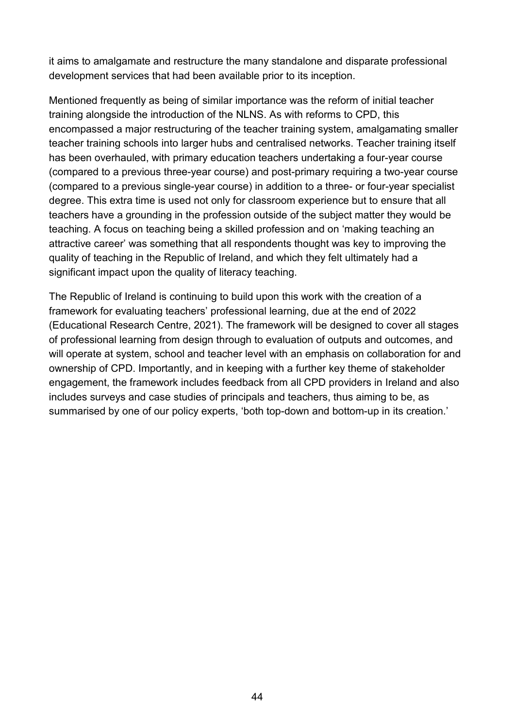it aims to amalgamate and restructure the many standalone and disparate professional development services that had been available prior to its inception.

Mentioned frequently as being of similar importance was the reform of initial teacher training alongside the introduction of the NLNS. As with reforms to CPD, this encompassed a major restructuring of the teacher training system, amalgamating smaller teacher training schools into larger hubs and centralised networks. Teacher training itself has been overhauled, with primary education teachers undertaking a four-year course (compared to a previous three-year course) and post-primary requiring a two-year course (compared to a previous single-year course) in addition to a three- or four-year specialist degree. This extra time is used not only for classroom experience but to ensure that all teachers have a grounding in the profession outside of the subject matter they would be teaching. A focus on teaching being a skilled profession and on 'making teaching an attractive career' was something that all respondents thought was key to improving the quality of teaching in the Republic of Ireland, and which they felt ultimately had a significant impact upon the quality of literacy teaching.

The Republic of Ireland is continuing to build upon this work with the creation of a framework for evaluating teachers' professional learning, due at the end of 2022 (Educational Research Centre, 2021). The framework will be designed to cover all stages of professional learning from design through to evaluation of outputs and outcomes, and will operate at system, school and teacher level with an emphasis on collaboration for and ownership of CPD. Importantly, and in keeping with a further key theme of stakeholder engagement, the framework includes feedback from all CPD providers in Ireland and also includes surveys and case studies of principals and teachers, thus aiming to be, as summarised by one of our policy experts, 'both top-down and bottom-up in its creation.'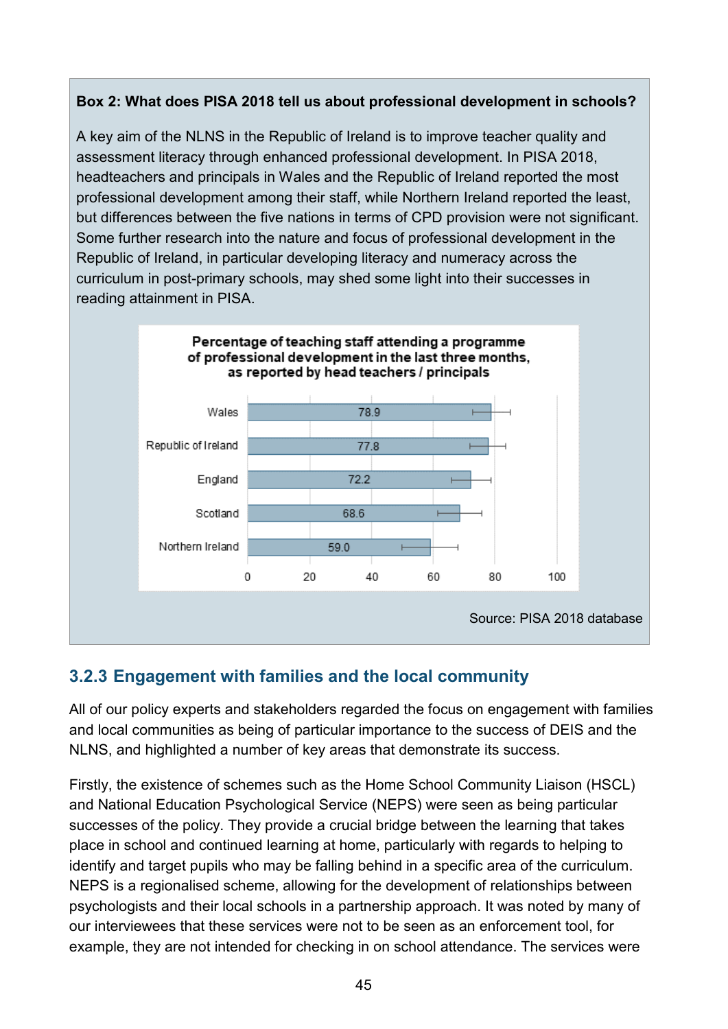**Box 2: What does PISA 2018 tell us about professional development in schools?**

A key aim of the NLNS in the Republic of Ireland is to improve teacher quality and assessment literacy through enhanced professional development. In PISA 2018, headteachers and principals in Wales and the Republic of Ireland reported the most professional development among their staff, while Northern Ireland reported the least, but differences between the five nations in terms of CPD provision were not significant. Some further research into the nature and focus of professional development in the Republic of Ireland, in particular developing literacy and numeracy across the curriculum in post-primary schools, may shed some light into their successes in reading attainment in PISA.

**Percentage of teaching staff attending a programme of professional development in the last three months, as reported by head teachers / principals**

| Nation | Percentage |
|---|---|
| Wales | 78.9 |
| Republic of Ireland | 77.8 |
| England | 72.2 |
| Scotland | 68.6 |
| Northern Ireland | 59.0 |

Source: PISA 2018 database

### 3.2.3 Engagement with families and the local community

All of our policy experts and stakeholders regarded the focus on engagement with families and local communities as being of particular importance to the success of DEIS and the NLNS, and highlighted a number of key areas that demonstrate its success.

Firstly, the existence of schemes such as the Home School Community Liaison (HSCL) and National Education Psychological Service (NEPS) were seen as being particular successes of the policy. They provide a crucial bridge between the learning that takes place in school and continued learning at home, particularly with regards to helping to identify and target pupils who may be falling behind in a specific area of the curriculum. NEPS is a regionalised scheme, allowing for the development of relationships between psychologists and their local schools in a partnership approach. It was noted by many of our interviewees that these services were not to be seen as an enforcement tool, for example, they are not intended for checking in on school attendance. The services were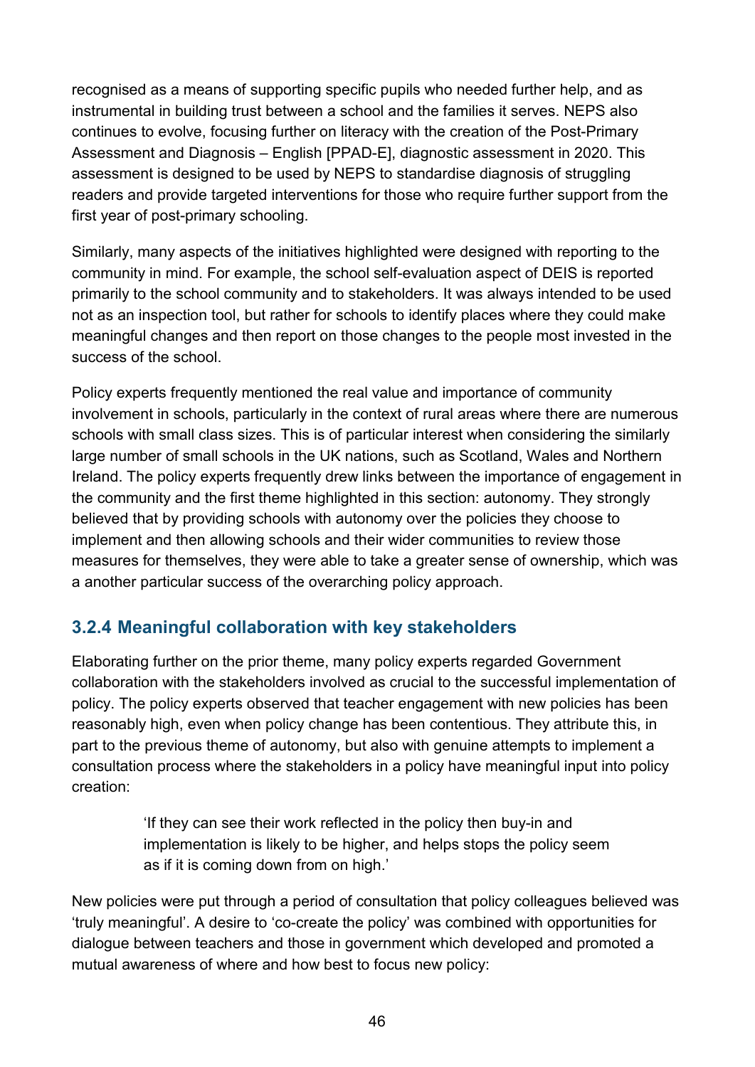recognised as a means of supporting specific pupils who needed further help, and as instrumental in building trust between a school and the families it serves. NEPS also continues to evolve, focusing further on literacy with the creation of the Post-Primary Assessment and Diagnosis – English [PPAD-E], diagnostic assessment in 2020. This assessment is designed to be used by NEPS to standardise diagnosis of struggling readers and provide targeted interventions for those who require further support from the first year of post-primary schooling.

Similarly, many aspects of the initiatives highlighted were designed with reporting to the community in mind. For example, the school self-evaluation aspect of DEIS is reported primarily to the school community and to stakeholders. It was always intended to be used not as an inspection tool, but rather for schools to identify places where they could make meaningful changes and then report on those changes to the people most invested in the success of the school.

Policy experts frequently mentioned the real value and importance of community involvement in schools, particularly in the context of rural areas where there are numerous schools with small class sizes. This is of particular interest when considering the similarly large number of small schools in the UK nations, such as Scotland, Wales and Northern Ireland. The policy experts frequently drew links between the importance of engagement in the community and the first theme highlighted in this section: autonomy. They strongly believed that by providing schools with autonomy over the policies they choose to implement and then allowing schools and their wider communities to review those measures for themselves, they were able to take a greater sense of ownership, which was a another particular success of the overarching policy approach.

### 3.2.4 Meaningful collaboration with key stakeholders

Elaborating further on the prior theme, many policy experts regarded Government collaboration with the stakeholders involved as crucial to the successful implementation of policy. The policy experts observed that teacher engagement with new policies has been reasonably high, even when policy change has been contentious. They attribute this, in part to the previous theme of autonomy, but also with genuine attempts to implement a consultation process where the stakeholders in a policy have meaningful input into policy creation:

> 'If they can see their work reflected in the policy then buy-in and implementation is likely to be higher, and helps stops the policy seem as if it is coming down from on high.'

New policies were put through a period of consultation that policy colleagues believed was 'truly meaningful'. A desire to 'co-create the policy' was combined with opportunities for dialogue between teachers and those in government which developed and promoted a mutual awareness of where and how best to focus new policy: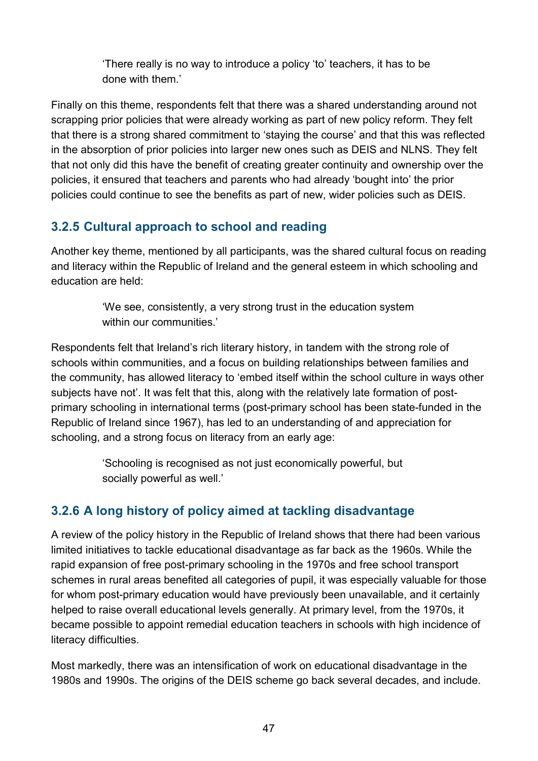> 'There really is no way to introduce a policy 'to' teachers, it has to be done with them.'

Finally on this theme, respondents felt that there was a shared understanding around not scrapping prior policies that were already working as part of new policy reform. They felt that there is a strong shared commitment to 'staying the course' and that this was reflected in the absorption of prior policies into larger new ones such as DEIS and NLNS. They felt that not only did this have the benefit of creating greater continuity and ownership over the policies, it ensured that teachers and parents who had already 'bought into' the prior policies could continue to see the benefits as part of new, wider policies such as DEIS.

### 3.2.5 Cultural approach to school and reading

Another key theme, mentioned by all participants, was the shared cultural focus on reading and literacy within the Republic of Ireland and the general esteem in which schooling and education are held:

> 'We see, consistently, a very strong trust in the education system within our communities.'

Respondents felt that Ireland's rich literary history, in tandem with the strong role of schools within communities, and a focus on building relationships between families and the community, has allowed literacy to 'embed itself within the school culture in ways other subjects have not'. It was felt that this, along with the relatively late formation of post-primary schooling in international terms (post-primary school has been state-funded in the Republic of Ireland since 1967), has led to an understanding of and appreciation for schooling, and a strong focus on literacy from an early age:

> 'Schooling is recognised as not just economically powerful, but socially powerful as well.'

### 3.2.6 A long history of policy aimed at tackling disadvantage

A review of the policy history in the Republic of Ireland shows that there had been various limited initiatives to tackle educational disadvantage as far back as the 1960s. While the rapid expansion of free post-primary schooling in the 1970s and free school transport schemes in rural areas benefited all categories of pupil, it was especially valuable for those for whom post-primary education would have previously been unavailable, and it certainly helped to raise overall educational levels generally. At primary level, from the 1970s, it became possible to appoint remedial education teachers in schools with high incidence of literacy difficulties.

Most markedly, there was an intensification of work on educational disadvantage in the 1980s and 1990s. The origins of the DEIS scheme go back several decades, and include.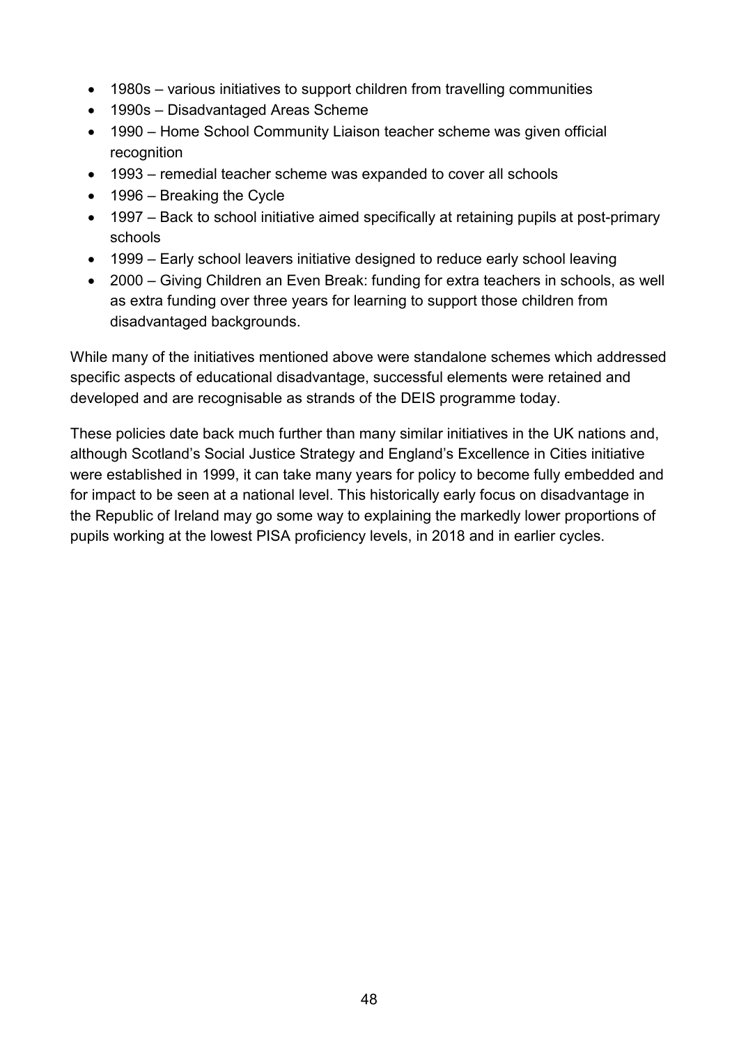- 1980s – various initiatives to support children from travelling communities
- 1990s – Disadvantaged Areas Scheme
- 1990 – Home School Community Liaison teacher scheme was given official recognition
- 1993 – remedial teacher scheme was expanded to cover all schools
- 1996 – Breaking the Cycle
- 1997 – Back to school initiative aimed specifically at retaining pupils at post-primary schools
- 1999 – Early school leavers initiative designed to reduce early school leaving
- 2000 – Giving Children an Even Break: funding for extra teachers in schools, as well as extra funding over three years for learning to support those children from disadvantaged backgrounds.

While many of the initiatives mentioned above were standalone schemes which addressed specific aspects of educational disadvantage, successful elements were retained and developed and are recognisable as strands of the DEIS programme today.

These policies date back much further than many similar initiatives in the UK nations and, although Scotland's Social Justice Strategy and England's Excellence in Cities initiative were established in 1999, it can take many years for policy to become fully embedded and for impact to be seen at a national level. This historically early focus on disadvantage in the Republic of Ireland may go some way to explaining the markedly lower proportions of pupils working at the lowest PISA proficiency levels, in 2018 and in earlier cycles.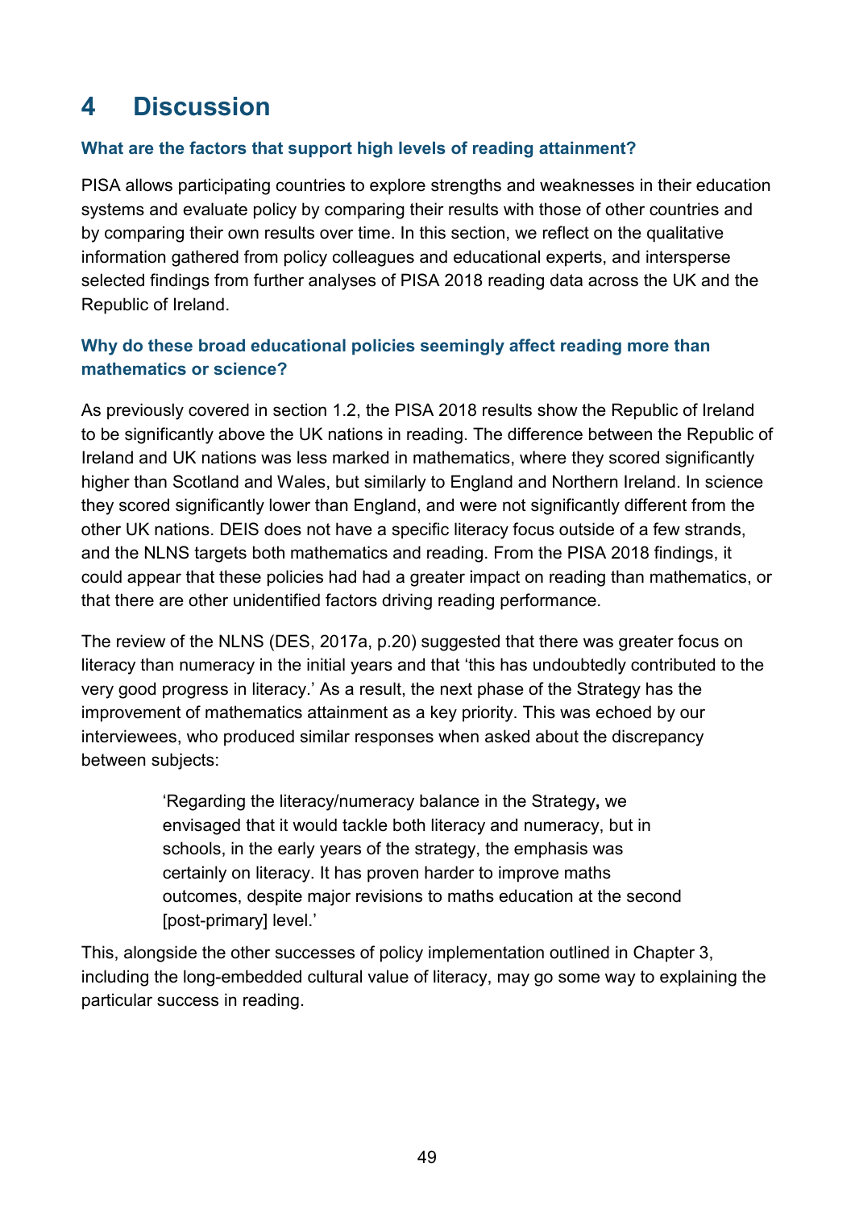# 4 Discussion

### What are the factors that support high levels of reading attainment?

PISA allows participating countries to explore strengths and weaknesses in their education systems and evaluate policy by comparing their results with those of other countries and by comparing their own results over time. In this section, we reflect on the qualitative information gathered from policy colleagues and educational experts, and intersperse selected findings from further analyses of PISA 2018 reading data across the UK and the Republic of Ireland.

### Why do these broad educational policies seemingly affect reading more than mathematics or science?

As previously covered in section 1.2, the PISA 2018 results show the Republic of Ireland to be significantly above the UK nations in reading. The difference between the Republic of Ireland and UK nations was less marked in mathematics, where they scored significantly higher than Scotland and Wales, but similarly to England and Northern Ireland. In science they scored significantly lower than England, and were not significantly different from the other UK nations. DEIS does not have a specific literacy focus outside of a few strands, and the NLNS targets both mathematics and reading. From the PISA 2018 findings, it could appear that these policies had had a greater impact on reading than mathematics, or that there are other unidentified factors driving reading performance.

The review of the NLNS (DES, 2017a, p.20) suggested that there was greater focus on literacy than numeracy in the initial years and that 'this has undoubtedly contributed to the very good progress in literacy.' As a result, the next phase of the Strategy has the improvement of mathematics attainment as a key priority. This was echoed by our interviewees, who produced similar responses when asked about the discrepancy between subjects:

> 'Regarding the literacy/numeracy balance in the Strategy**,** we envisaged that it would tackle both literacy and numeracy, but in schools, in the early years of the strategy, the emphasis was certainly on literacy. It has proven harder to improve maths outcomes, despite major revisions to maths education at the second [post-primary] level.'

This, alongside the other successes of policy implementation outlined in Chapter 3, including the long-embedded cultural value of literacy, may go some way to explaining the particular success in reading.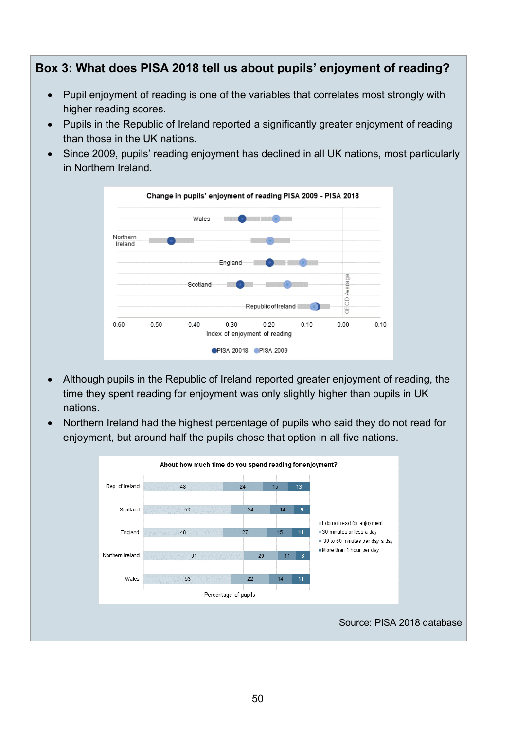## Box 3: What does PISA 2018 tell us about pupils' enjoyment of reading?

- Pupil enjoyment of reading is one of the variables that correlates most strongly with higher reading scores.
- Pupils in the Republic of Ireland reported a significantly greater enjoyment of reading than those in the UK nations.
- Since 2009, pupils' reading enjoyment has declined in all UK nations, most particularly in Northern Ireland.

**Change in pupils' enjoyment of reading PISA 2009 - PISA 2018**

Chart: Index of enjoyment of reading (x-axis from -0.60 to 0.10; OECD Average at 0.00), for Wales, Northern Ireland, England, Scotland and Republic of Ireland. Legend: PISA 20018, PISA 2009.

- Although pupils in the Republic of Ireland reported greater enjoyment of reading, the time they spent reading for enjoyment was only slightly higher than pupils in UK nations.
- Northern Ireland had the highest percentage of pupils who said they do not read for enjoyment, but around half the pupils chose that option in all five nations.

**About how much time do you spend reading for enjoyment?**

| | I do not read for enjoyment | 30 minutes or less a day | 30 to 60 minutes per day a day | More than 1 hour per day |
|---|---|---|---|---|
| Rep. of Ireland | 48 | 24 | 15 | 13 |
| Scotland | 53 | 24 | 14 | 9 |
| England | 48 | 27 | 15 | 11 |
| Northern Ireland | 61 | 20 | 11 | 8 |
| Wales | 53 | 22 | 14 | 11 |

Percentage of pupils

Source: PISA 2018 database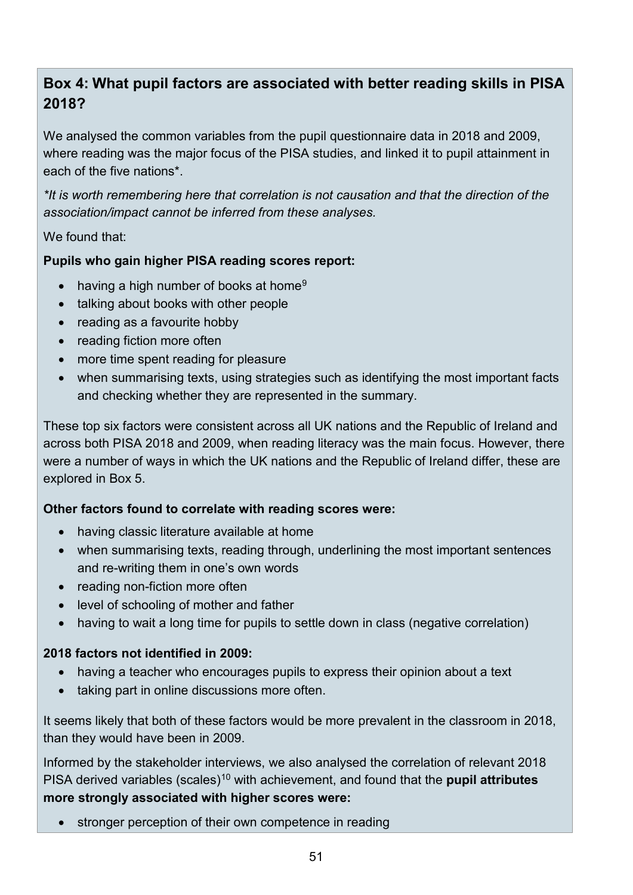### Box 4: What pupil factors are associated with better reading skills in PISA 2018?

We analysed the common variables from the pupil questionnaire data in 2018 and 2009, where reading was the major focus of the PISA studies, and linked it to pupil attainment in each of the five nations*.

*\*It is worth remembering here that correlation is not causation and that the direction of the association/impact cannot be inferred from these analyses.*

We found that:

**Pupils who gain higher PISA reading scores report:**

- having a high number of books at home[9]
- talking about books with other people
- reading as a favourite hobby
- reading fiction more often
- more time spent reading for pleasure
- when summarising texts, using strategies such as identifying the most important facts and checking whether they are represented in the summary.

These top six factors were consistent across all UK nations and the Republic of Ireland and across both PISA 2018 and 2009, when reading literacy was the main focus. However, there were a number of ways in which the UK nations and the Republic of Ireland differ, these are explored in Box 5.

**Other factors found to correlate with reading scores were:**

- having classic literature available at home
- when summarising texts, reading through, underlining the most important sentences and re-writing them in one's own words
- reading non-fiction more often
- level of schooling of mother and father
- having to wait a long time for pupils to settle down in class (negative correlation)

**2018 factors not identified in 2009:**

- having a teacher who encourages pupils to express their opinion about a text
- taking part in online discussions more often.

It seems likely that both of these factors would be more prevalent in the classroom in 2018, than they would have been in 2009.

Informed by the stakeholder interviews, we also analysed the correlation of relevant 2018 PISA derived variables (scales)[10] with achievement, and found that the **pupil attributes more strongly associated with higher scores were:**

- stronger perception of their own competence in reading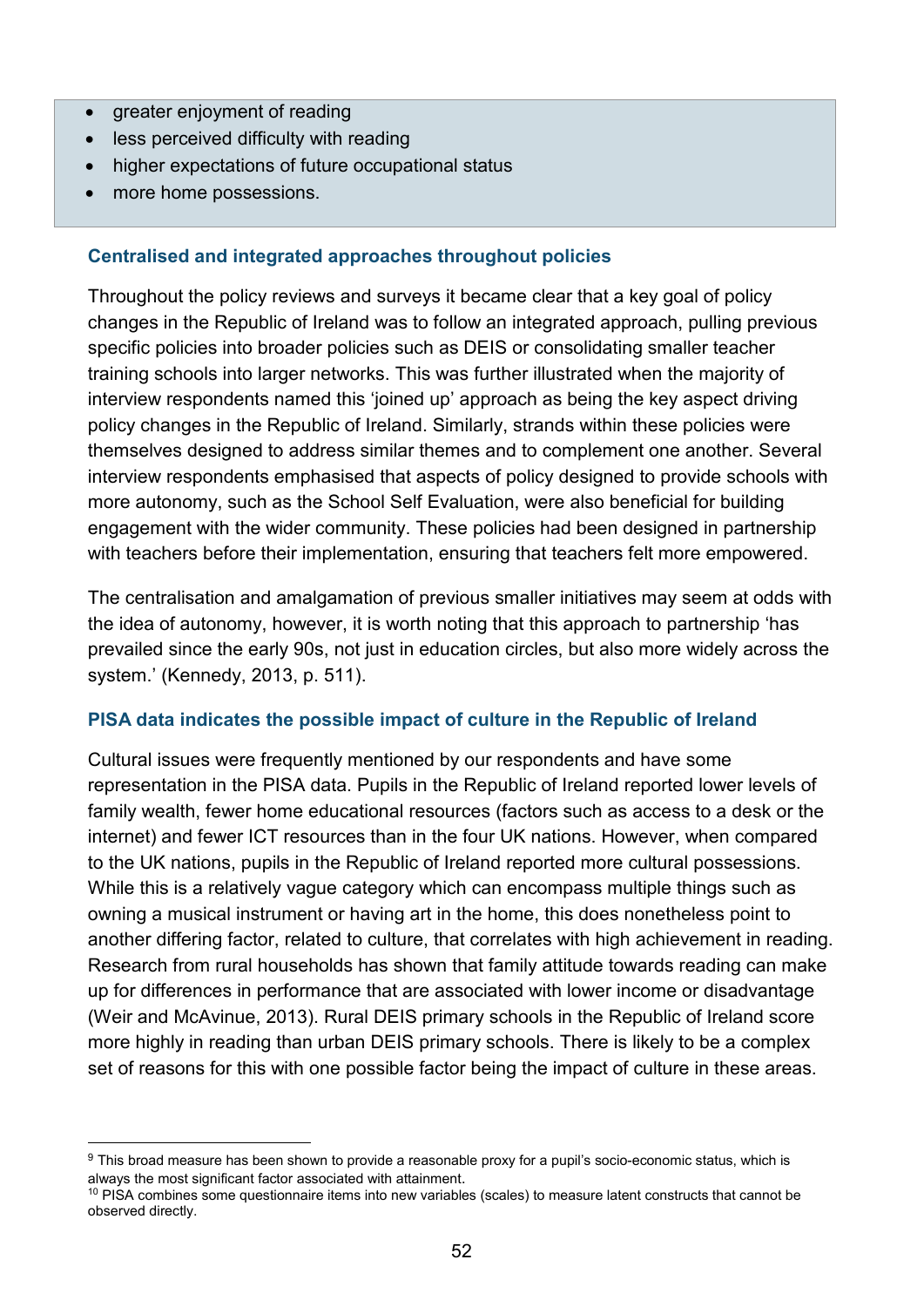- greater enjoyment of reading
- less perceived difficulty with reading
- higher expectations of future occupational status
- more home possessions.

### Centralised and integrated approaches throughout policies

Throughout the policy reviews and surveys it became clear that a key goal of policy changes in the Republic of Ireland was to follow an integrated approach, pulling previous specific policies into broader policies such as DEIS or consolidating smaller teacher training schools into larger networks. This was further illustrated when the majority of interview respondents named this 'joined up' approach as being the key aspect driving policy changes in the Republic of Ireland. Similarly, strands within these policies were themselves designed to address similar themes and to complement one another. Several interview respondents emphasised that aspects of policy designed to provide schools with more autonomy, such as the School Self Evaluation, were also beneficial for building engagement with the wider community. These policies had been designed in partnership with teachers before their implementation, ensuring that teachers felt more empowered.

The centralisation and amalgamation of previous smaller initiatives may seem at odds with the idea of autonomy, however, it is worth noting that this approach to partnership 'has prevailed since the early 90s, not just in education circles, but also more widely across the system.' (Kennedy, 2013, p. 511).

### PISA data indicates the possible impact of culture in the Republic of Ireland

Cultural issues were frequently mentioned by our respondents and have some representation in the PISA data. Pupils in the Republic of Ireland reported lower levels of family wealth, fewer home educational resources (factors such as access to a desk or the internet) and fewer ICT resources than in the four UK nations. However, when compared to the UK nations, pupils in the Republic of Ireland reported more cultural possessions. While this is a relatively vague category which can encompass multiple things such as owning a musical instrument or having art in the home, this does nonetheless point to another differing factor, related to culture, that correlates with high achievement in reading. Research from rural households has shown that family attitude towards reading can make up for differences in performance that are associated with lower income or disadvantage (Weir and McAvinue, 2013). Rural DEIS primary schools in the Republic of Ireland score more highly in reading than urban DEIS primary schools. There is likely to be a complex set of reasons for this with one possible factor being the impact of culture in these areas.

---

[9] This broad measure has been shown to provide a reasonable proxy for a pupil's socio-economic status, which is always the most significant factor associated with attainment.

[10] PISA combines some questionnaire items into new variables (scales) to measure latent constructs that cannot be observed directly.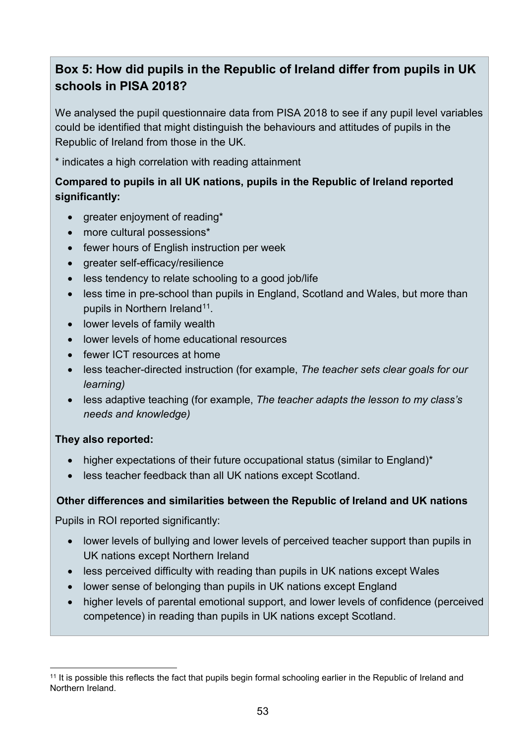## Box 5: How did pupils in the Republic of Ireland differ from pupils in UK schools in PISA 2018?

We analysed the pupil questionnaire data from PISA 2018 to see if any pupil level variables could be identified that might distinguish the behaviours and attitudes of pupils in the Republic of Ireland from those in the UK.

* indicates a high correlation with reading attainment

**Compared to pupils in all UK nations, pupils in the Republic of Ireland reported significantly:**

- greater enjoyment of reading*
- more cultural possessions*
- fewer hours of English instruction per week
- greater self-efficacy/resilience
- less tendency to relate schooling to a good job/life
- less time in pre-school than pupils in England, Scotland and Wales, but more than pupils in Northern Ireland[11].
- lower levels of family wealth
- lower levels of home educational resources
- fewer ICT resources at home
- less teacher-directed instruction (for example, *The teacher sets clear goals for our learning)*
- less adaptive teaching (for example, *The teacher adapts the lesson to my class's needs and knowledge)*

**They also reported:**

- higher expectations of their future occupational status (similar to England)*
- less teacher feedback than all UK nations except Scotland.

**Other differences and similarities between the Republic of Ireland and UK nations**

Pupils in ROI reported significantly:

- lower levels of bullying and lower levels of perceived teacher support than pupils in UK nations except Northern Ireland
- less perceived difficulty with reading than pupils in UK nations except Wales
- lower sense of belonging than pupils in UK nations except England
- higher levels of parental emotional support, and lower levels of confidence (perceived competence) in reading than pupils in UK nations except Scotland.

[11] It is possible this reflects the fact that pupils begin formal schooling earlier in the Republic of Ireland and Northern Ireland.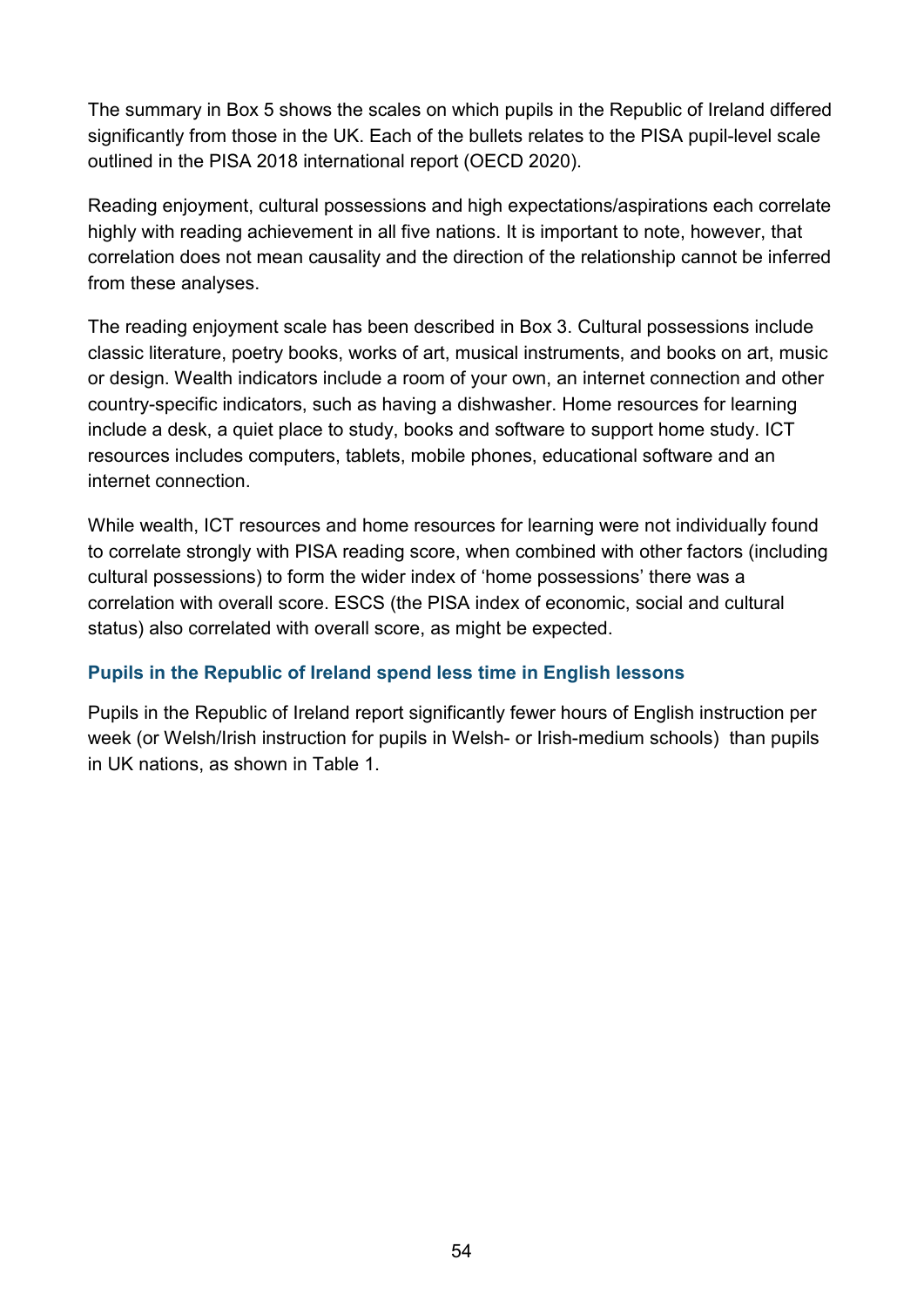The summary in Box 5 shows the scales on which pupils in the Republic of Ireland differed significantly from those in the UK. Each of the bullets relates to the PISA pupil-level scale outlined in the PISA 2018 international report (OECD 2020).

Reading enjoyment, cultural possessions and high expectations/aspirations each correlate highly with reading achievement in all five nations. It is important to note, however, that correlation does not mean causality and the direction of the relationship cannot be inferred from these analyses.

The reading enjoyment scale has been described in Box 3. Cultural possessions include classic literature, poetry books, works of art, musical instruments, and books on art, music or design. Wealth indicators include a room of your own, an internet connection and other country-specific indicators, such as having a dishwasher. Home resources for learning include a desk, a quiet place to study, books and software to support home study. ICT resources includes computers, tablets, mobile phones, educational software and an internet connection.

While wealth, ICT resources and home resources for learning were not individually found to correlate strongly with PISA reading score, when combined with other factors (including cultural possessions) to form the wider index of 'home possessions' there was a correlation with overall score. ESCS (the PISA index of economic, social and cultural status) also correlated with overall score, as might be expected.

### Pupils in the Republic of Ireland spend less time in English lessons

Pupils in the Republic of Ireland report significantly fewer hours of English instruction per week (or Welsh/Irish instruction for pupils in Welsh- or Irish-medium schools) than pupils in UK nations, as shown in Table 1.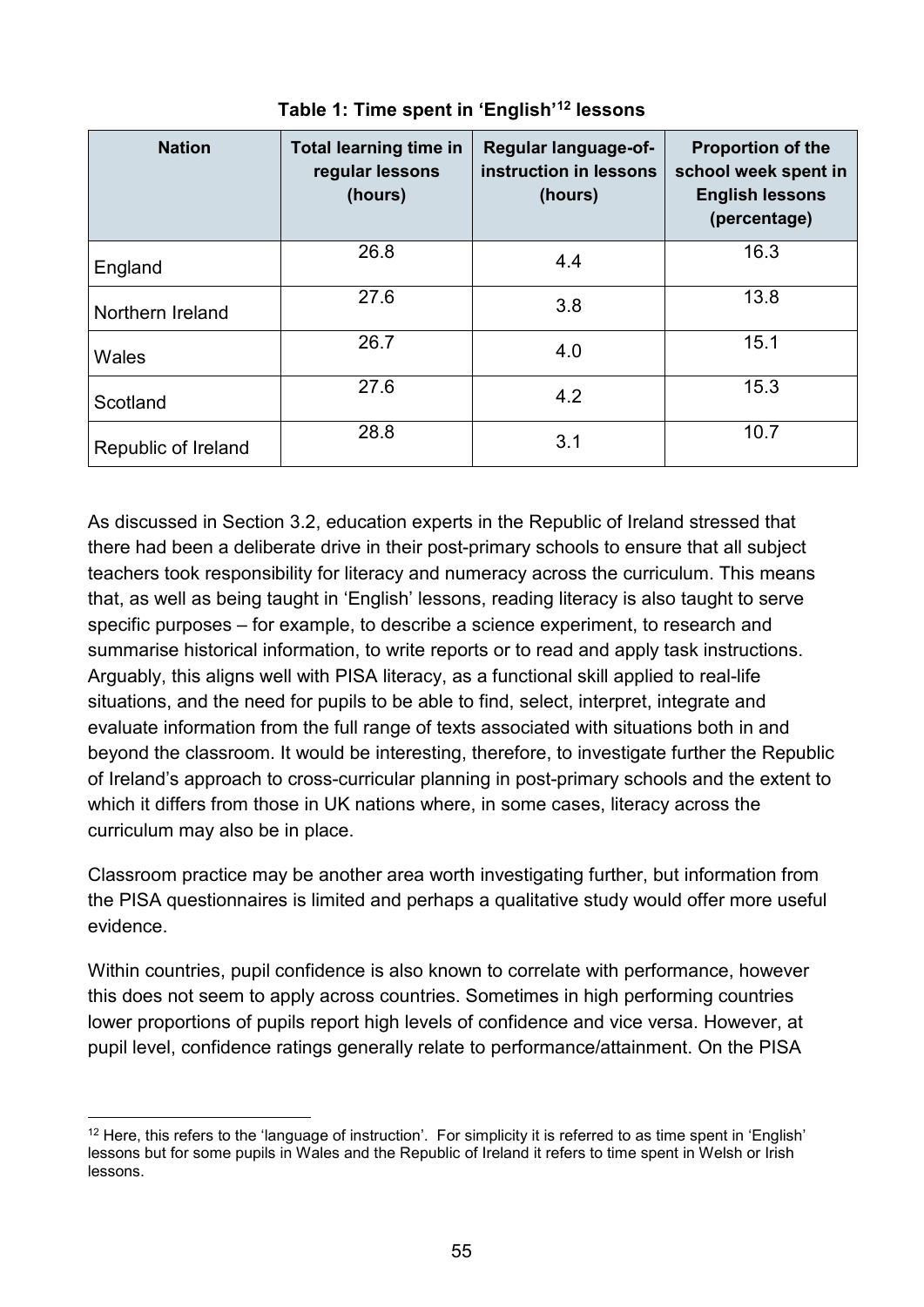**Table 1: Time spent in 'English'[12] lessons**

| Nation | Total learning time in regular lessons (hours) | Regular language-of-instruction in lessons (hours) | Proportion of the school week spent in English lessons (percentage) |
|---|---|---|---|
| England | 26.8 | 4.4 | 16.3 |
| Northern Ireland | 27.6 | 3.8 | 13.8 |
| Wales | 26.7 | 4.0 | 15.1 |
| Scotland | 27.6 | 4.2 | 15.3 |
| Republic of Ireland | 28.8 | 3.1 | 10.7 |

As discussed in Section 3.2, education experts in the Republic of Ireland stressed that there had been a deliberate drive in their post-primary schools to ensure that all subject teachers took responsibility for literacy and numeracy across the curriculum. This means that, as well as being taught in 'English' lessons, reading literacy is also taught to serve specific purposes – for example, to describe a science experiment, to research and summarise historical information, to write reports or to read and apply task instructions. Arguably, this aligns well with PISA literacy, as a functional skill applied to real-life situations, and the need for pupils to be able to find, select, interpret, integrate and evaluate information from the full range of texts associated with situations both in and beyond the classroom. It would be interesting, therefore, to investigate further the Republic of Ireland's approach to cross-curricular planning in post-primary schools and the extent to which it differs from those in UK nations where, in some cases, literacy across the curriculum may also be in place.

Classroom practice may be another area worth investigating further, but information from the PISA questionnaires is limited and perhaps a qualitative study would offer more useful evidence.

Within countries, pupil confidence is also known to correlate with performance, however this does not seem to apply across countries. Sometimes in high performing countries lower proportions of pupils report high levels of confidence and vice versa. However, at pupil level, confidence ratings generally relate to performance/attainment. On the PISA

[12] Here, this refers to the 'language of instruction'. For simplicity it is referred to as time spent in 'English' lessons but for some pupils in Wales and the Republic of Ireland it refers to time spent in Welsh or Irish lessons.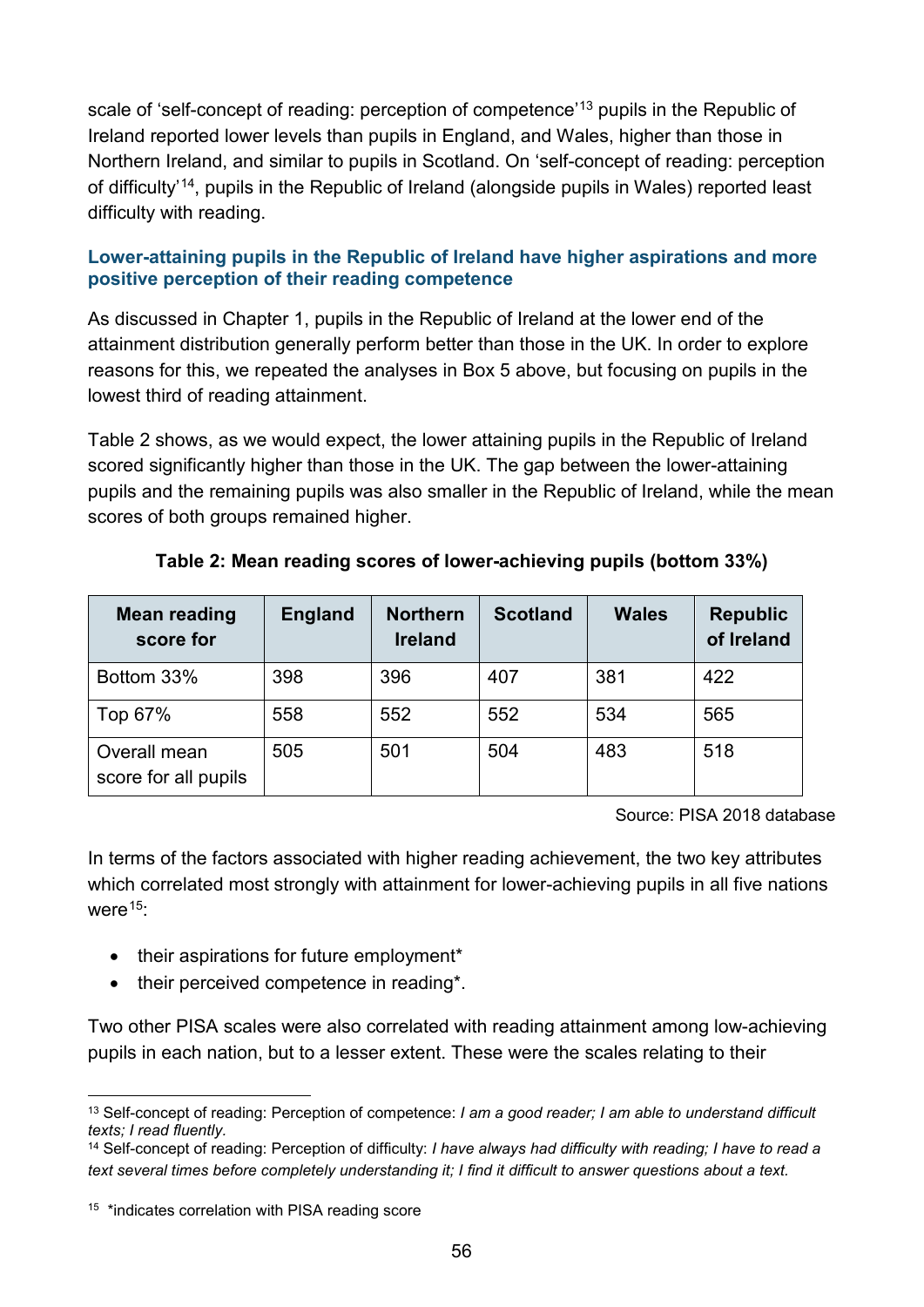scale of 'self-concept of reading: perception of competence'[13] pupils in the Republic of Ireland reported lower levels than pupils in England, and Wales, higher than those in Northern Ireland, and similar to pupils in Scotland. On 'self-concept of reading: perception of difficulty'[14], pupils in the Republic of Ireland (alongside pupils in Wales) reported least difficulty with reading.

### Lower-attaining pupils in the Republic of Ireland have higher aspirations and more positive perception of their reading competence

As discussed in Chapter 1, pupils in the Republic of Ireland at the lower end of the attainment distribution generally perform better than those in the UK. In order to explore reasons for this, we repeated the analyses in Box 5 above, but focusing on pupils in the lowest third of reading attainment.

Table 2 shows, as we would expect, the lower attaining pupils in the Republic of Ireland scored significantly higher than those in the UK. The gap between the lower-attaining pupils and the remaining pupils was also smaller in the Republic of Ireland, while the mean scores of both groups remained higher.

**Table 2: Mean reading scores of lower-achieving pupils (bottom 33%)**

| Mean reading score for | England | Northern Ireland | Scotland | Wales | Republic of Ireland |
|---|---|---|---|---|---|
| Bottom 33% | 398 | 396 | 407 | 381 | 422 |
| Top 67% | 558 | 552 | 552 | 534 | 565 |
| Overall mean score for all pupils | 505 | 501 | 504 | 483 | 518 |

Source: PISA 2018 database

In terms of the factors associated with higher reading achievement, the two key attributes which correlated most strongly with attainment for lower-achieving pupils in all five nations were[15]:

- their aspirations for future employment*
- their perceived competence in reading*.

Two other PISA scales were also correlated with reading attainment among low-achieving pupils in each nation, but to a lesser extent. These were the scales relating to their

[13] Self-concept of reading: Perception of competence: *I am a good reader; I am able to understand difficult texts; I read fluently.*

[14] Self-concept of reading: Perception of difficulty: *I have always had difficulty with reading; I have to read a text several times before completely understanding it; I find it difficult to answer questions about a text.*

[15] *indicates correlation with PISA reading score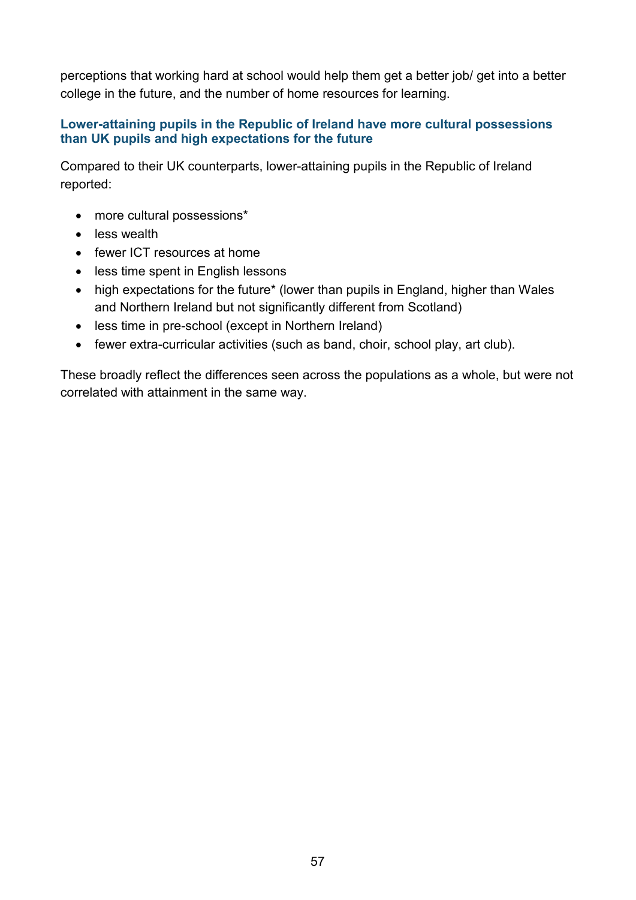perceptions that working hard at school would help them get a better job/ get into a better college in the future, and the number of home resources for learning.

### Lower-attaining pupils in the Republic of Ireland have more cultural possessions than UK pupils and high expectations for the future

Compared to their UK counterparts, lower-attaining pupils in the Republic of Ireland reported:

- more cultural possessions*
- less wealth
- fewer ICT resources at home
- less time spent in English lessons
- high expectations for the future* (lower than pupils in England, higher than Wales and Northern Ireland but not significantly different from Scotland)
- less time in pre-school (except in Northern Ireland)
- fewer extra-curricular activities (such as band, choir, school play, art club).

These broadly reflect the differences seen across the populations as a whole, but were not correlated with attainment in the same way.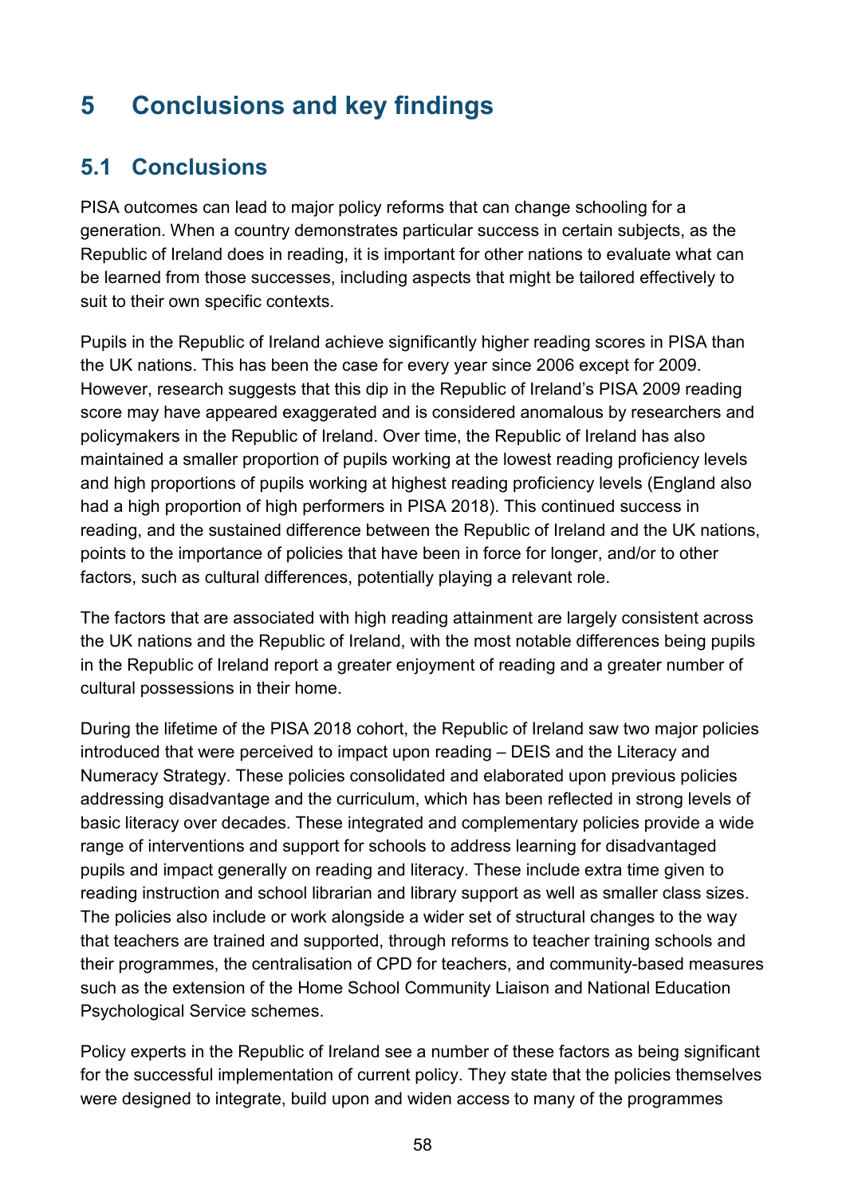# 5 Conclusions and key findings

## 5.1 Conclusions

PISA outcomes can lead to major policy reforms that can change schooling for a generation. When a country demonstrates particular success in certain subjects, as the Republic of Ireland does in reading, it is important for other nations to evaluate what can be learned from those successes, including aspects that might be tailored effectively to suit to their own specific contexts.

Pupils in the Republic of Ireland achieve significantly higher reading scores in PISA than the UK nations. This has been the case for every year since 2006 except for 2009. However, research suggests that this dip in the Republic of Ireland's PISA 2009 reading score may have appeared exaggerated and is considered anomalous by researchers and policymakers in the Republic of Ireland. Over time, the Republic of Ireland has also maintained a smaller proportion of pupils working at the lowest reading proficiency levels and high proportions of pupils working at highest reading proficiency levels (England also had a high proportion of high performers in PISA 2018). This continued success in reading, and the sustained difference between the Republic of Ireland and the UK nations, points to the importance of policies that have been in force for longer, and/or to other factors, such as cultural differences, potentially playing a relevant role.

The factors that are associated with high reading attainment are largely consistent across the UK nations and the Republic of Ireland, with the most notable differences being pupils in the Republic of Ireland report a greater enjoyment of reading and a greater number of cultural possessions in their home.

During the lifetime of the PISA 2018 cohort, the Republic of Ireland saw two major policies introduced that were perceived to impact upon reading – DEIS and the Literacy and Numeracy Strategy. These policies consolidated and elaborated upon previous policies addressing disadvantage and the curriculum, which has been reflected in strong levels of basic literacy over decades. These integrated and complementary policies provide a wide range of interventions and support for schools to address learning for disadvantaged pupils and impact generally on reading and literacy. These include extra time given to reading instruction and school librarian and library support as well as smaller class sizes. The policies also include or work alongside a wider set of structural changes to the way that teachers are trained and supported, through reforms to teacher training schools and their programmes, the centralisation of CPD for teachers, and community-based measures such as the extension of the Home School Community Liaison and National Education Psychological Service schemes.

Policy experts in the Republic of Ireland see a number of these factors as being significant for the successful implementation of current policy. They state that the policies themselves were designed to integrate, build upon and widen access to many of the programmes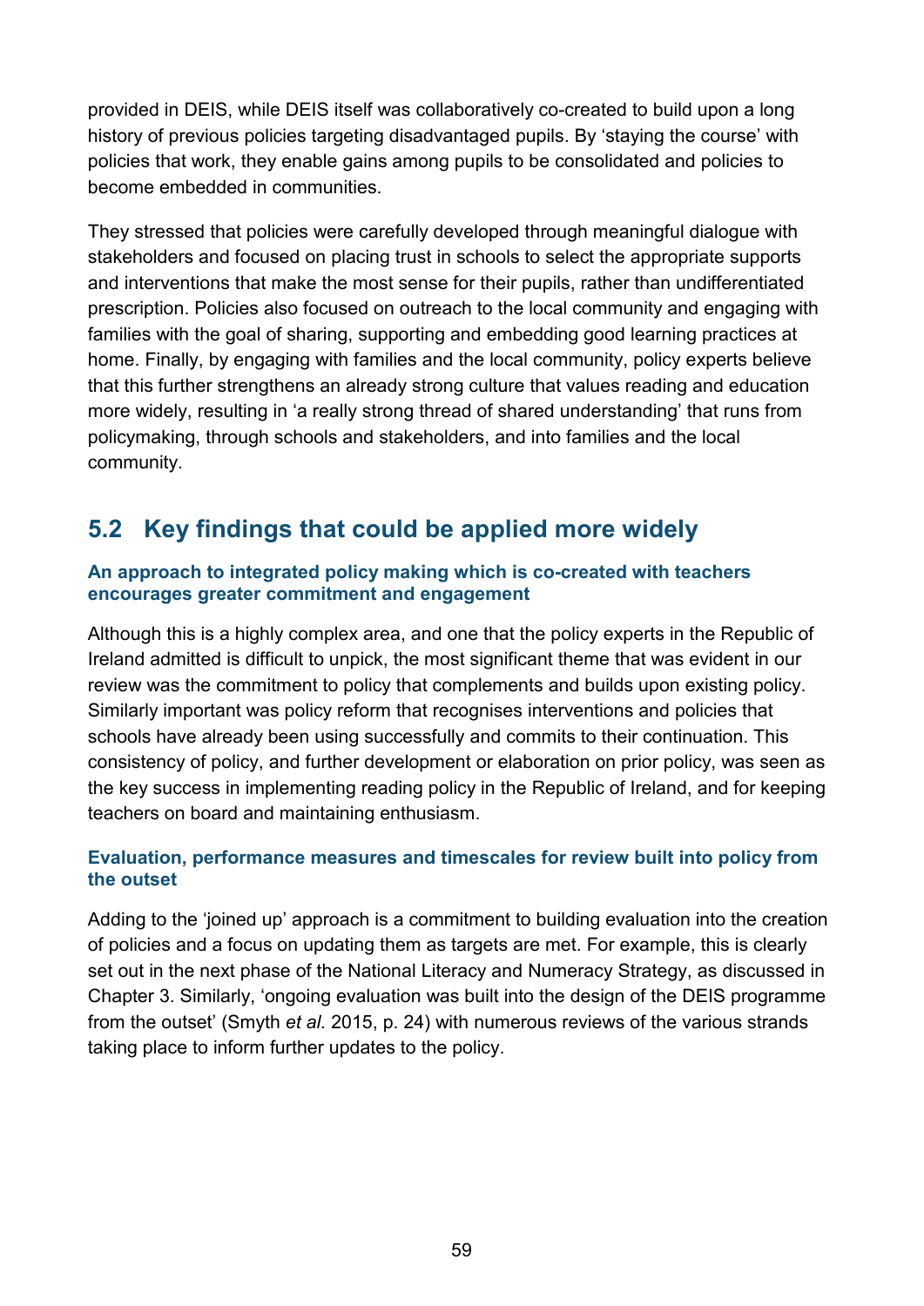provided in DEIS, while DEIS itself was collaboratively co-created to build upon a long history of previous policies targeting disadvantaged pupils. By 'staying the course' with policies that work, they enable gains among pupils to be consolidated and policies to become embedded in communities.

They stressed that policies were carefully developed through meaningful dialogue with stakeholders and focused on placing trust in schools to select the appropriate supports and interventions that make the most sense for their pupils, rather than undifferentiated prescription. Policies also focused on outreach to the local community and engaging with families with the goal of sharing, supporting and embedding good learning practices at home. Finally, by engaging with families and the local community, policy experts believe that this further strengthens an already strong culture that values reading and education more widely, resulting in 'a really strong thread of shared understanding' that runs from policymaking, through schools and stakeholders, and into families and the local community.

## 5.2 Key findings that could be applied more widely

### An approach to integrated policy making which is co-created with teachers encourages greater commitment and engagement

Although this is a highly complex area, and one that the policy experts in the Republic of Ireland admitted is difficult to unpick, the most significant theme that was evident in our review was the commitment to policy that complements and builds upon existing policy. Similarly important was policy reform that recognises interventions and policies that schools have already been using successfully and commits to their continuation. This consistency of policy, and further development or elaboration on prior policy, was seen as the key success in implementing reading policy in the Republic of Ireland, and for keeping teachers on board and maintaining enthusiasm.

### Evaluation, performance measures and timescales for review built into policy from the outset

Adding to the 'joined up' approach is a commitment to building evaluation into the creation of policies and a focus on updating them as targets are met. For example, this is clearly set out in the next phase of the National Literacy and Numeracy Strategy, as discussed in Chapter 3. Similarly, 'ongoing evaluation was built into the design of the DEIS programme from the outset' (Smyth *et al.* 2015, p. 24) with numerous reviews of the various strands taking place to inform further updates to the policy.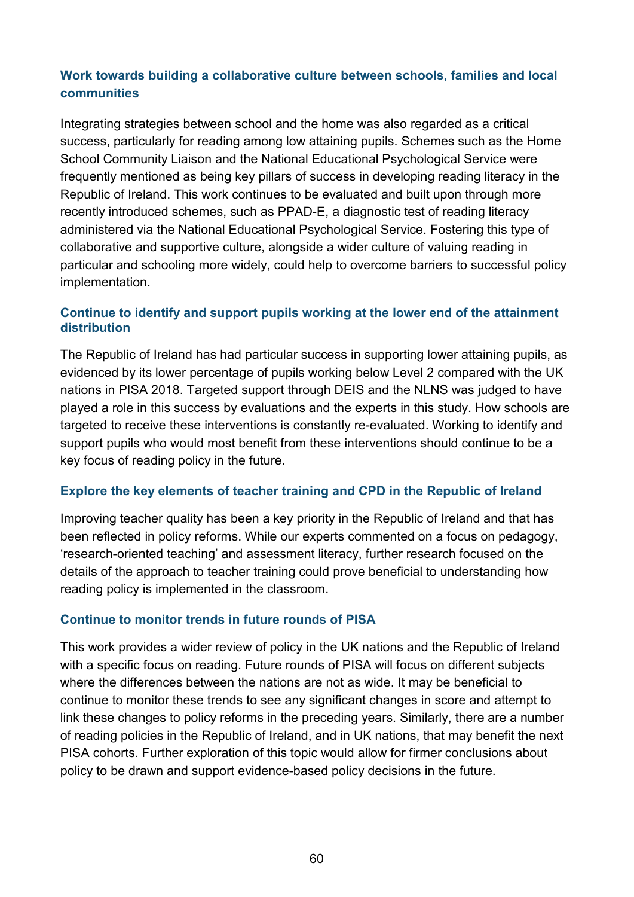### Work towards building a collaborative culture between schools, families and local communities

Integrating strategies between school and the home was also regarded as a critical success, particularly for reading among low attaining pupils. Schemes such as the Home School Community Liaison and the National Educational Psychological Service were frequently mentioned as being key pillars of success in developing reading literacy in the Republic of Ireland. This work continues to be evaluated and built upon through more recently introduced schemes, such as PPAD-E, a diagnostic test of reading literacy administered via the National Educational Psychological Service. Fostering this type of collaborative and supportive culture, alongside a wider culture of valuing reading in particular and schooling more widely, could help to overcome barriers to successful policy implementation.

### Continue to identify and support pupils working at the lower end of the attainment distribution

The Republic of Ireland has had particular success in supporting lower attaining pupils, as evidenced by its lower percentage of pupils working below Level 2 compared with the UK nations in PISA 2018. Targeted support through DEIS and the NLNS was judged to have played a role in this success by evaluations and the experts in this study. How schools are targeted to receive these interventions is constantly re-evaluated. Working to identify and support pupils who would most benefit from these interventions should continue to be a key focus of reading policy in the future.

### Explore the key elements of teacher training and CPD in the Republic of Ireland

Improving teacher quality has been a key priority in the Republic of Ireland and that has been reflected in policy reforms. While our experts commented on a focus on pedagogy, 'research-oriented teaching' and assessment literacy, further research focused on the details of the approach to teacher training could prove beneficial to understanding how reading policy is implemented in the classroom.

### Continue to monitor trends in future rounds of PISA

This work provides a wider review of policy in the UK nations and the Republic of Ireland with a specific focus on reading. Future rounds of PISA will focus on different subjects where the differences between the nations are not as wide. It may be beneficial to continue to monitor these trends to see any significant changes in score and attempt to link these changes to policy reforms in the preceding years. Similarly, there are a number of reading policies in the Republic of Ireland, and in UK nations, that may benefit the next PISA cohorts. Further exploration of this topic would allow for firmer conclusions about policy to be drawn and support evidence-based policy decisions in the future.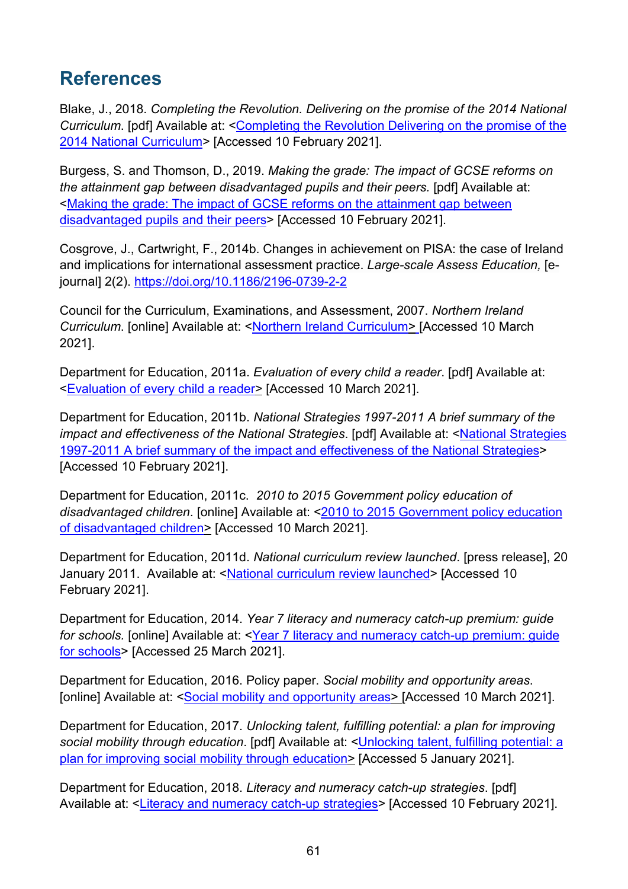## References

Blake, J., 2018. *Completing the Revolution. Delivering on the promise of the 2014 National Curriculum*. [pdf] Available at: <Completing the Revolution Delivering on the promise of the 2014 National Curriculum> [Accessed 10 February 2021].

Burgess, S. and Thomson, D., 2019. *Making the grade: The impact of GCSE reforms on the attainment gap between disadvantaged pupils and their peers.* [pdf] Available at: <Making the grade: The impact of GCSE reforms on the attainment gap between disadvantaged pupils and their peers> [Accessed 10 February 2021].

Cosgrove, J., Cartwright, F., 2014b. Changes in achievement on PISA: the case of Ireland and implications for international assessment practice. *Large-scale Assess Education,* [e-journal] 2(2). https://doi.org/10.1186/2196-0739-2-2

Council for the Curriculum, Examinations, and Assessment, 2007. *Northern Ireland Curriculum*. [online] Available at: <Northern Ireland Curriculum> [Accessed 10 March 2021].

Department for Education, 2011a. *Evaluation of every child a reader*. [pdf] Available at: <Evaluation of every child a reader> [Accessed 10 March 2021].

Department for Education, 2011b. *National Strategies 1997-2011 A brief summary of the impact and effectiveness of the National Strategies*. [pdf] Available at: <National Strategies 1997-2011 A brief summary of the impact and effectiveness of the National Strategies> [Accessed 10 February 2021].

Department for Education, 2011c. *2010 to 2015 Government policy education of disadvantaged children*. [online] Available at: <2010 to 2015 Government policy education of disadvantaged children> [Accessed 10 March 2021].

Department for Education, 2011d. *National curriculum review launched*. [press release], 20 January 2011. Available at: <National curriculum review launched> [Accessed 10 February 2021].

Department for Education, 2014. *Year 7 literacy and numeracy catch-up premium: guide for schools.* [online] Available at: <Year 7 literacy and numeracy catch-up premium: guide for schools> [Accessed 25 March 2021].

Department for Education, 2016. Policy paper. *Social mobility and opportunity areas*. [online] Available at: <Social mobility and opportunity areas> [Accessed 10 March 2021].

Department for Education, 2017. *Unlocking talent, fulfilling potential: a plan for improving social mobility through education*. [pdf] Available at: <Unlocking talent, fulfilling potential: a plan for improving social mobility through education> [Accessed 5 January 2021].

Department for Education, 2018. *Literacy and numeracy catch-up strategies*. [pdf] Available at: <Literacy and numeracy catch-up strategies> [Accessed 10 February 2021].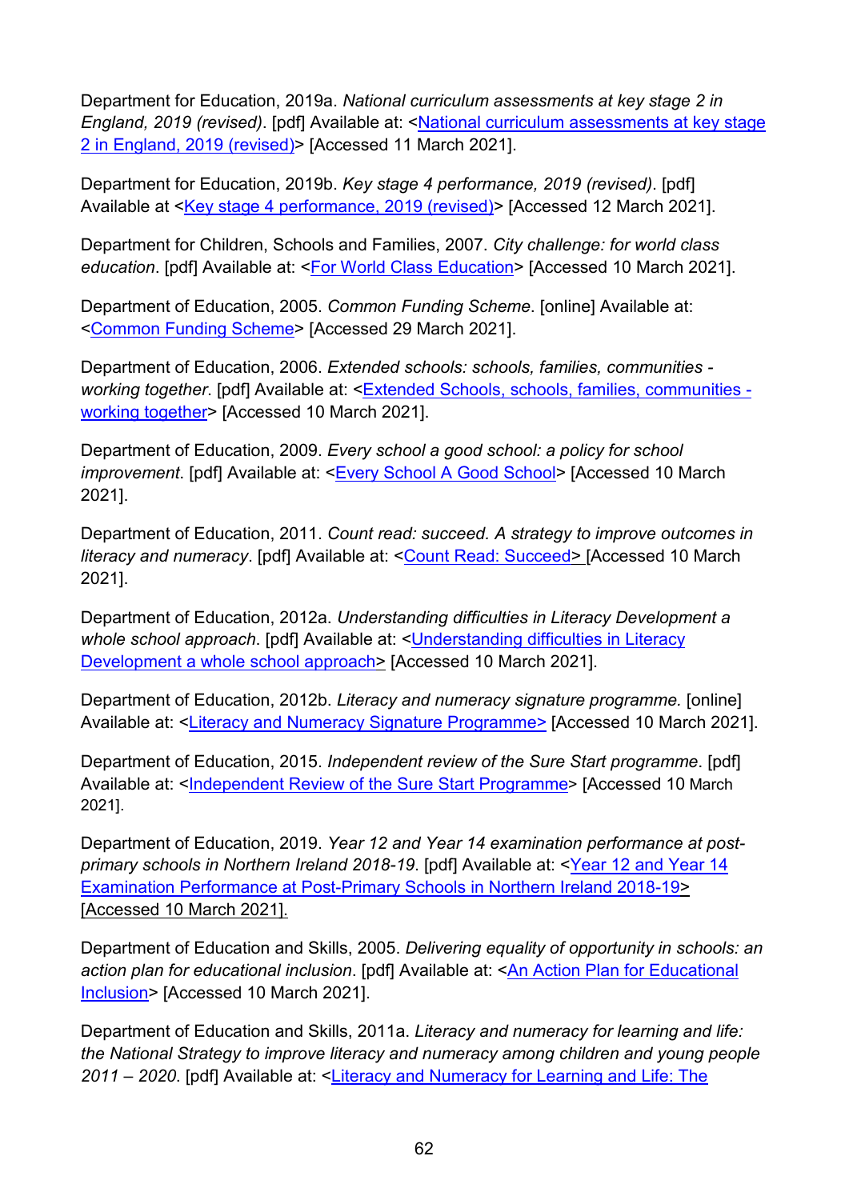Department for Education, 2019a. *National curriculum assessments at key stage 2 in England, 2019 (revised)*. [pdf] Available at: <National curriculum assessments at key stage 2 in England, 2019 (revised)> [Accessed 11 March 2021].

Department for Education, 2019b. *Key stage 4 performance, 2019 (revised)*. [pdf] Available at <Key stage 4 performance, 2019 (revised)> [Accessed 12 March 2021].

Department for Children, Schools and Families, 2007. *City challenge: for world class education*. [pdf] Available at: <For World Class Education> [Accessed 10 March 2021].

Department of Education, 2005. *Common Funding Scheme*. [online] Available at: <Common Funding Scheme> [Accessed 29 March 2021].

Department of Education, 2006. *Extended schools: schools, families, communities - working together*. [pdf] Available at: <Extended Schools, schools, families, communities - working together> [Accessed 10 March 2021].

Department of Education, 2009. *Every school a good school: a policy for school improvement*. [pdf] Available at: <Every School A Good School> [Accessed 10 March 2021].

Department of Education, 2011. *Count read: succeed. A strategy to improve outcomes in literacy and numeracy*. [pdf] Available at: <Count Read: Succeed> [Accessed 10 March 2021].

Department of Education, 2012a. *Understanding difficulties in Literacy Development a whole school approach*. [pdf] Available at: <Understanding difficulties in Literacy Development a whole school approach> [Accessed 10 March 2021].

Department of Education, 2012b. *Literacy and numeracy signature programme.* [online] Available at: <Literacy and Numeracy Signature Programme> [Accessed 10 March 2021].

Department of Education, 2015. *Independent review of the Sure Start programme*. [pdf] Available at: <Independent Review of the Sure Start Programme> [Accessed 10 March 2021].

Department of Education, 2019. *Year 12 and Year 14 examination performance at post-primary schools in Northern Ireland 2018-19*. [pdf] Available at: <Year 12 and Year 14 Examination Performance at Post-Primary Schools in Northern Ireland 2018-19> [Accessed 10 March 2021].

Department of Education and Skills, 2005. *Delivering equality of opportunity in schools: an action plan for educational inclusion*. [pdf] Available at: <An Action Plan for Educational Inclusion> [Accessed 10 March 2021].

Department of Education and Skills, 2011a. *Literacy and numeracy for learning and life: the National Strategy to improve literacy and numeracy among children and young people 2011 – 2020*. [pdf] Available at: <Literacy and Numeracy for Learning and Life: The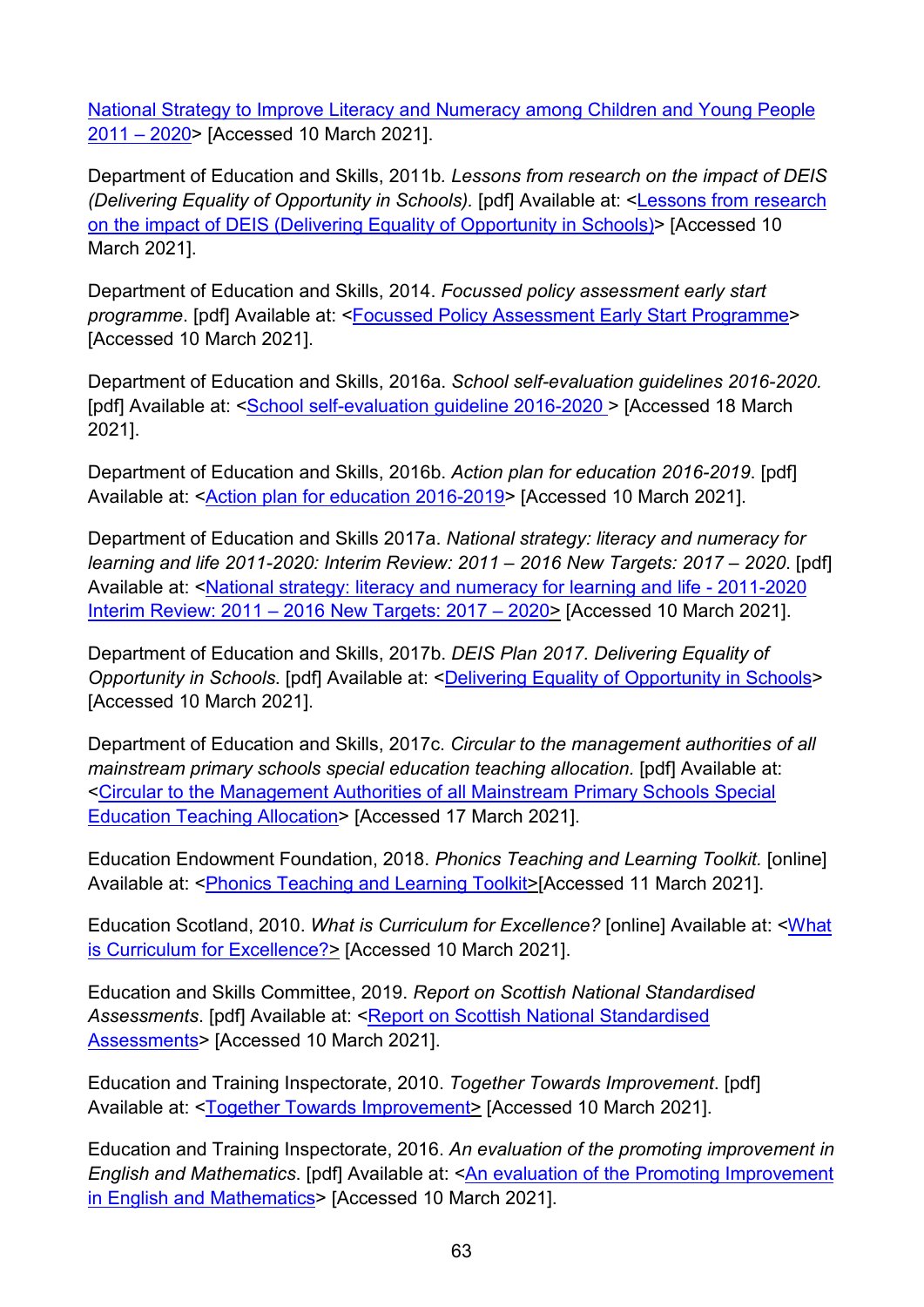National Strategy to Improve Literacy and Numeracy among Children and Young People 2011 – 2020> [Accessed 10 March 2021].

Department of Education and Skills, 2011b*. Lessons from research on the impact of DEIS (Delivering Equality of Opportunity in Schools).* [pdf] Available at: <Lessons from research on the impact of DEIS (Delivering Equality of Opportunity in Schools)> [Accessed 10 March 2021].

Department of Education and Skills, 2014. *Focussed policy assessment early start programme*. [pdf] Available at: <Focussed Policy Assessment Early Start Programme> [Accessed 10 March 2021].

Department of Education and Skills, 2016a. *School self-evaluation guidelines 2016-2020.* [pdf] Available at: <School self-evaluation guideline 2016-2020 > [Accessed 18 March 2021].

Department of Education and Skills, 2016b. *Action plan for education 2016-2019*. [pdf] Available at: <Action plan for education 2016-2019> [Accessed 10 March 2021].

Department of Education and Skills 2017a. *National strategy: literacy and numeracy for learning and life 2011-2020: Interim Review: 2011 – 2016 New Targets: 2017 – 2020*. [pdf] Available at: <National strategy: literacy and numeracy for learning and life - 2011-2020 Interim Review: 2011 – 2016 New Targets: 2017 – 2020> [Accessed 10 March 2021].

Department of Education and Skills, 2017b. *DEIS Plan 2017. Delivering Equality of Opportunity in Schools*. [pdf] Available at: <Delivering Equality of Opportunity in Schools> [Accessed 10 March 2021].

Department of Education and Skills, 2017c. *Circular to the management authorities of all mainstream primary schools special education teaching allocation.* [pdf] Available at: <Circular to the Management Authorities of all Mainstream Primary Schools Special Education Teaching Allocation> [Accessed 17 March 2021].

Education Endowment Foundation, 2018. *Phonics Teaching and Learning Toolkit.* [online] Available at: <Phonics Teaching and Learning Toolkit>[Accessed 11 March 2021].

Education Scotland, 2010. *What is Curriculum for Excellence?* [online] Available at: <What is Curriculum for Excellence?> [Accessed 10 March 2021].

Education and Skills Committee, 2019. *Report on Scottish National Standardised Assessments*. [pdf] Available at: <Report on Scottish National Standardised Assessments> [Accessed 10 March 2021].

Education and Training Inspectorate, 2010. *Together Towards Improvement*. [pdf] Available at: <Together Towards Improvement> [Accessed 10 March 2021].

Education and Training Inspectorate, 2016. *An evaluation of the promoting improvement in English and Mathematics*. [pdf] Available at: <An evaluation of the Promoting Improvement in English and Mathematics> [Accessed 10 March 2021].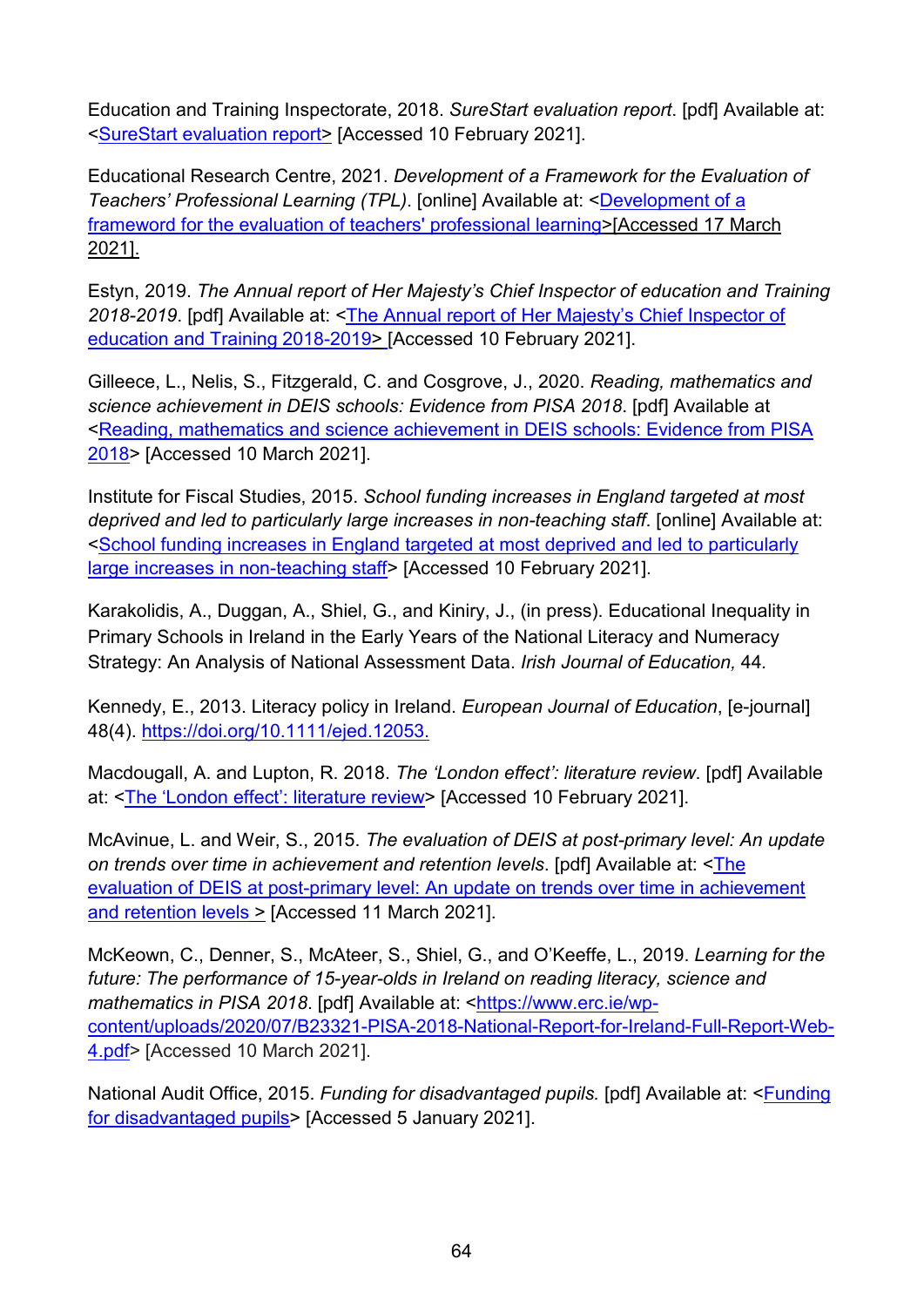Education and Training Inspectorate, 2018. *SureStart evaluation report*. [pdf] Available at: <SureStart evaluation report> [Accessed 10 February 2021].

Educational Research Centre, 2021. *Development of a Framework for the Evaluation of Teachers' Professional Learning (TPL)*. [online] Available at: <Development of a frameword for the evaluation of teachers' professional learning>[Accessed 17 March 2021].

Estyn, 2019. *The Annual report of Her Majesty's Chief Inspector of education and Training 2018-2019*. [pdf] Available at: <The Annual report of Her Majesty's Chief Inspector of education and Training 2018-2019> [Accessed 10 February 2021].

Gilleece, L., Nelis, S., Fitzgerald, C. and Cosgrove, J., 2020. *Reading, mathematics and science achievement in DEIS schools: Evidence from PISA 2018*. [pdf] Available at <Reading, mathematics and science achievement in DEIS schools: Evidence from PISA 2018> [Accessed 10 March 2021].

Institute for Fiscal Studies, 2015. *School funding increases in England targeted at most deprived and led to particularly large increases in non-teaching staff*. [online] Available at: <School funding increases in England targeted at most deprived and led to particularly large increases in non-teaching staff> [Accessed 10 February 2021].

Karakolidis, A., Duggan, A., Shiel, G., and Kiniry, J., (in press). Educational Inequality in Primary Schools in Ireland in the Early Years of the National Literacy and Numeracy Strategy: An Analysis of National Assessment Data. *Irish Journal of Education,* 44.

Kennedy, E., 2013. Literacy policy in Ireland. *European Journal of Education*, [e-journal] 48(4). https://doi.org/10.1111/ejed.12053.

Macdougall, A. and Lupton, R. 2018. *The 'London effect': literature review*. [pdf] Available at: <The 'London effect': literature review> [Accessed 10 February 2021].

McAvinue, L. and Weir, S., 2015. *The evaluation of DEIS at post-primary level: An update on trends over time in achievement and retention levels*. [pdf] Available at: <The evaluation of DEIS at post-primary level: An update on trends over time in achievement and retention levels > [Accessed 11 March 2021].

McKeown, C., Denner, S., McAteer, S., Shiel, G., and O'Keeffe, L., 2019. *Learning for the future: The performance of 15-year-olds in Ireland on reading literacy, science and mathematics in PISA 2018*. [pdf] Available at: <https://www.erc.ie/wp-content/uploads/2020/07/B23321-PISA-2018-National-Report-for-Ireland-Full-Report-Web-4.pdf> [Accessed 10 March 2021].

National Audit Office, 2015. *Funding for disadvantaged pupils.* [pdf] Available at: <Funding for disadvantaged pupils> [Accessed 5 January 2021].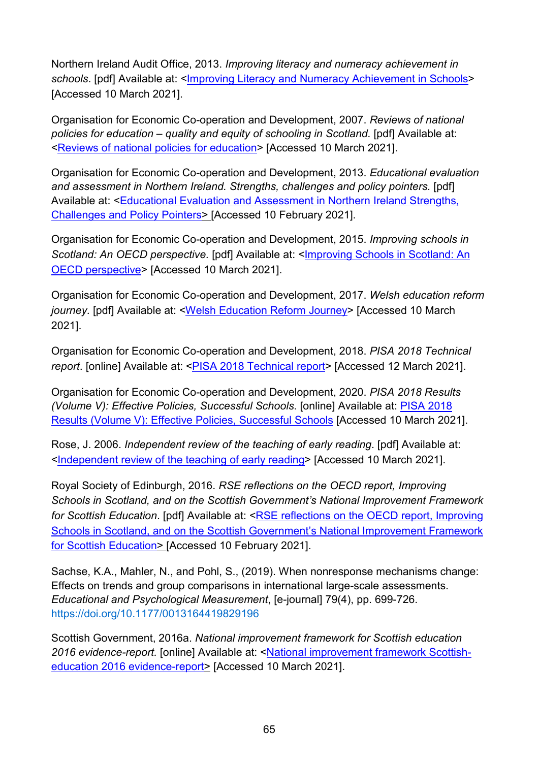Northern Ireland Audit Office, 2013. *Improving literacy and numeracy achievement in schools*. [pdf] Available at: <Improving Literacy and Numeracy Achievement in Schools> [Accessed 10 March 2021].

Organisation for Economic Co-operation and Development, 2007. *Reviews of national policies for education – quality and equity of schooling in Scotland.* [pdf] Available at: <Reviews of national policies for education> [Accessed 10 March 2021].

Organisation for Economic Co-operation and Development, 2013. *Educational evaluation and assessment in Northern Ireland. Strengths, challenges and policy pointers.* [pdf] Available at: <Educational Evaluation and Assessment in Northern Ireland Strengths, Challenges and Policy Pointers> [Accessed 10 February 2021].

Organisation for Economic Co-operation and Development, 2015. *Improving schools in Scotland: An OECD perspective.* [pdf] Available at: <Improving Schools in Scotland: An OECD perspective> [Accessed 10 March 2021].

Organisation for Economic Co-operation and Development, 2017. *Welsh education reform journey.* [pdf] Available at: <Welsh Education Reform Journey> [Accessed 10 March 2021].

Organisation for Economic Co-operation and Development, 2018. *PISA 2018 Technical report*. [online] Available at: <PISA 2018 Technical report> [Accessed 12 March 2021].

Organisation for Economic Co-operation and Development, 2020. *PISA 2018 Results (Volume V): Effective Policies, Successful Schools*. [online] Available at: PISA 2018 Results (Volume V): Effective Policies, Successful Schools [Accessed 10 March 2021].

Rose, J. 2006. *Independent review of the teaching of early reading*. [pdf] Available at: <Independent review of the teaching of early reading> [Accessed 10 March 2021].

Royal Society of Edinburgh, 2016. *RSE reflections on the OECD report, Improving Schools in Scotland, and on the Scottish Government's National Improvement Framework for Scottish Education*. [pdf] Available at: <RSE reflections on the OECD report, Improving Schools in Scotland, and on the Scottish Government's National Improvement Framework for Scottish Education> [Accessed 10 February 2021].

Sachse, K.A., Mahler, N., and Pohl, S., (2019). When nonresponse mechanisms change: Effects on trends and group comparisons in international large-scale assessments. *Educational and Psychological Measurement*, [e-journal] 79(4), pp. 699-726. https://doi.org/10.1177/0013164419829196

Scottish Government, 2016a. *National improvement framework for Scottish education 2016 evidence-report.* [online] Available at: <National improvement framework Scottish-education 2016 evidence-report> [Accessed 10 March 2021].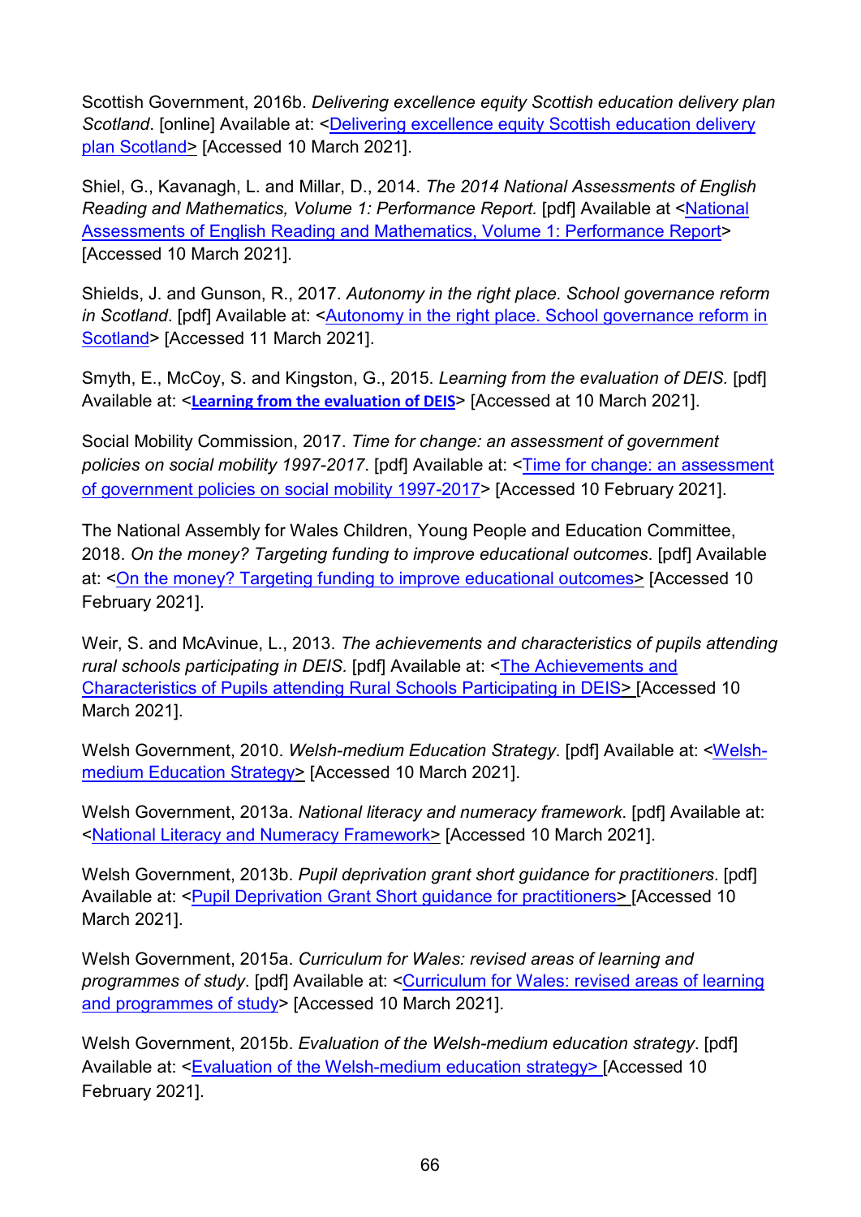Scottish Government, 2016b. *Delivering excellence equity Scottish education delivery plan Scotland*. [online] Available at: <Delivering excellence equity Scottish education delivery plan Scotland> [Accessed 10 March 2021].

Shiel, G., Kavanagh, L. and Millar, D., 2014. *The 2014 National Assessments of English Reading and Mathematics, Volume 1: Performance Report.* [pdf] Available at <National Assessments of English Reading and Mathematics, Volume 1: Performance Report> [Accessed 10 March 2021].

Shields, J. and Gunson, R., 2017. *Autonomy in the right place. School governance reform in Scotland*. [pdf] Available at: <Autonomy in the right place. School governance reform in Scotland> [Accessed 11 March 2021].

Smyth, E., McCoy, S. and Kingston, G., 2015. *Learning from the evaluation of DEIS.* [pdf] Available at: <**Learning from the evaluation of DEIS**> [Accessed at 10 March 2021].

Social Mobility Commission, 2017. *Time for change: an assessment of government policies on social mobility 1997-2017*. [pdf] Available at: <Time for change: an assessment of government policies on social mobility 1997-2017> [Accessed 10 February 2021].

The National Assembly for Wales Children, Young People and Education Committee, 2018. *On the money? Targeting funding to improve educational outcomes*. [pdf] Available at: <On the money? Targeting funding to improve educational outcomes> [Accessed 10 February 2021].

Weir, S. and McAvinue, L., 2013. *The achievements and characteristics of pupils attending rural schools participating in DEIS.* [pdf] Available at: <The Achievements and Characteristics of Pupils attending Rural Schools Participating in DEIS> [Accessed 10 March 2021].

Welsh Government, 2010. *Welsh-medium Education Strategy*. [pdf] Available at: <Welsh-medium Education Strategy> [Accessed 10 March 2021].

Welsh Government, 2013a. *National literacy and numeracy framework.* [pdf] Available at: <National Literacy and Numeracy Framework> [Accessed 10 March 2021].

Welsh Government, 2013b. *Pupil deprivation grant short guidance for practitioners*. [pdf] Available at: <Pupil Deprivation Grant Short guidance for practitioners> [Accessed 10 March 2021].

Welsh Government, 2015a. *Curriculum for Wales: revised areas of learning and programmes of study*. [pdf] Available at: <Curriculum for Wales: revised areas of learning and programmes of study> [Accessed 10 March 2021].

Welsh Government, 2015b. *Evaluation of the Welsh-medium education strategy*. [pdf] Available at: <Evaluation of the Welsh-medium education strategy> [Accessed 10 February 2021].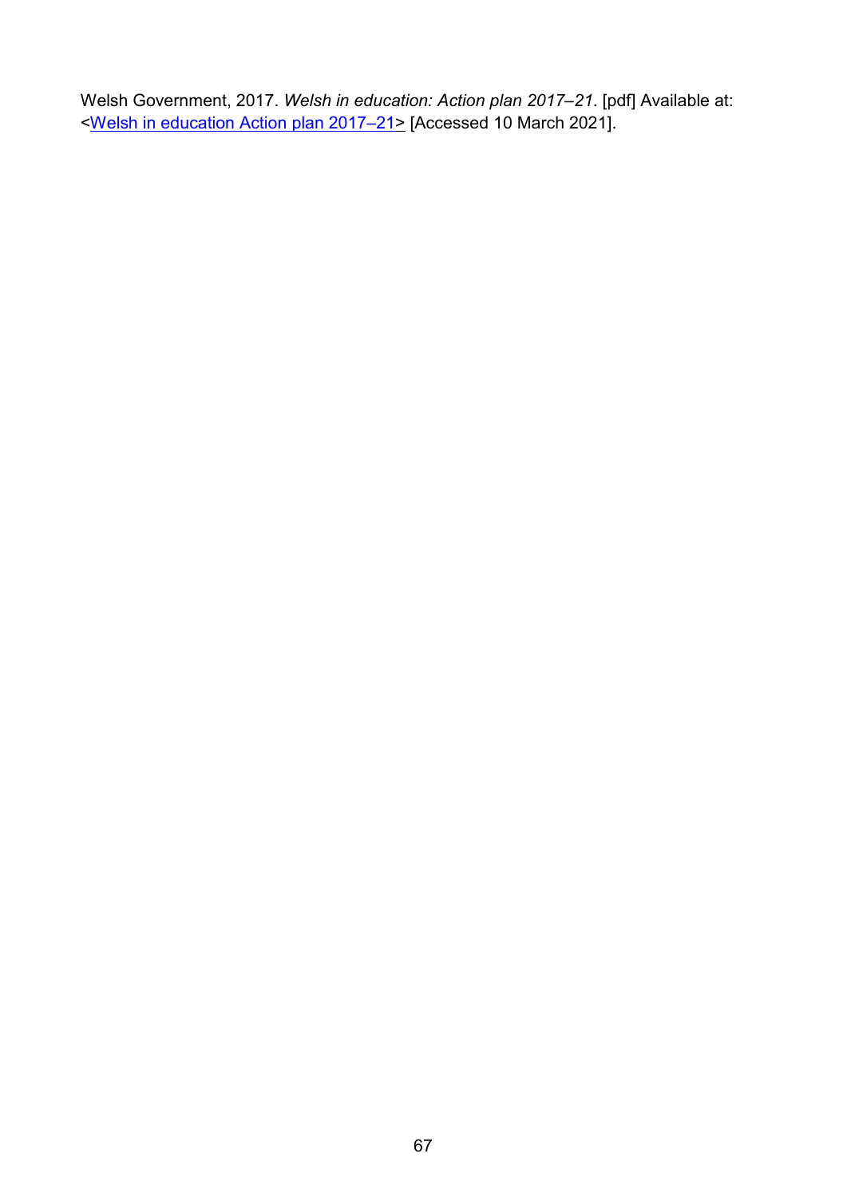Welsh Government, 2017. *Welsh in education: Action plan 2017–21*. [pdf] Available at: <Welsh in education Action plan 2017–21> [Accessed 10 March 2021].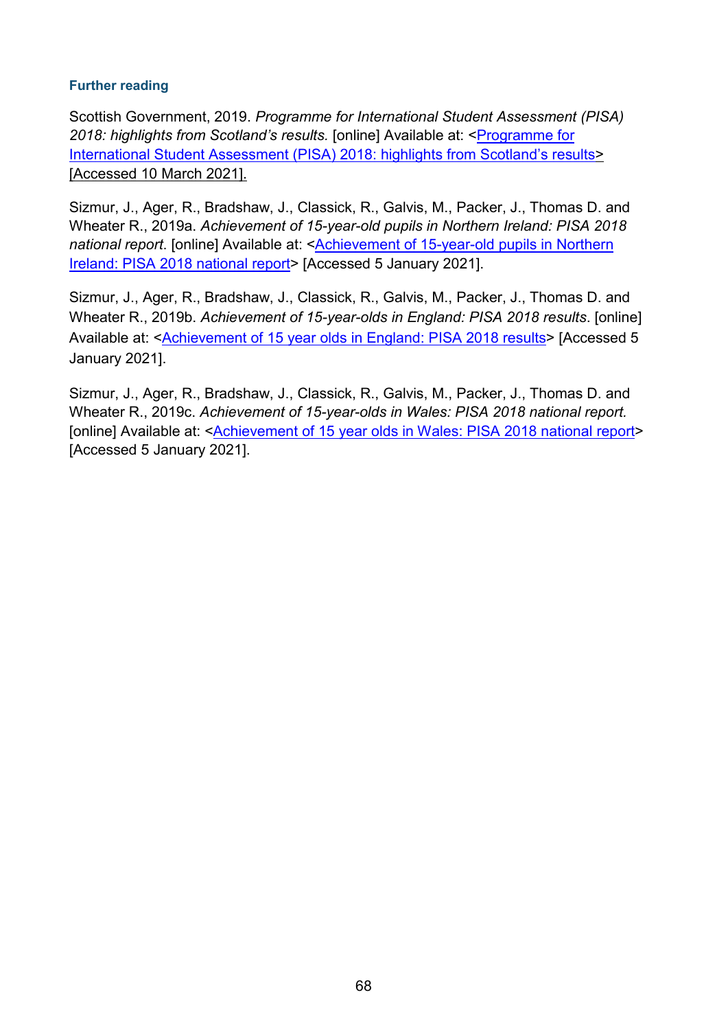### Further reading

Scottish Government, 2019. *Programme for International Student Assessment (PISA) 2018: highlights from Scotland's results.* [online] Available at: <Programme for International Student Assessment (PISA) 2018: highlights from Scotland's results> [Accessed 10 March 2021].

Sizmur, J., Ager, R., Bradshaw, J., Classick, R., Galvis, M., Packer, J., Thomas D. and Wheater R., 2019a. *Achievement of 15-year-old pupils in Northern Ireland: PISA 2018 national report*. [online] Available at: <Achievement of 15-year-old pupils in Northern Ireland: PISA 2018 national report> [Accessed 5 January 2021].

Sizmur, J., Ager, R., Bradshaw, J., Classick, R., Galvis, M., Packer, J., Thomas D. and Wheater R., 2019b. *Achievement of 15-year-olds in England: PISA 2018 results*. [online] Available at: <Achievement of 15 year olds in England: PISA 2018 results> [Accessed 5 January 2021].

Sizmur, J., Ager, R., Bradshaw, J., Classick, R., Galvis, M., Packer, J., Thomas D. and Wheater R., 2019c. *Achievement of 15-year-olds in Wales: PISA 2018 national report.* [online] Available at: <Achievement of 15 year olds in Wales: PISA 2018 national report> [Accessed 5 January 2021].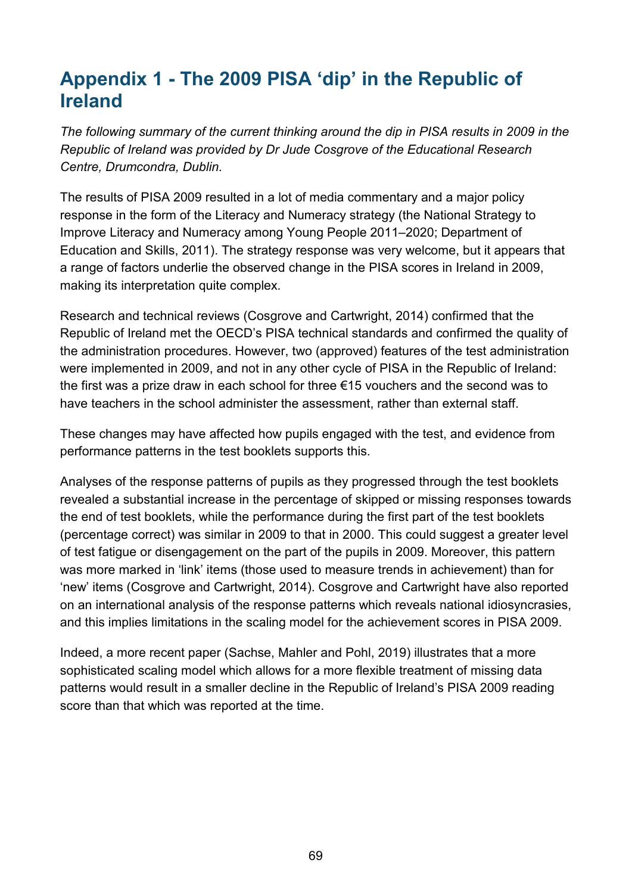# Appendix 1 - The 2009 PISA 'dip' in the Republic of Ireland

*The following summary of the current thinking around the dip in PISA results in 2009 in the Republic of Ireland was provided by Dr Jude Cosgrove of the Educational Research Centre, Drumcondra, Dublin.*

The results of PISA 2009 resulted in a lot of media commentary and a major policy response in the form of the Literacy and Numeracy strategy (the National Strategy to Improve Literacy and Numeracy among Young People 2011–2020; Department of Education and Skills, 2011). The strategy response was very welcome, but it appears that a range of factors underlie the observed change in the PISA scores in Ireland in 2009, making its interpretation quite complex.

Research and technical reviews (Cosgrove and Cartwright, 2014) confirmed that the Republic of Ireland met the OECD's PISA technical standards and confirmed the quality of the administration procedures. However, two (approved) features of the test administration were implemented in 2009, and not in any other cycle of PISA in the Republic of Ireland: the first was a prize draw in each school for three €15 vouchers and the second was to have teachers in the school administer the assessment, rather than external staff.

These changes may have affected how pupils engaged with the test, and evidence from performance patterns in the test booklets supports this.

Analyses of the response patterns of pupils as they progressed through the test booklets revealed a substantial increase in the percentage of skipped or missing responses towards the end of test booklets, while the performance during the first part of the test booklets (percentage correct) was similar in 2009 to that in 2000. This could suggest a greater level of test fatigue or disengagement on the part of the pupils in 2009. Moreover, this pattern was more marked in 'link' items (those used to measure trends in achievement) than for 'new' items (Cosgrove and Cartwright, 2014). Cosgrove and Cartwright have also reported on an international analysis of the response patterns which reveals national idiosyncrasies, and this implies limitations in the scaling model for the achievement scores in PISA 2009.

Indeed, a more recent paper (Sachse, Mahler and Pohl, 2019) illustrates that a more sophisticated scaling model which allows for a more flexible treatment of missing data patterns would result in a smaller decline in the Republic of Ireland's PISA 2009 reading score than that which was reported at the time.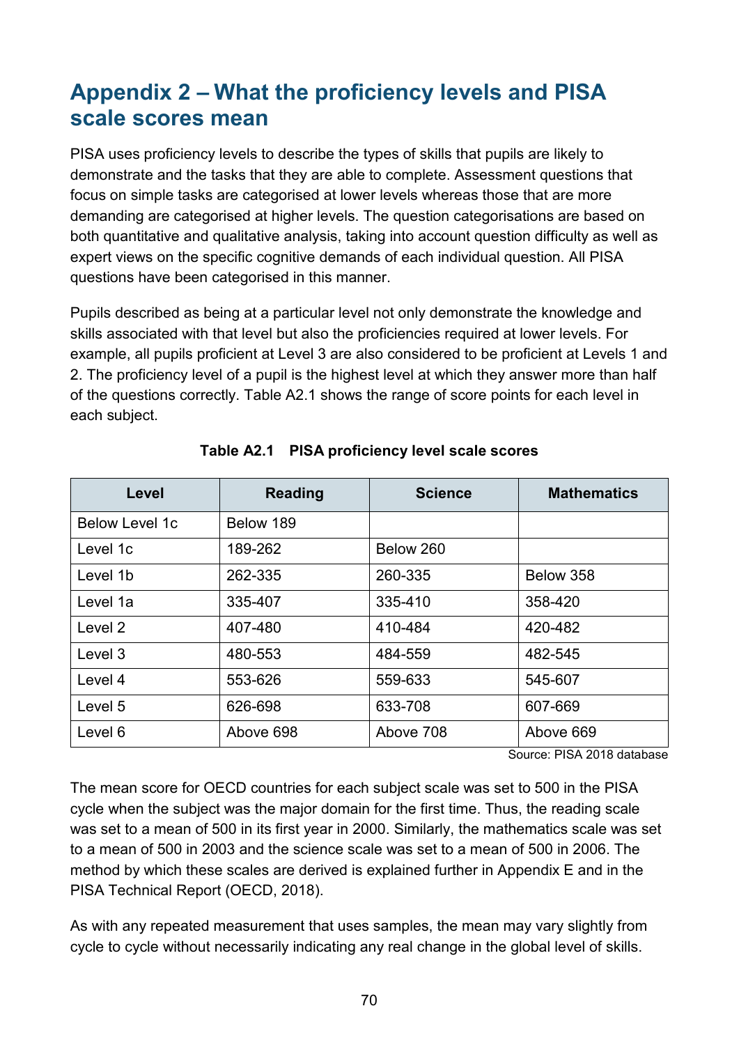## Appendix 2 – What the proficiency levels and PISA scale scores mean

PISA uses proficiency levels to describe the types of skills that pupils are likely to demonstrate and the tasks that they are able to complete. Assessment questions that focus on simple tasks are categorised at lower levels whereas those that are more demanding are categorised at higher levels. The question categorisations are based on both quantitative and qualitative analysis, taking into account question difficulty as well as expert views on the specific cognitive demands of each individual question. All PISA questions have been categorised in this manner.

Pupils described as being at a particular level not only demonstrate the knowledge and skills associated with that level but also the proficiencies required at lower levels. For example, all pupils proficient at Level 3 are also considered to be proficient at Levels 1 and 2. The proficiency level of a pupil is the highest level at which they answer more than half of the questions correctly. Table A2.1 shows the range of score points for each level in each subject.

**Table A2.1 PISA proficiency level scale scores**

| Level | Reading | Science | Mathematics |
|---|---|---|---|
| Below Level 1c | Below 189 | | |
| Level 1c | 189-262 | Below 260 | |
| Level 1b | 262-335 | 260-335 | Below 358 |
| Level 1a | 335-407 | 335-410 | 358-420 |
| Level 2 | 407-480 | 410-484 | 420-482 |
| Level 3 | 480-553 | 484-559 | 482-545 |
| Level 4 | 553-626 | 559-633 | 545-607 |
| Level 5 | 626-698 | 633-708 | 607-669 |
| Level 6 | Above 698 | Above 708 | Above 669 |

Source: PISA 2018 database

The mean score for OECD countries for each subject scale was set to 500 in the PISA cycle when the subject was the major domain for the first time. Thus, the reading scale was set to a mean of 500 in its first year in 2000. Similarly, the mathematics scale was set to a mean of 500 in 2003 and the science scale was set to a mean of 500 in 2006. The method by which these scales are derived is explained further in Appendix E and in the PISA Technical Report (OECD, 2018).

As with any repeated measurement that uses samples, the mean may vary slightly from cycle to cycle without necessarily indicating any real change in the global level of skills.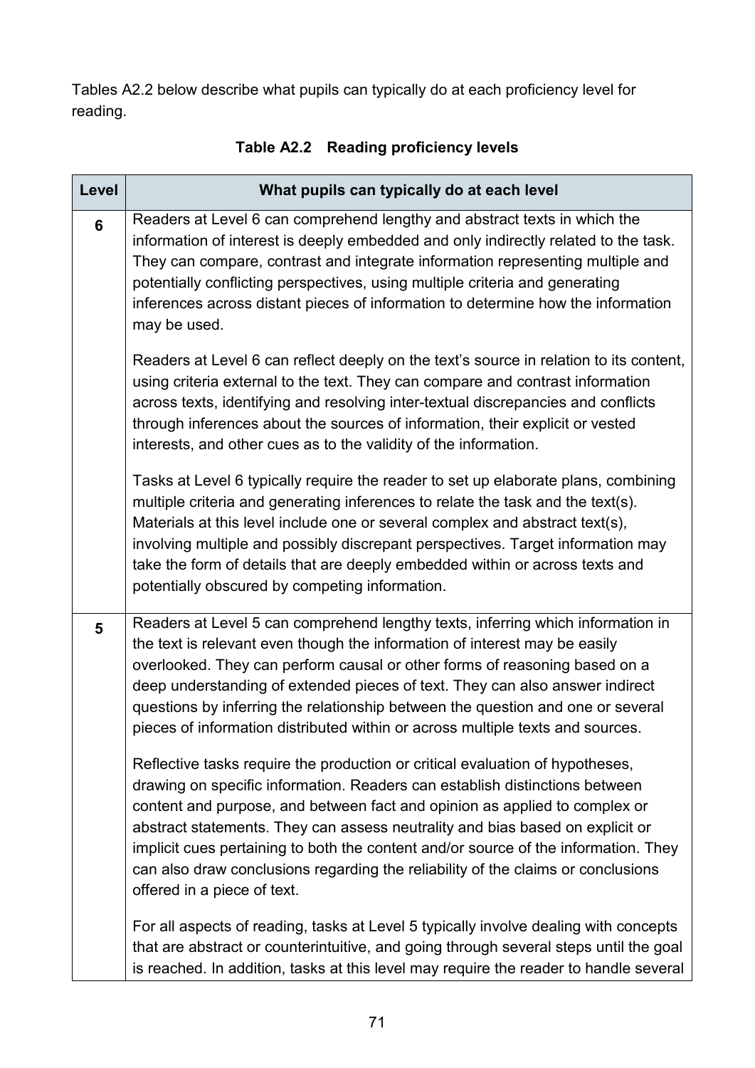Tables A2.2 below describe what pupils can typically do at each proficiency level for reading.

**Table A2.2 Reading proficiency levels**

| Level | What pupils can typically do at each level |
|---|---|
| **6** | Readers at Level 6 can comprehend lengthy and abstract texts in which the information of interest is deeply embedded and only indirectly related to the task. They can compare, contrast and integrate information representing multiple and potentially conflicting perspectives, using multiple criteria and generating inferences across distant pieces of information to determine how the information may be used.<br><br>Readers at Level 6 can reflect deeply on the text's source in relation to its content, using criteria external to the text. They can compare and contrast information across texts, identifying and resolving inter-textual discrepancies and conflicts through inferences about the sources of information, their explicit or vested interests, and other cues as to the validity of the information.<br><br>Tasks at Level 6 typically require the reader to set up elaborate plans, combining multiple criteria and generating inferences to relate the task and the text(s). Materials at this level include one or several complex and abstract text(s), involving multiple and possibly discrepant perspectives. Target information may take the form of details that are deeply embedded within or across texts and potentially obscured by competing information. |
| **5** | Readers at Level 5 can comprehend lengthy texts, inferring which information in the text is relevant even though the information of interest may be easily overlooked. They can perform causal or other forms of reasoning based on a deep understanding of extended pieces of text. They can also answer indirect questions by inferring the relationship between the question and one or several pieces of information distributed within or across multiple texts and sources.<br><br>Reflective tasks require the production or critical evaluation of hypotheses, drawing on specific information. Readers can establish distinctions between content and purpose, and between fact and opinion as applied to complex or abstract statements. They can assess neutrality and bias based on explicit or implicit cues pertaining to both the content and/or source of the information. They can also draw conclusions regarding the reliability of the claims or conclusions offered in a piece of text.<br><br>For all aspects of reading, tasks at Level 5 typically involve dealing with concepts that are abstract or counterintuitive, and going through several steps until the goal is reached. In addition, tasks at this level may require the reader to handle several |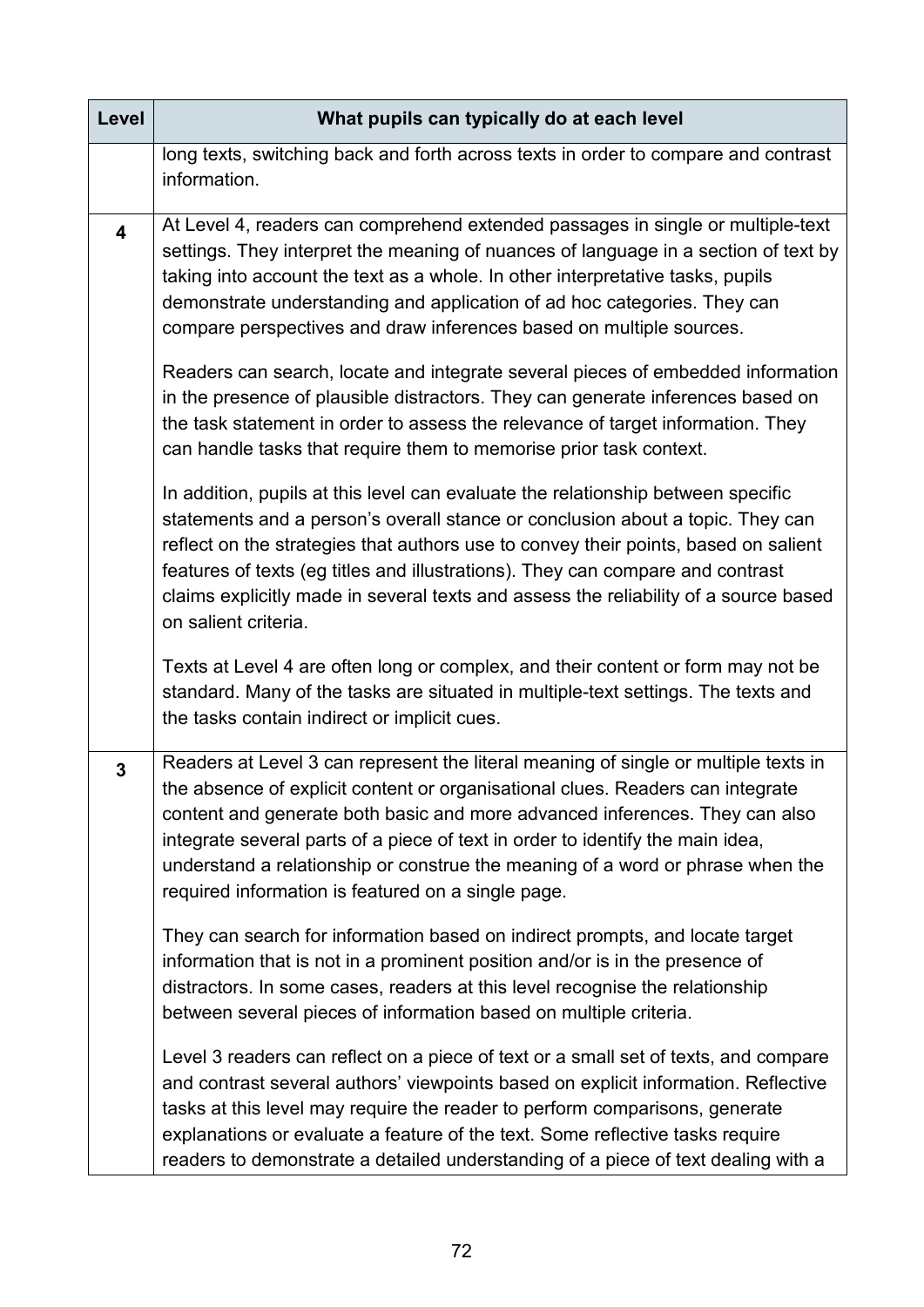| Level | What pupils can typically do at each level |
| --- | --- |
| | long texts, switching back and forth across texts in order to compare and contrast information. |
| 4 | At Level 4, readers can comprehend extended passages in single or multiple-text settings. They interpret the meaning of nuances of language in a section of text by taking into account the text as a whole. In other interpretative tasks, pupils demonstrate understanding and application of ad hoc categories. They can compare perspectives and draw inferences based on multiple sources.<br><br>Readers can search, locate and integrate several pieces of embedded information in the presence of plausible distractors. They can generate inferences based on the task statement in order to assess the relevance of target information. They can handle tasks that require them to memorise prior task context.<br><br>In addition, pupils at this level can evaluate the relationship between specific statements and a person's overall stance or conclusion about a topic. They can reflect on the strategies that authors use to convey their points, based on salient features of texts (eg titles and illustrations). They can compare and contrast claims explicitly made in several texts and assess the reliability of a source based on salient criteria.<br><br>Texts at Level 4 are often long or complex, and their content or form may not be standard. Many of the tasks are situated in multiple-text settings. The texts and the tasks contain indirect or implicit cues. |
| 3 | Readers at Level 3 can represent the literal meaning of single or multiple texts in the absence of explicit content or organisational clues. Readers can integrate content and generate both basic and more advanced inferences. They can also integrate several parts of a piece of text in order to identify the main idea, understand a relationship or construe the meaning of a word or phrase when the required information is featured on a single page.<br><br>They can search for information based on indirect prompts, and locate target information that is not in a prominent position and/or is in the presence of distractors. In some cases, readers at this level recognise the relationship between several pieces of information based on multiple criteria.<br><br>Level 3 readers can reflect on a piece of text or a small set of texts, and compare and contrast several authors' viewpoints based on explicit information. Reflective tasks at this level may require the reader to perform comparisons, generate explanations or evaluate a feature of the text. Some reflective tasks require readers to demonstrate a detailed understanding of a piece of text dealing with a |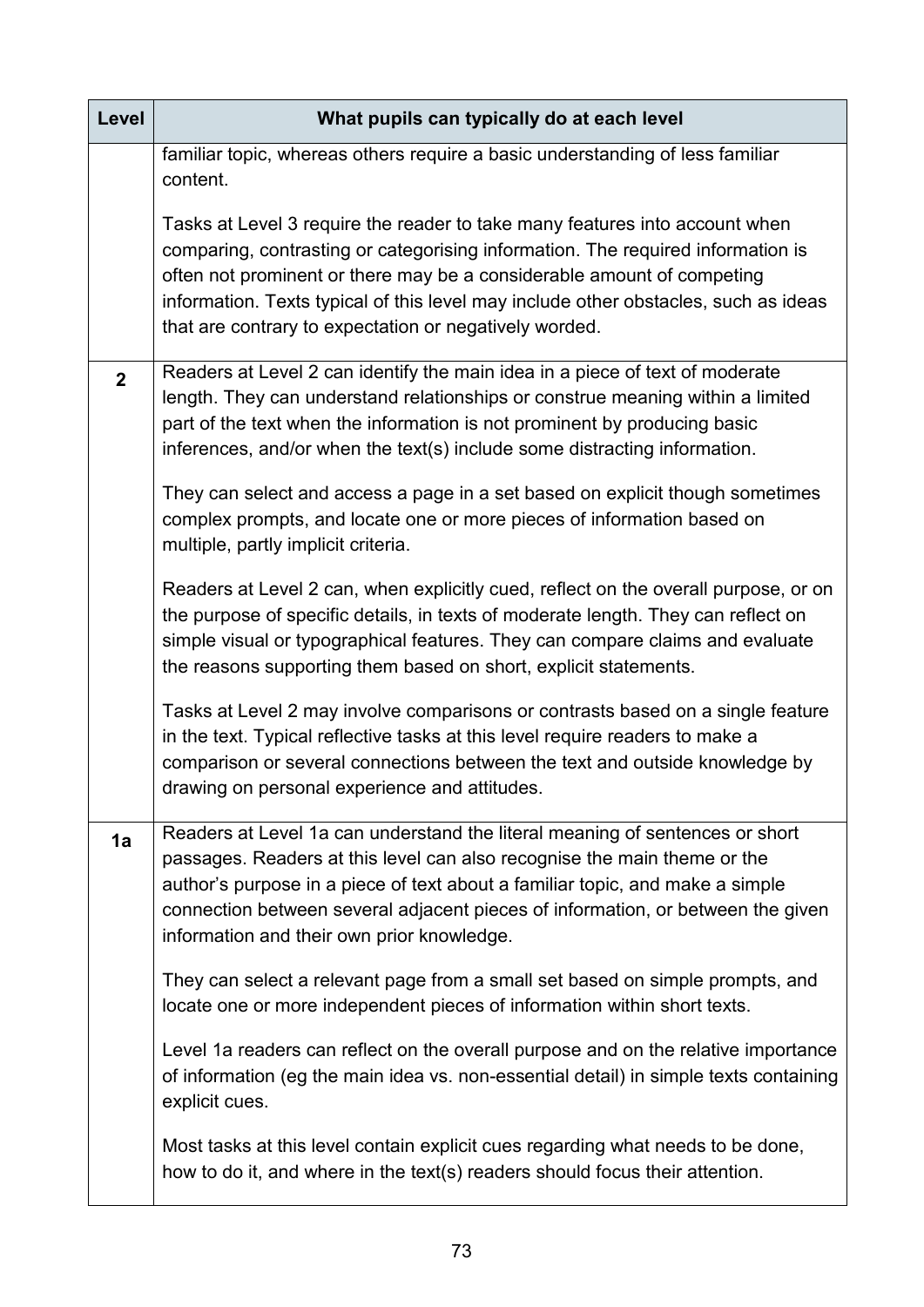| Level | What pupils can typically do at each level |
|---|---|
| | familiar topic, whereas others require a basic understanding of less familiar content.<br><br>Tasks at Level 3 require the reader to take many features into account when comparing, contrasting or categorising information. The required information is often not prominent or there may be a considerable amount of competing information. Texts typical of this level may include other obstacles, such as ideas that are contrary to expectation or negatively worded. |
| **2** | Readers at Level 2 can identify the main idea in a piece of text of moderate length. They can understand relationships or construe meaning within a limited part of the text when the information is not prominent by producing basic inferences, and/or when the text(s) include some distracting information.<br><br>They can select and access a page in a set based on explicit though sometimes complex prompts, and locate one or more pieces of information based on multiple, partly implicit criteria.<br><br>Readers at Level 2 can, when explicitly cued, reflect on the overall purpose, or on the purpose of specific details, in texts of moderate length. They can reflect on simple visual or typographical features. They can compare claims and evaluate the reasons supporting them based on short, explicit statements.<br><br>Tasks at Level 2 may involve comparisons or contrasts based on a single feature in the text. Typical reflective tasks at this level require readers to make a comparison or several connections between the text and outside knowledge by drawing on personal experience and attitudes. |
| **1a** | Readers at Level 1a can understand the literal meaning of sentences or short passages. Readers at this level can also recognise the main theme or the author's purpose in a piece of text about a familiar topic, and make a simple connection between several adjacent pieces of information, or between the given information and their own prior knowledge.<br><br>They can select a relevant page from a small set based on simple prompts, and locate one or more independent pieces of information within short texts.<br><br>Level 1a readers can reflect on the overall purpose and on the relative importance of information (eg the main idea vs. non-essential detail) in simple texts containing explicit cues.<br><br>Most tasks at this level contain explicit cues regarding what needs to be done, how to do it, and where in the text(s) readers should focus their attention. |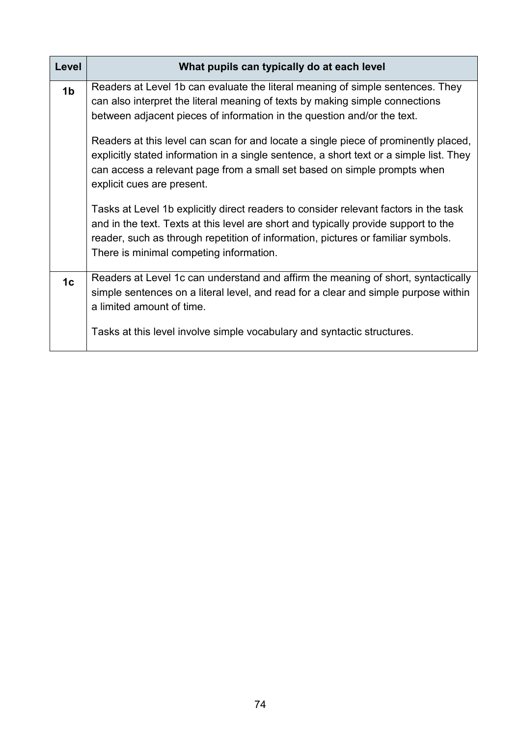| Level | What pupils can typically do at each level |
| --- | --- |
| **1b** | Readers at Level 1b can evaluate the literal meaning of simple sentences. They can also interpret the literal meaning of texts by making simple connections between adjacent pieces of information in the question and/or the text.<br><br>Readers at this level can scan for and locate a single piece of prominently placed, explicitly stated information in a single sentence, a short text or a simple list. They can access a relevant page from a small set based on simple prompts when explicit cues are present.<br><br>Tasks at Level 1b explicitly direct readers to consider relevant factors in the task and in the text. Texts at this level are short and typically provide support to the reader, such as through repetition of information, pictures or familiar symbols. There is minimal competing information. |
| **1c** | Readers at Level 1c can understand and affirm the meaning of short, syntactically simple sentences on a literal level, and read for a clear and simple purpose within a limited amount of time.<br><br>Tasks at this level involve simple vocabulary and syntactic structures. |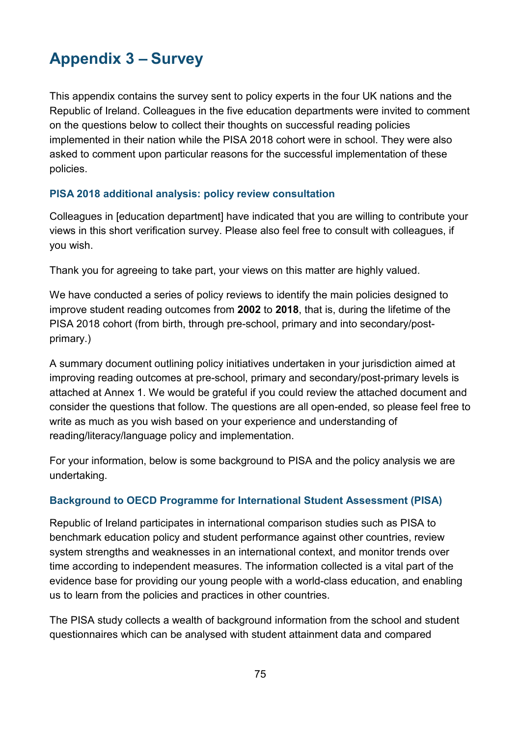# Appendix 3 – Survey

This appendix contains the survey sent to policy experts in the four UK nations and the Republic of Ireland. Colleagues in the five education departments were invited to comment on the questions below to collect their thoughts on successful reading policies implemented in their nation while the PISA 2018 cohort were in school. They were also asked to comment upon particular reasons for the successful implementation of these policies.

### PISA 2018 additional analysis: policy review consultation

Colleagues in [education department] have indicated that you are willing to contribute your views in this short verification survey. Please also feel free to consult with colleagues, if you wish.

Thank you for agreeing to take part, your views on this matter are highly valued.

We have conducted a series of policy reviews to identify the main policies designed to improve student reading outcomes from **2002** to **2018**, that is, during the lifetime of the PISA 2018 cohort (from birth, through pre-school, primary and into secondary/post-primary.)

A summary document outlining policy initiatives undertaken in your jurisdiction aimed at improving reading outcomes at pre-school, primary and secondary/post-primary levels is attached at Annex 1. We would be grateful if you could review the attached document and consider the questions that follow. The questions are all open-ended, so please feel free to write as much as you wish based on your experience and understanding of reading/literacy/language policy and implementation.

For your information, below is some background to PISA and the policy analysis we are undertaking.

### Background to OECD Programme for International Student Assessment (PISA)

Republic of Ireland participates in international comparison studies such as PISA to benchmark education policy and student performance against other countries, review system strengths and weaknesses in an international context, and monitor trends over time according to independent measures. The information collected is a vital part of the evidence base for providing our young people with a world-class education, and enabling us to learn from the policies and practices in other countries.

The PISA study collects a wealth of background information from the school and student questionnaires which can be analysed with student attainment data and compared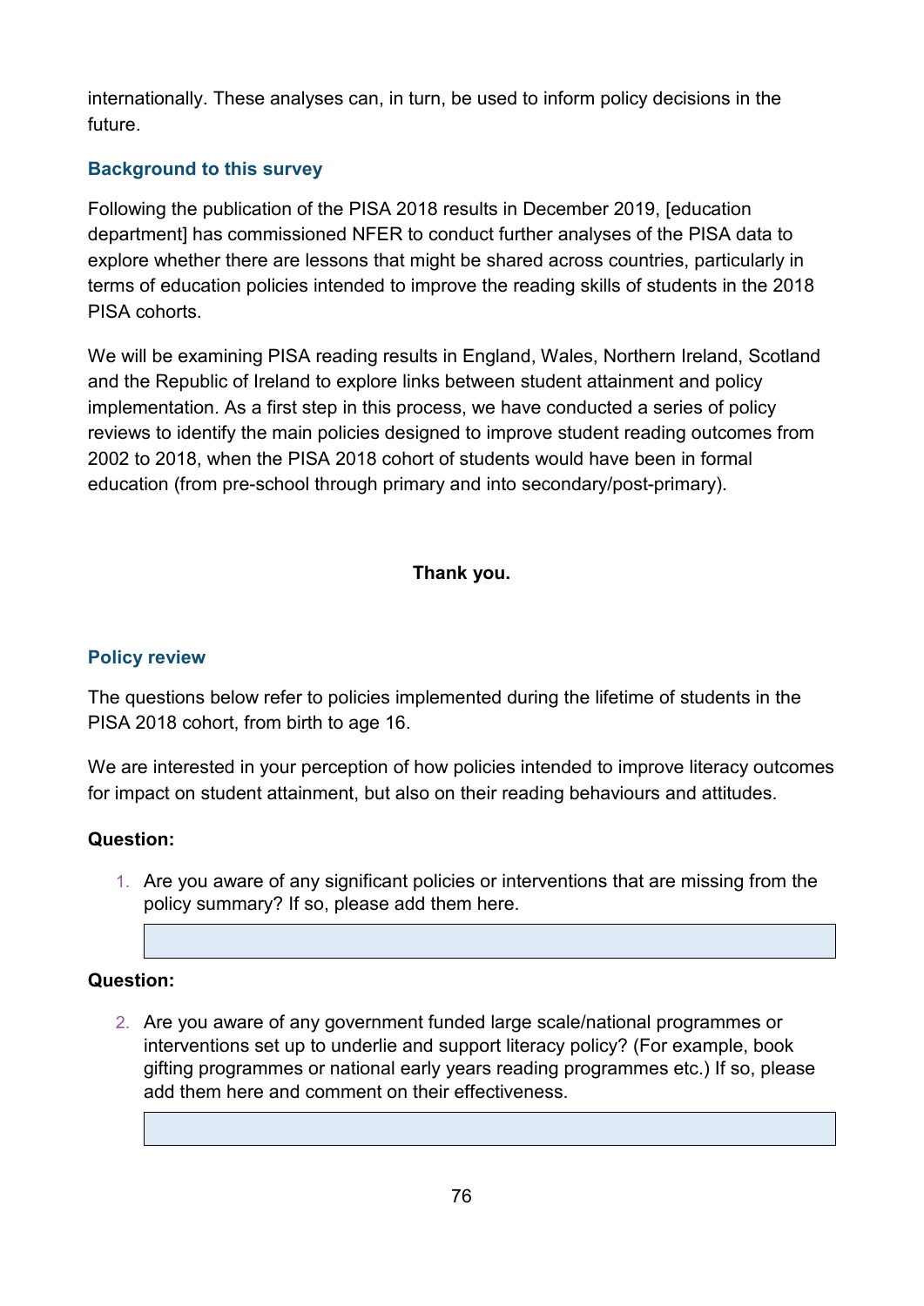internationally. These analyses can, in turn, be used to inform policy decisions in the future.

### Background to this survey

Following the publication of the PISA 2018 results in December 2019, [education department] has commissioned NFER to conduct further analyses of the PISA data to explore whether there are lessons that might be shared across countries, particularly in terms of education policies intended to improve the reading skills of students in the 2018 PISA cohorts.

We will be examining PISA reading results in England, Wales, Northern Ireland, Scotland and the Republic of Ireland to explore links between student attainment and policy implementation. As a first step in this process, we have conducted a series of policy reviews to identify the main policies designed to improve student reading outcomes from 2002 to 2018, when the PISA 2018 cohort of students would have been in formal education (from pre-school through primary and into secondary/post-primary).

**Thank you.**

### Policy review

The questions below refer to policies implemented during the lifetime of students in the PISA 2018 cohort, from birth to age 16.

We are interested in your perception of how policies intended to improve literacy outcomes for impact on student attainment, but also on their reading behaviours and attitudes.

**Question:**

1. Are you aware of any significant policies or interventions that are missing from the policy summary? If so, please add them here.

**Question:**

2. Are you aware of any government funded large scale/national programmes or interventions set up to underlie and support literacy policy? (For example, book gifting programmes or national early years reading programmes etc.) If so, please add them here and comment on their effectiveness.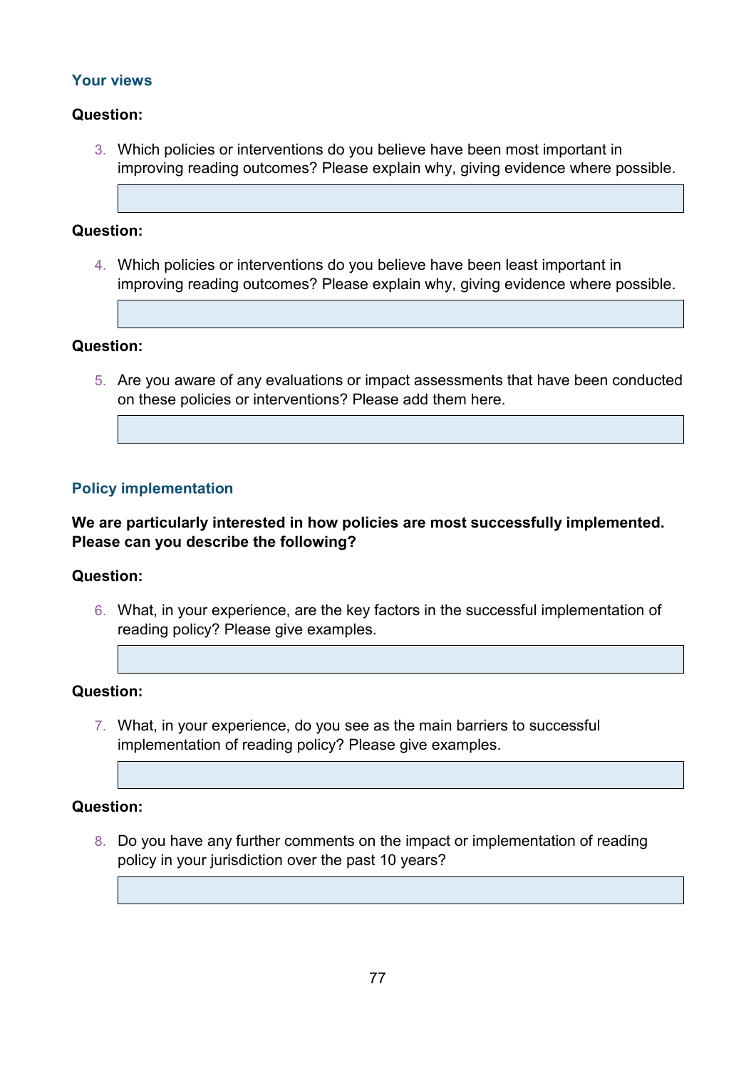### Your views

**Question:**

3. Which policies or interventions do you believe have been most important in improving reading outcomes? Please explain why, giving evidence where possible.

**Question:**

4. Which policies or interventions do you believe have been least important in improving reading outcomes? Please explain why, giving evidence where possible.

**Question:**

5. Are you aware of any evaluations or impact assessments that have been conducted on these policies or interventions? Please add them here.

### Policy implementation

**We are particularly interested in how policies are most successfully implemented. Please can you describe the following?**

**Question:**

6. What, in your experience, are the key factors in the successful implementation of reading policy? Please give examples.

**Question:**

7. What, in your experience, do you see as the main barriers to successful implementation of reading policy? Please give examples.

**Question:**

8. Do you have any further comments on the impact or implementation of reading policy in your jurisdiction over the past 10 years?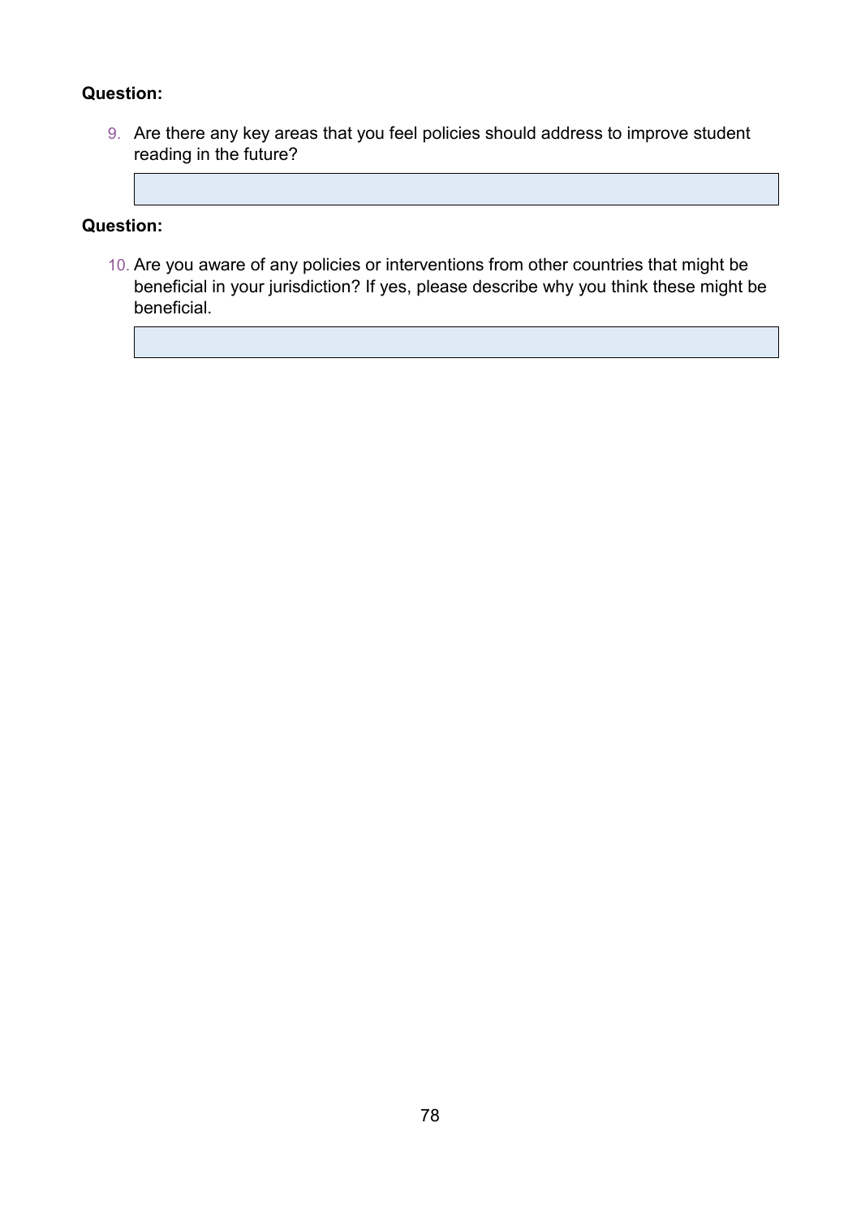**Question:**

9. Are there any key areas that you feel policies should address to improve student reading in the future?

**Question:**

10. Are you aware of any policies or interventions from other countries that might be beneficial in your jurisdiction? If yes, please describe why you think these might be beneficial.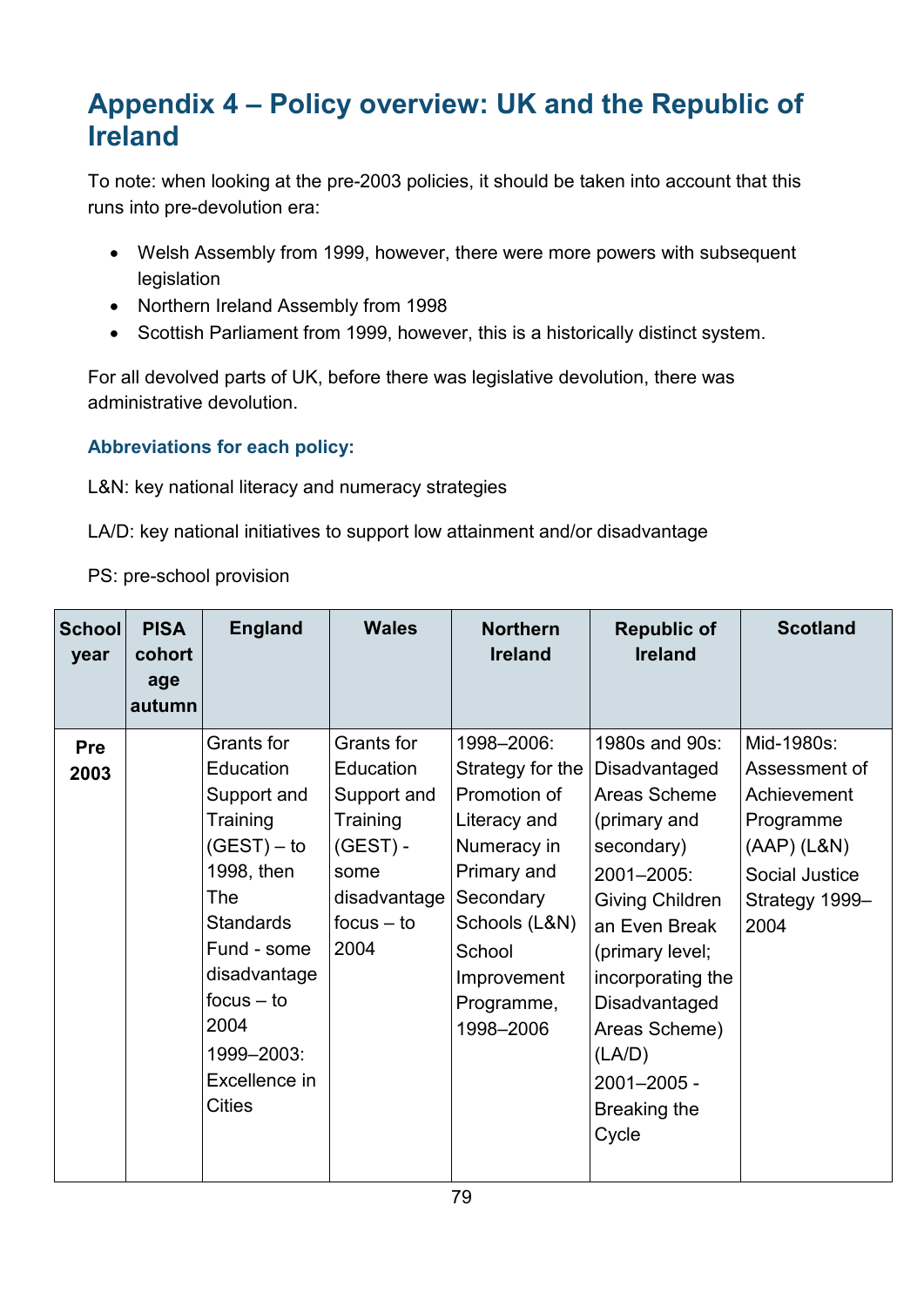## Appendix 4 – Policy overview: UK and the Republic of Ireland

To note: when looking at the pre-2003 policies, it should be taken into account that this runs into pre-devolution era:

- Welsh Assembly from 1999, however, there were more powers with subsequent legislation
- Northern Ireland Assembly from 1998
- Scottish Parliament from 1999, however, this is a historically distinct system.

For all devolved parts of UK, before there was legislative devolution, there was administrative devolution.

### Abbreviations for each policy:

L&N: key national literacy and numeracy strategies

LA/D: key national initiatives to support low attainment and/or disadvantage

PS: pre-school provision

| School year | PISA cohort age autumn | England | Wales | Northern Ireland | Republic of Ireland | Scotland |
|---|---|---|---|---|---|---|
| **Pre 2003** | | Grants for Education Support and Training (GEST) – to 1998, then The Standards Fund - some disadvantage focus – to 2004<br>1999–2003: Excellence in Cities | Grants for Education Support and Training (GEST) - some disadvantage focus – to 2004 | 1998–2006: Strategy for the Promotion of Literacy and Numeracy in Primary and Secondary Schools (L&N)<br>School Improvement Programme, 1998–2006 | 1980s and 90s: Disadvantaged Areas Scheme (primary and secondary)<br>2001–2005: Giving Children an Even Break (primary level; incorporating the Disadvantaged Areas Scheme) (LA/D)<br>2001–2005 - Breaking the Cycle | Mid-1980s: Assessment of Achievement Programme (AAP) (L&N)<br>Social Justice Strategy 1999–2004 |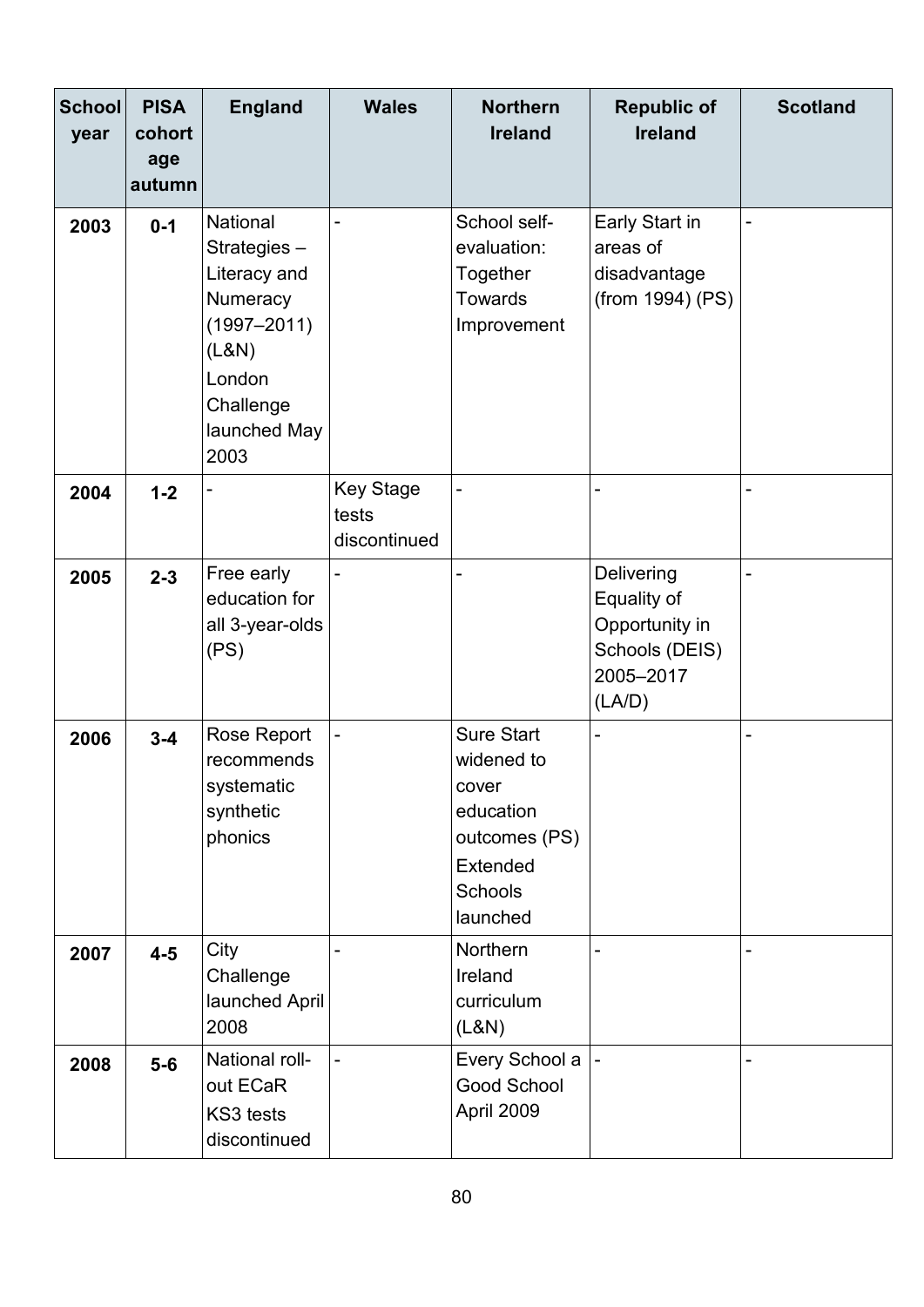| School year | PISA cohort age autumn | England | Wales | Northern Ireland | Republic of Ireland | Scotland |
|---|---|---|---|---|---|---|
| 2003 | 0-1 | National Strategies – Literacy and Numeracy (1997–2011) (L&N)<br>London Challenge launched May 2003 | - | School self-evaluation: Together Towards Improvement | Early Start in areas of disadvantage (from 1994) (PS) | - |
| 2004 | 1-2 | - | Key Stage tests discontinued | - | - | - |
| 2005 | 2-3 | Free early education for all 3-year-olds (PS) | - | - | Delivering Equality of Opportunity in Schools (DEIS) 2005–2017 (LA/D) | - |
| 2006 | 3-4 | Rose Report recommends systematic synthetic phonics | - | Sure Start widened to cover education outcomes (PS)<br>Extended Schools launched | - | - |
| 2007 | 4-5 | City Challenge launched April 2008 | - | Northern Ireland curriculum (L&N) | - | - |
| 2008 | 5-6 | National roll-out ECaR<br>KS3 tests discontinued | - | Every School a Good School April 2009 | - | - |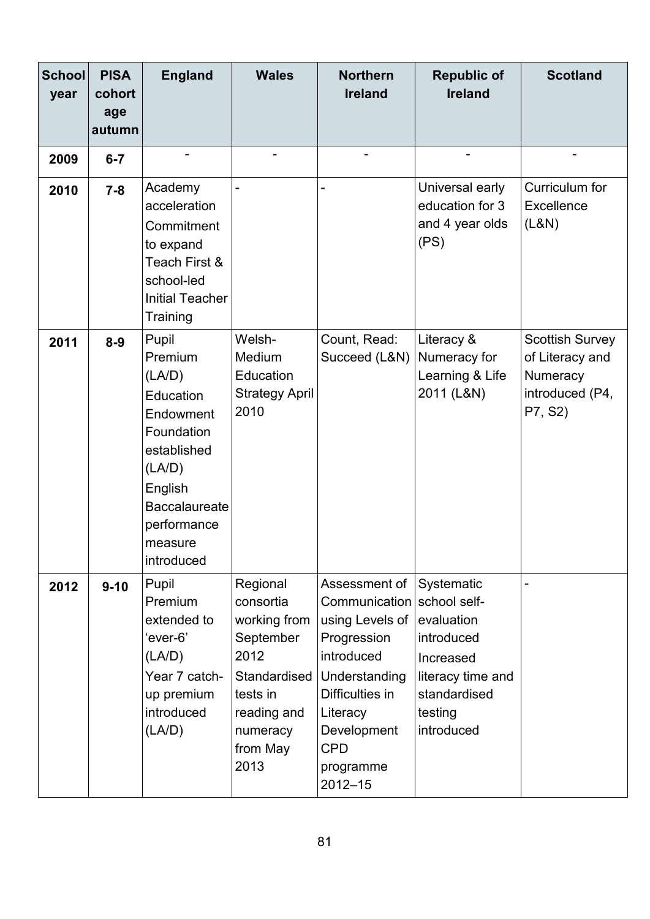| School year | PISA cohort age autumn | England | Wales | Northern Ireland | Republic of Ireland | Scotland |
|---|---|---|---|---|---|---|
| 2009 | 6-7 | - | - | - | - | - |
| 2010 | 7-8 | Academy acceleration<br>Commitment to expand Teach First & school-led Initial Teacher Training | - | - | Universal early education for 3 and 4 year olds (PS) | Curriculum for Excellence (L&N) |
| 2011 | 8-9 | Pupil Premium (LA/D)<br>Education Endowment Foundation established (LA/D)<br>English Baccalaureate performance measure introduced | Welsh-Medium Education Strategy April 2010 | Count, Read: Succeed (L&N) | Literacy & Numeracy for Learning & Life 2011 (L&N) | Scottish Survey of Literacy and Numeracy introduced (P4, P7, S2) |
| 2012 | 9-10 | Pupil Premium extended to 'ever-6' (LA/D)<br>Year 7 catch-up premium introduced (LA/D) | Regional consortia working from September 2012<br>Standardised tests in reading and numeracy from May 2013 | Assessment of Communication using Levels of Progression introduced<br>Understanding Difficulties in Literacy Development CPD programme 2012–15 | Systematic school self-evaluation introduced<br>Increased literacy time and standardised testing introduced | - |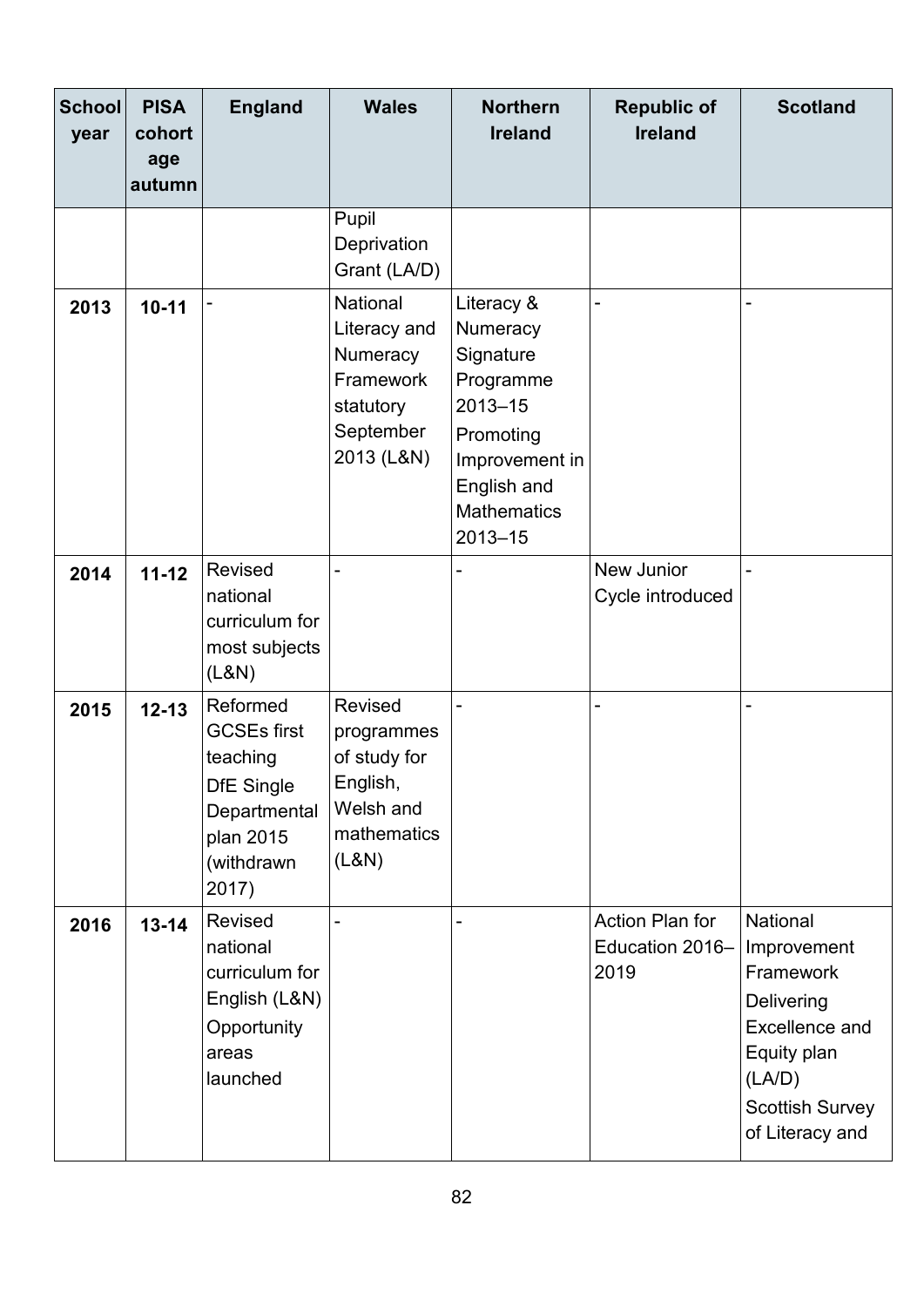| School year | PISA cohort age autumn | England | Wales | Northern Ireland | Republic of Ireland | Scotland |
|---|---|---|---|---|---|---|
| | | | Pupil Deprivation Grant (LA/D) | | | |
| **2013** | **10-11** | - | National Literacy and Numeracy Framework statutory September 2013 (L&N) | Literacy & Numeracy Signature Programme 2013–15<br>Promoting Improvement in English and Mathematics 2013–15 | - | - |
| **2014** | **11-12** | Revised national curriculum for most subjects (L&N) | - | - | New Junior Cycle introduced | - |
| **2015** | **12-13** | Reformed GCSEs first teaching<br>DfE Single Departmental plan 2015 (withdrawn 2017) | Revised programmes of study for English, Welsh and mathematics (L&N) | - | - | - |
| **2016** | **13-14** | Revised national curriculum for English (L&N)<br>Opportunity areas launched | - | - | Action Plan for Education 2016–2019 | National Improvement Framework<br>Delivering Excellence and Equity plan (LA/D)<br>Scottish Survey of Literacy and |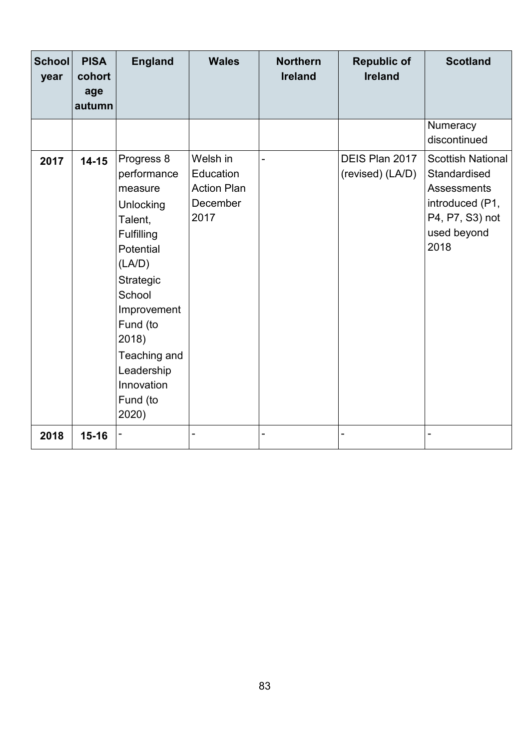| School year | PISA cohort age autumn | England | Wales | Northern Ireland | Republic of Ireland | Scotland |
|---|---|---|---|---|---|---|
| | | | | | | Numeracy discontinued |
| **2017** | **14-15** | Progress 8 performance measure<br>Unlocking Talent, Fulfilling Potential (LA/D)<br>Strategic School Improvement Fund (to 2018)<br>Teaching and Leadership Innovation Fund (to 2020) | Welsh in Education Action Plan December 2017 | - | DEIS Plan 2017 (revised) (LA/D) | Scottish National Standardised Assessments introduced (P1, P4, P7, S3) not used beyond 2018 |
| **2018** | **15-16** | - | - | - | - | - |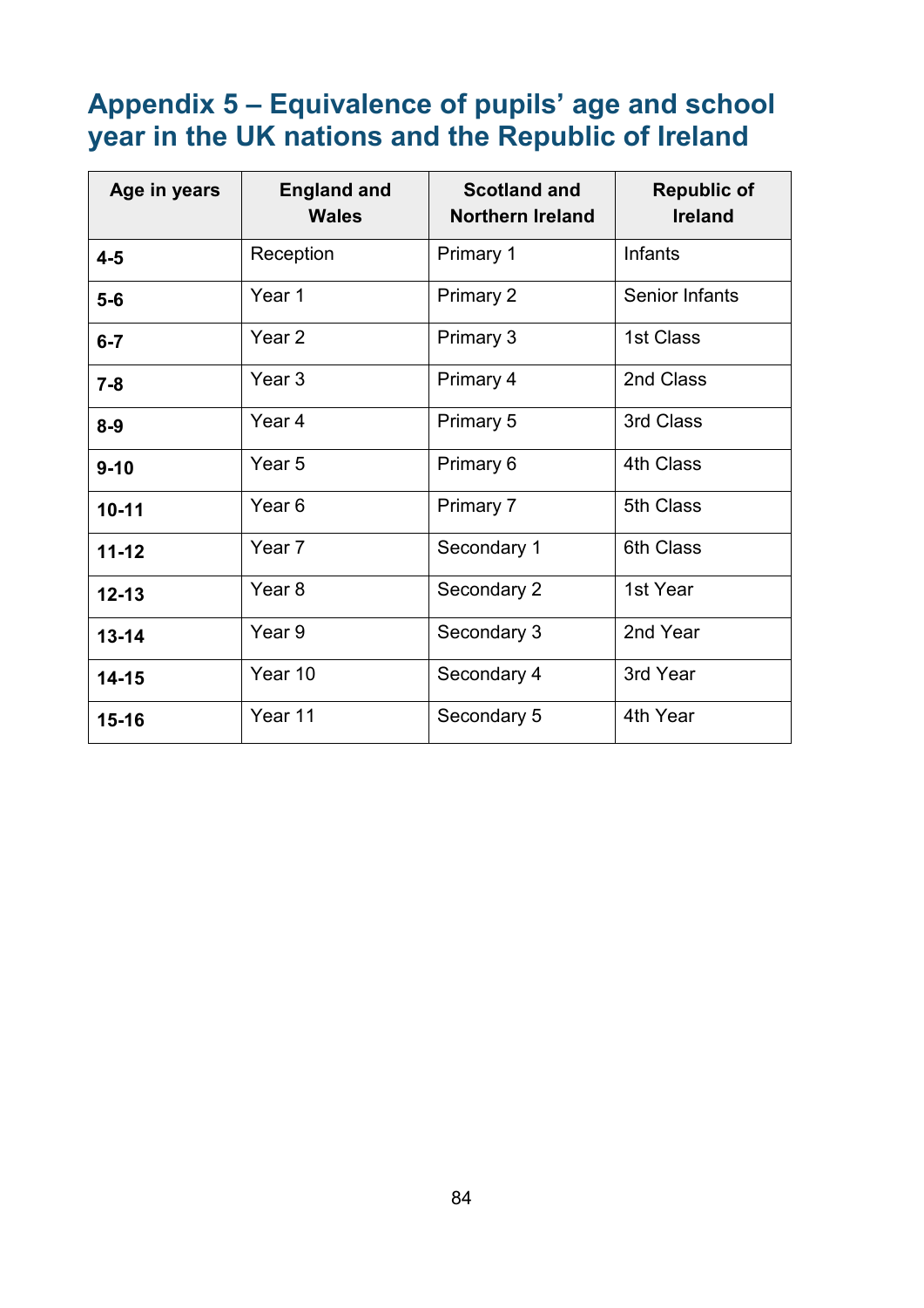## Appendix 5 – Equivalence of pupils' age and school year in the UK nations and the Republic of Ireland

| Age in years | England and Wales | Scotland and Northern Ireland | Republic of Ireland |
|---|---|---|---|
| **4-5** | Reception | Primary 1 | Infants |
| **5-6** | Year 1 | Primary 2 | Senior Infants |
| **6-7** | Year 2 | Primary 3 | 1st Class |
| **7-8** | Year 3 | Primary 4 | 2nd Class |
| **8-9** | Year 4 | Primary 5 | 3rd Class |
| **9-10** | Year 5 | Primary 6 | 4th Class |
| **10-11** | Year 6 | Primary 7 | 5th Class |
| **11-12** | Year 7 | Secondary 1 | 6th Class |
| **12-13** | Year 8 | Secondary 2 | 1st Year |
| **13-14** | Year 9 | Secondary 3 | 2nd Year |
| **14-15** | Year 10 | Secondary 4 | 3rd Year |
| **15-16** | Year 11 | Secondary 5 | 4th Year |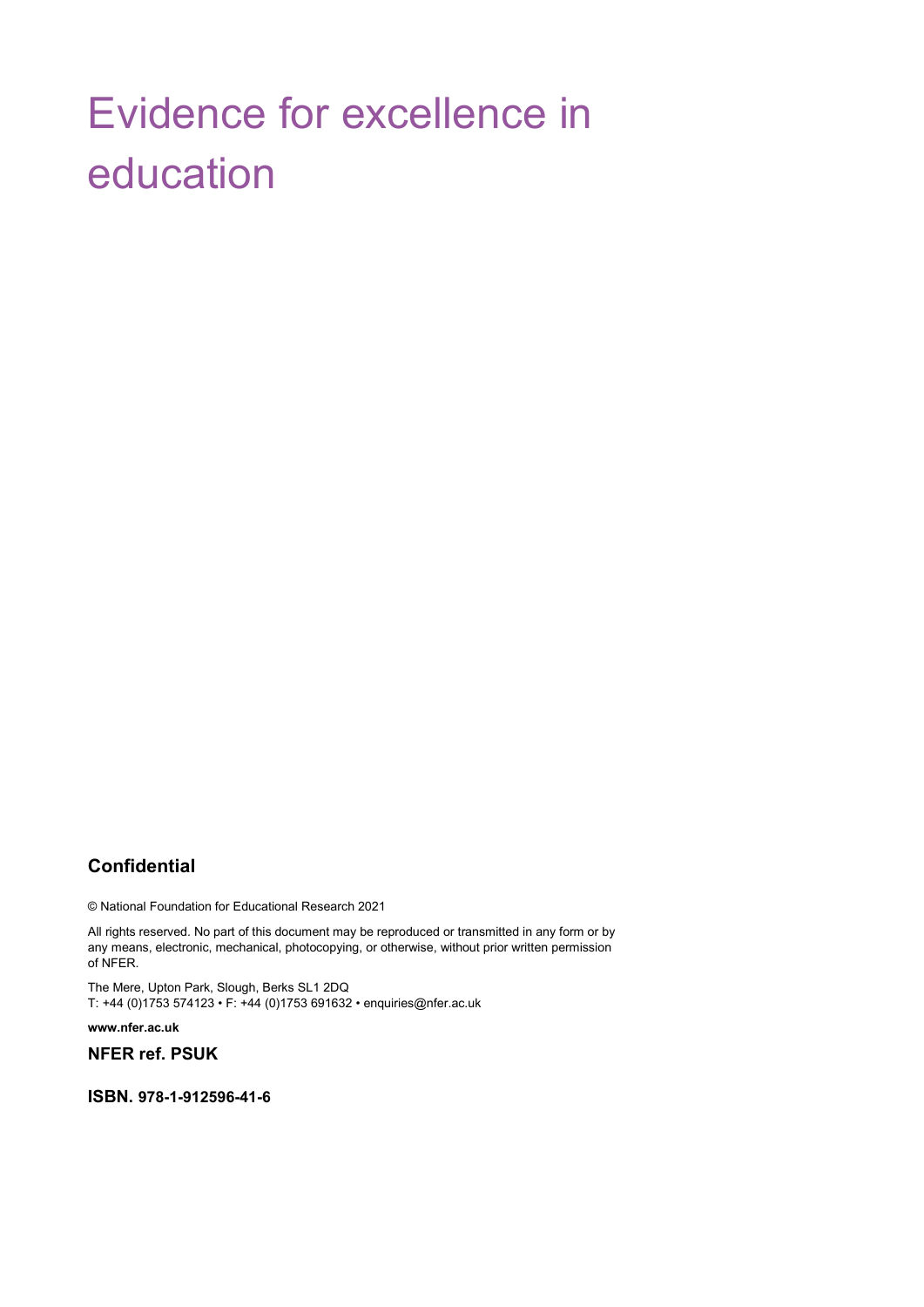# Evidence for excellence in education

**Confidential**

© National Foundation for Educational Research 2021

All rights reserved. No part of this document may be reproduced or transmitted in any form or by any means, electronic, mechanical, photocopying, or otherwise, without prior written permission of NFER.

The Mere, Upton Park, Slough, Berks SL1 2DQ
T: +44 (0)1753 574123 • F: +44 (0)1753 691632 • enquiries@nfer.ac.uk

**www.nfer.ac.uk**

**NFER ref. PSUK**

**ISBN. 978-1-912596-41-6**